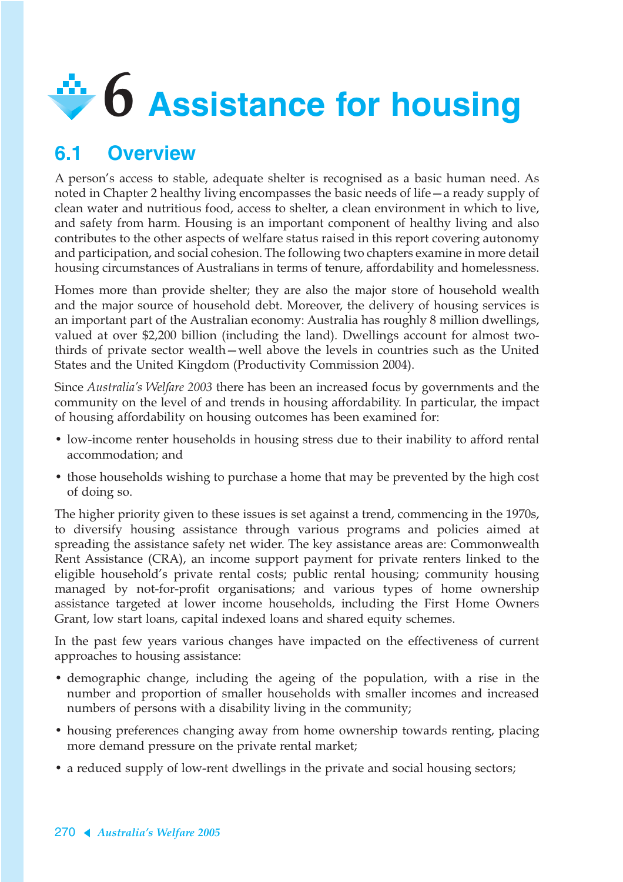# 6 Assistance for housing

## 6.1 Overview

A person's access to stable, adequate shelter is recognised as a basic human need. As noted in Chapter 2 healthy living encompasses the basic needs of life—a ready supply of clean water and nutritious food, access to shelter, a clean environment in which to live, and safety from harm. Housing is an important component of healthy living and also contributes to the other aspects of welfare status raised in this report covering autonomy and participation, and social cohesion. The following two chapters examine in more detail housing circumstances of Australians in terms of tenure, affordability and homelessness.

Homes more than provide shelter; they are also the major store of household wealth and the major source of household debt. Moreover, the delivery of housing services is an important part of the Australian economy: Australia has roughly 8 million dwellings, valued at over $2,200 billion (including the land). Dwellings account for almost two-thirds of private sector wealth—well above the levels in countries such as the United States and the United Kingdom (Productivity Commission 2004).

Since *Australia's Welfare 2003* there has been an increased focus by governments and the community on the level of and trends in housing affordability. In particular, the impact of housing affordability on housing outcomes has been examined for:

- low-income renter households in housing stress due to their inability to afford rental accommodation; and
- those households wishing to purchase a home that may be prevented by the high cost of doing so.

The higher priority given to these issues is set against a trend, commencing in the 1970s, to diversify housing assistance through various programs and policies aimed at spreading the assistance safety net wider. The key assistance areas are: Commonwealth Rent Assistance (CRA), an income support payment for private renters linked to the eligible household's private rental costs; public rental housing; community housing managed by not-for-profit organisations; and various types of home ownership assistance targeted at lower income households, including the First Home Owners Grant, low start loans, capital indexed loans and shared equity schemes.

In the past few years various changes have impacted on the effectiveness of current approaches to housing assistance:

- demographic change, including the ageing of the population, with a rise in the number and proportion of smaller households with smaller incomes and increased numbers of persons with a disability living in the community;
- housing preferences changing away from home ownership towards renting, placing more demand pressure on the private rental market;
- a reduced supply of low-rent dwellings in the private and social housing sectors;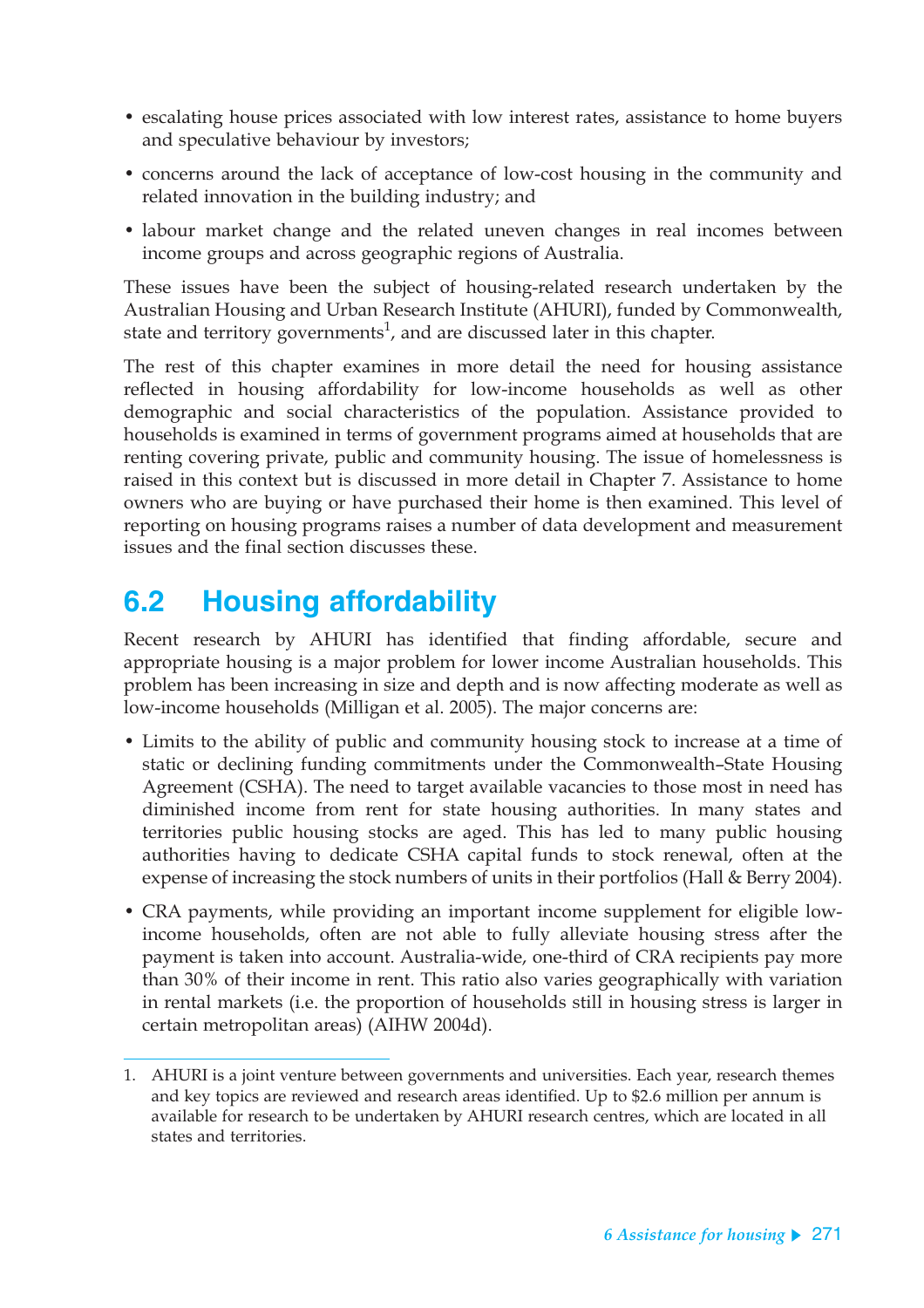- escalating house prices associated with low interest rates, assistance to home buyers and speculative behaviour by investors;
- concerns around the lack of acceptance of low-cost housing in the community and related innovation in the building industry; and
- labour market change and the related uneven changes in real incomes between income groups and across geographic regions of Australia.

These issues have been the subject of housing-related research undertaken by the Australian Housing and Urban Research Institute (AHURI), funded by Commonwealth, state and territory governments[1], and are discussed later in this chapter.

The rest of this chapter examines in more detail the need for housing assistance reflected in housing affordability for low-income households as well as other demographic and social characteristics of the population. Assistance provided to households is examined in terms of government programs aimed at households that are renting covering private, public and community housing. The issue of homelessness is raised in this context but is discussed in more detail in Chapter 7. Assistance to home owners who are buying or have purchased their home is then examined. This level of reporting on housing programs raises a number of data development and measurement issues and the final section discusses these.

## 6.2 Housing affordability

Recent research by AHURI has identified that finding affordable, secure and appropriate housing is a major problem for lower income Australian households. This problem has been increasing in size and depth and is now affecting moderate as well as low-income households (Milligan et al. 2005). The major concerns are:

- Limits to the ability of public and community housing stock to increase at a time of static or declining funding commitments under the Commonwealth–State Housing Agreement (CSHA). The need to target available vacancies to those most in need has diminished income from rent for state housing authorities. In many states and territories public housing stocks are aged. This has led to many public housing authorities having to dedicate CSHA capital funds to stock renewal, often at the expense of increasing the stock numbers of units in their portfolios (Hall & Berry 2004).
- CRA payments, while providing an important income supplement for eligible low-income households, often are not able to fully alleviate housing stress after the payment is taken into account. Australia-wide, one-third of CRA recipients pay more than 30% of their income in rent. This ratio also varies geographically with variation in rental markets (i.e. the proportion of households still in housing stress is larger in certain metropolitan areas) (AIHW 2004d).

1. AHURI is a joint venture between governments and universities. Each year, research themes and key topics are reviewed and research areas identified. Up to $2.6 million per annum is available for research to be undertaken by AHURI research centres, which are located in all states and territories.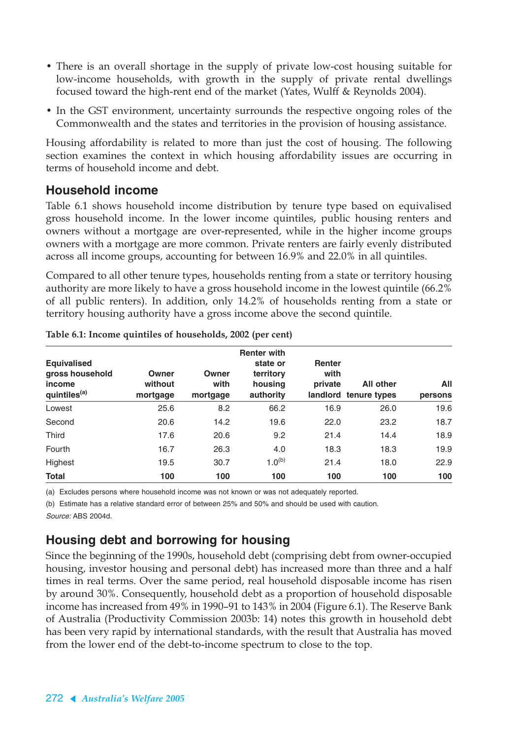- There is an overall shortage in the supply of private low-cost housing suitable for low-income households, with growth in the supply of private rental dwellings focused toward the high-rent end of the market (Yates, Wulff & Reynolds 2004).
- In the GST environment, uncertainty surrounds the respective ongoing roles of the Commonwealth and the states and territories in the provision of housing assistance.

Housing affordability is related to more than just the cost of housing. The following section examines the context in which housing affordability issues are occurring in terms of household income and debt.

## Household income

Table 6.1 shows household income distribution by tenure type based on equivalised gross household income. In the lower income quintiles, public housing renters and owners without a mortgage are over-represented, while in the higher income groups owners with a mortgage are more common. Private renters are fairly evenly distributed across all income groups, accounting for between 16.9% and 22.0% in all quintiles.

Compared to all other tenure types, households renting from a state or territory housing authority are more likely to have a gross household income in the lowest quintile (66.2% of all public renters). In addition, only 14.2% of households renting from a state or territory housing authority have a gross income above the second quintile.

**Table 6.1: Income quintiles of households, 2002 (per cent)**

| Equivalised gross household income quintiles[(a)] | Owner without mortgage | Owner with mortgage | Renter with state or territory housing authority | Renter with private landlord | All other tenure types | All persons |
|---|---|---|---|---|---|---|
| Lowest | 25.6 | 8.2 | 66.2 | 16.9 | 26.0 | 19.6 |
| Second | 20.6 | 14.2 | 19.6 | 22.0 | 23.2 | 18.7 |
| Third | 17.6 | 20.6 | 9.2 | 21.4 | 14.4 | 18.9 |
| Fourth | 16.7 | 26.3 | 4.0 | 18.3 | 18.3 | 19.9 |
| Highest | 19.5 | 30.7 | 1.0[(b)] | 21.4 | 18.0 | 22.9 |
| **Total** | **100** | **100** | **100** | **100** | **100** | **100** |

(a) Excludes persons where household income was not known or was not adequately reported.

(b) Estimate has a relative standard error of between 25% and 50% and should be used with caution.

*Source:* ABS 2004d.

## Housing debt and borrowing for housing

Since the beginning of the 1990s, household debt (comprising debt from owner-occupied housing, investor housing and personal debt) has increased more than three and a half times in real terms. Over the same period, real household disposable income has risen by around 30%. Consequently, household debt as a proportion of household disposable income has increased from 49% in 1990–91 to 143% in 2004 (Figure 6.1). The Reserve Bank of Australia (Productivity Commission 2003b: 14) notes this growth in household debt has been very rapid by international standards, with the result that Australia has moved from the lower end of the debt-to-income spectrum to close to the top.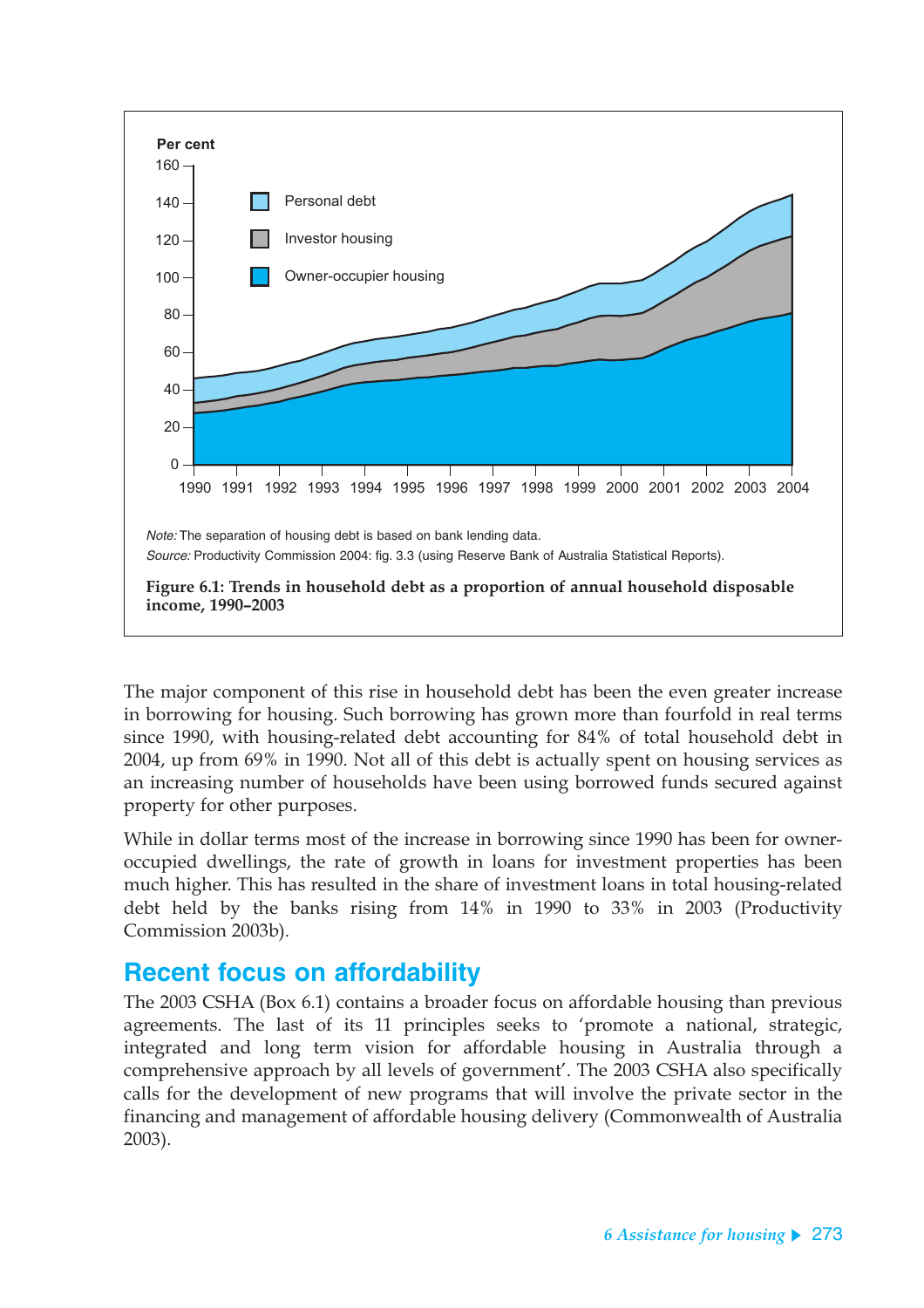Per cent

Personal debt

Investor housing

Owner-occupier housing

*Note:* The separation of housing debt is based on bank lending data.

*Source:* Productivity Commission 2004: fig. 3.3 (using Reserve Bank of Australia Statistical Reports).

**Figure 6.1: Trends in household debt as a proportion of annual household disposable income, 1990–2003**

The major component of this rise in household debt has been the even greater increase in borrowing for housing. Such borrowing has grown more than fourfold in real terms since 1990, with housing-related debt accounting for 84% of total household debt in 2004, up from 69% in 1990. Not all of this debt is actually spent on housing services as an increasing number of households have been using borrowed funds secured against property for other purposes.

While in dollar terms most of the increase in borrowing since 1990 has been for owner-occupied dwellings, the rate of growth in loans for investment properties has been much higher. This has resulted in the share of investment loans in total housing-related debt held by the banks rising from 14% in 1990 to 33% in 2003 (Productivity Commission 2003b).

## Recent focus on affordability

The 2003 CSHA (Box 6.1) contains a broader focus on affordable housing than previous agreements. The last of its 11 principles seeks to 'promote a national, strategic, integrated and long term vision for affordable housing in Australia through a comprehensive approach by all levels of government'. The 2003 CSHA also specifically calls for the development of new programs that will involve the private sector in the financing and management of affordable housing delivery (Commonwealth of Australia 2003).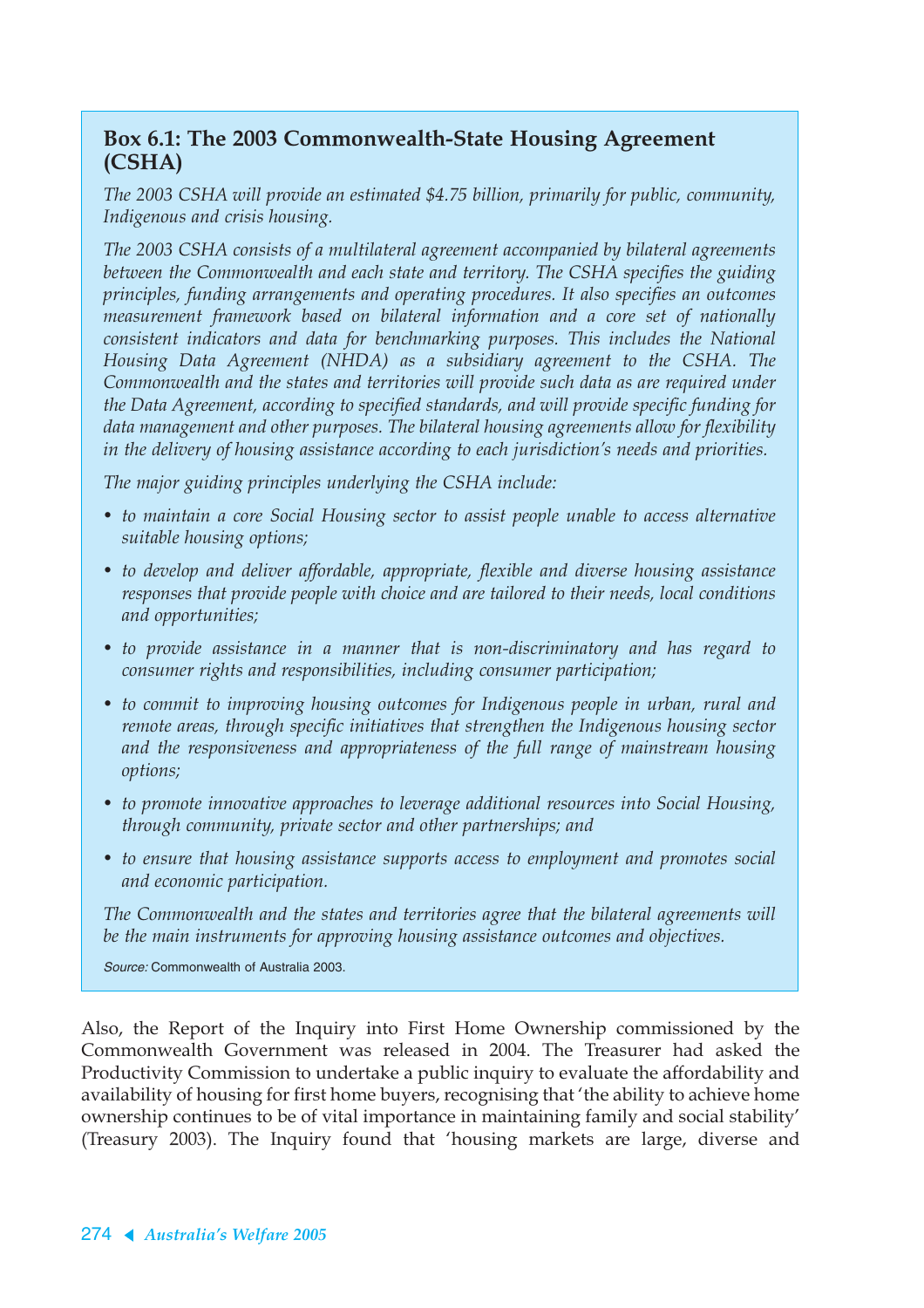### Box 6.1: The 2003 Commonwealth-State Housing Agreement (CSHA)

*The 2003 CSHA will provide an estimated $4.75 billion, primarily for public, community, Indigenous and crisis housing.*

*The 2003 CSHA consists of a multilateral agreement accompanied by bilateral agreements between the Commonwealth and each state and territory. The CSHA specifies the guiding principles, funding arrangements and operating procedures. It also specifies an outcomes measurement framework based on bilateral information and a core set of nationally consistent indicators and data for benchmarking purposes. This includes the National Housing Data Agreement (NHDA) as a subsidiary agreement to the CSHA. The Commonwealth and the states and territories will provide such data as are required under the Data Agreement, according to specified standards, and will provide specific funding for data management and other purposes. The bilateral housing agreements allow for flexibility in the delivery of housing assistance according to each jurisdiction's needs and priorities.*

*The major guiding principles underlying the CSHA include:*

- *to maintain a core Social Housing sector to assist people unable to access alternative suitable housing options;*
- *to develop and deliver affordable, appropriate, flexible and diverse housing assistance responses that provide people with choice and are tailored to their needs, local conditions and opportunities;*
- *to provide assistance in a manner that is non-discriminatory and has regard to consumer rights and responsibilities, including consumer participation;*
- *to commit to improving housing outcomes for Indigenous people in urban, rural and remote areas, through specific initiatives that strengthen the Indigenous housing sector and the responsiveness and appropriateness of the full range of mainstream housing options;*
- *to promote innovative approaches to leverage additional resources into Social Housing, through community, private sector and other partnerships; and*
- *to ensure that housing assistance supports access to employment and promotes social and economic participation.*

*The Commonwealth and the states and territories agree that the bilateral agreements will be the main instruments for approving housing assistance outcomes and objectives.*

*Source:* Commonwealth of Australia 2003.

Also, the Report of the Inquiry into First Home Ownership commissioned by the Commonwealth Government was released in 2004. The Treasurer had asked the Productivity Commission to undertake a public inquiry to evaluate the affordability and availability of housing for first home buyers, recognising that 'the ability to achieve home ownership continues to be of vital importance in maintaining family and social stability' (Treasury 2003). The Inquiry found that 'housing markets are large, diverse and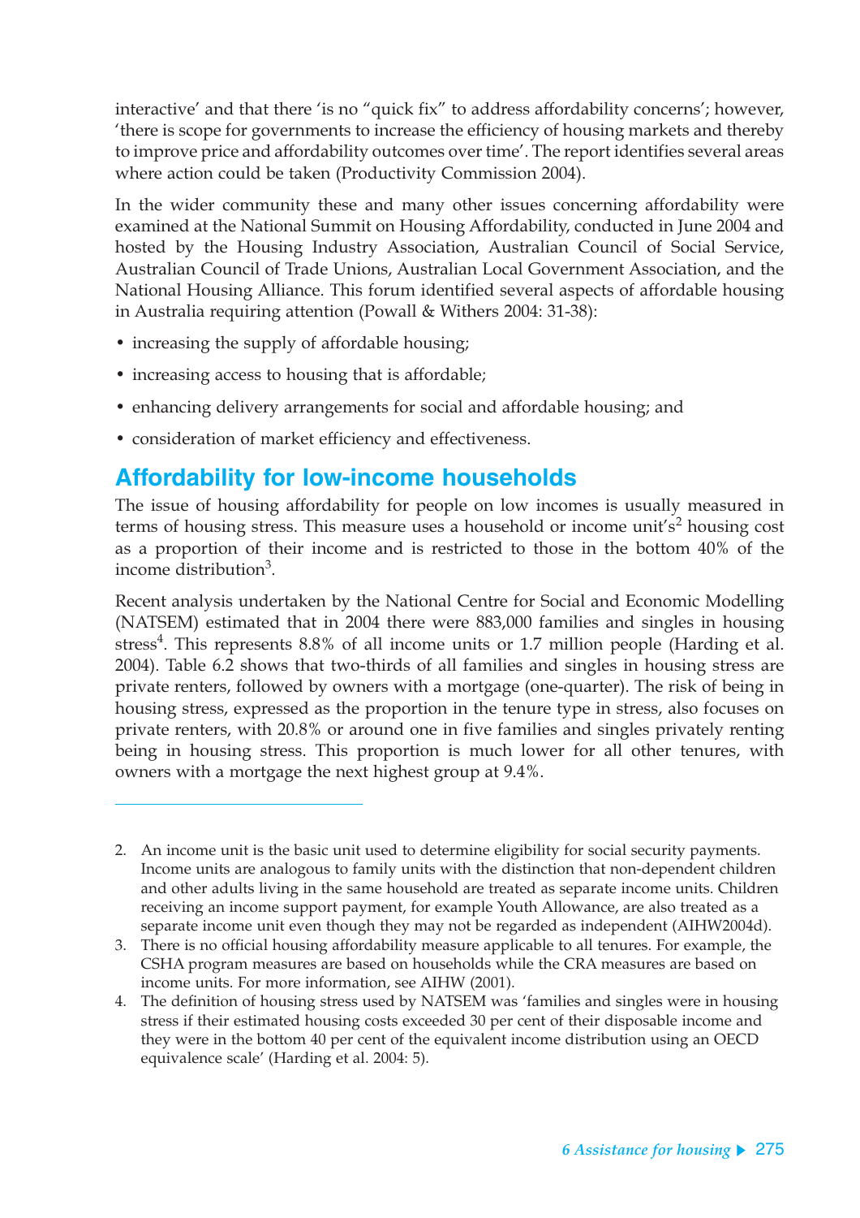interactive' and that there 'is no "quick fix" to address affordability concerns'; however, 'there is scope for governments to increase the efficiency of housing markets and thereby to improve price and affordability outcomes over time'. The report identifies several areas where action could be taken (Productivity Commission 2004).

In the wider community these and many other issues concerning affordability were examined at the National Summit on Housing Affordability, conducted in June 2004 and hosted by the Housing Industry Association, Australian Council of Social Service, Australian Council of Trade Unions, Australian Local Government Association, and the National Housing Alliance. This forum identified several aspects of affordable housing in Australia requiring attention (Powall & Withers 2004: 31-38):

- increasing the supply of affordable housing;
- increasing access to housing that is affordable;
- enhancing delivery arrangements for social and affordable housing; and
- consideration of market efficiency and effectiveness.

## Affordability for low-income households

The issue of housing affordability for people on low incomes is usually measured in terms of housing stress. This measure uses a household or income unit's[2] housing cost as a proportion of their income and is restricted to those in the bottom 40% of the income distribution[3].

Recent analysis undertaken by the National Centre for Social and Economic Modelling (NATSEM) estimated that in 2004 there were 883,000 families and singles in housing stress[4]. This represents 8.8% of all income units or 1.7 million people (Harding et al. 2004). Table 6.2 shows that two-thirds of all families and singles in housing stress are private renters, followed by owners with a mortgage (one-quarter). The risk of being in housing stress, expressed as the proportion in the tenure type in stress, also focuses on private renters, with 20.8% or around one in five families and singles privately renting being in housing stress. This proportion is much lower for all other tenures, with owners with a mortgage the next highest group at 9.4%.

---

2. An income unit is the basic unit used to determine eligibility for social security payments. Income units are analogous to family units with the distinction that non-dependent children and other adults living in the same household are treated as separate income units. Children receiving an income support payment, for example Youth Allowance, are also treated as a separate income unit even though they may not be regarded as independent (AIHW2004d).
3. There is no official housing affordability measure applicable to all tenures. For example, the CSHA program measures are based on households while the CRA measures are based on income units. For more information, see AIHW (2001).
4. The definition of housing stress used by NATSEM was 'families and singles were in housing stress if their estimated housing costs exceeded 30 per cent of their disposable income and they were in the bottom 40 per cent of the equivalent income distribution using an OECD equivalence scale' (Harding et al. 2004: 5).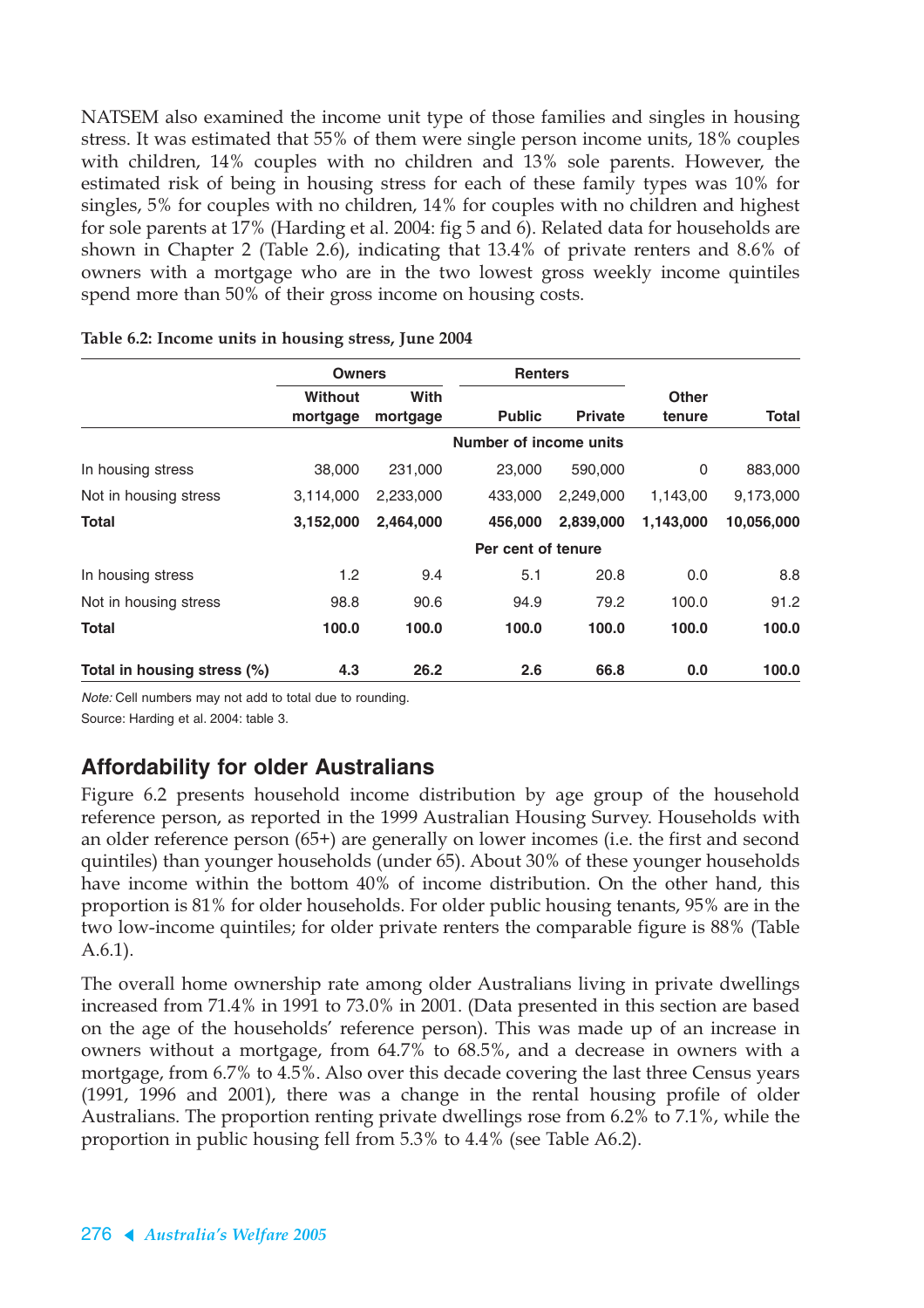NATSEM also examined the income unit type of those families and singles in housing stress. It was estimated that 55% of them were single person income units, 18% couples with children, 14% couples with no children and 13% sole parents. However, the estimated risk of being in housing stress for each of these family types was 10% for singles, 5% for couples with no children, 14% for couples with no children and highest for sole parents at 17% (Harding et al. 2004: fig 5 and 6). Related data for households are shown in Chapter 2 (Table 2.6), indicating that 13.4% of private renters and 8.6% of owners with a mortgage who are in the two lowest gross weekly income quintiles spend more than 50% of their gross income on housing costs.

**Table 6.2: Income units in housing stress, June 2004**

| | Owners | | Renters | | | |
|---|---|---|---|---|---|---|
| | Without mortgage | With mortgage | Public | Private | Other tenure | Total |
| | | | Number of income units | | | |
| In housing stress | 38,000 | 231,000 | 23,000 | 590,000 | 0 | 883,000 |
| Not in housing stress | 3,114,000 | 2,233,000 | 433,000 | 2,249,000 | 1,143,00 | 9,173,000 |
| **Total** | **3,152,000** | **2,464,000** | **456,000** | **2,839,000** | **1,143,000** | **10,056,000** |
| | | | Per cent of tenure | | | |
| In housing stress | 1.2 | 9.4 | 5.1 | 20.8 | 0.0 | 8.8 |
| Not in housing stress | 98.8 | 90.6 | 94.9 | 79.2 | 100.0 | 91.2 |
| **Total** | **100.0** | **100.0** | **100.0** | **100.0** | **100.0** | **100.0** |
| **Total in housing stress (%)** | **4.3** | **26.2** | **2.6** | **66.8** | **0.0** | **100.0** |

*Note:* Cell numbers may not add to total due to rounding.

Source: Harding et al. 2004: table 3.

## Affordability for older Australians

Figure 6.2 presents household income distribution by age group of the household reference person, as reported in the 1999 Australian Housing Survey. Households with an older reference person (65+) are generally on lower incomes (i.e. the first and second quintiles) than younger households (under 65). About 30% of these younger households have income within the bottom 40% of income distribution. On the other hand, this proportion is 81% for older households. For older public housing tenants, 95% are in the two low-income quintiles; for older private renters the comparable figure is 88% (Table A.6.1).

The overall home ownership rate among older Australians living in private dwellings increased from 71.4% in 1991 to 73.0% in 2001. (Data presented in this section are based on the age of the households' reference person). This was made up of an increase in owners without a mortgage, from 64.7% to 68.5%, and a decrease in owners with a mortgage, from 6.7% to 4.5%. Also over this decade covering the last three Census years (1991, 1996 and 2001), there was a change in the rental housing profile of older Australians. The proportion renting private dwellings rose from 6.2% to 7.1%, while the proportion in public housing fell from 5.3% to 4.4% (see Table A6.2).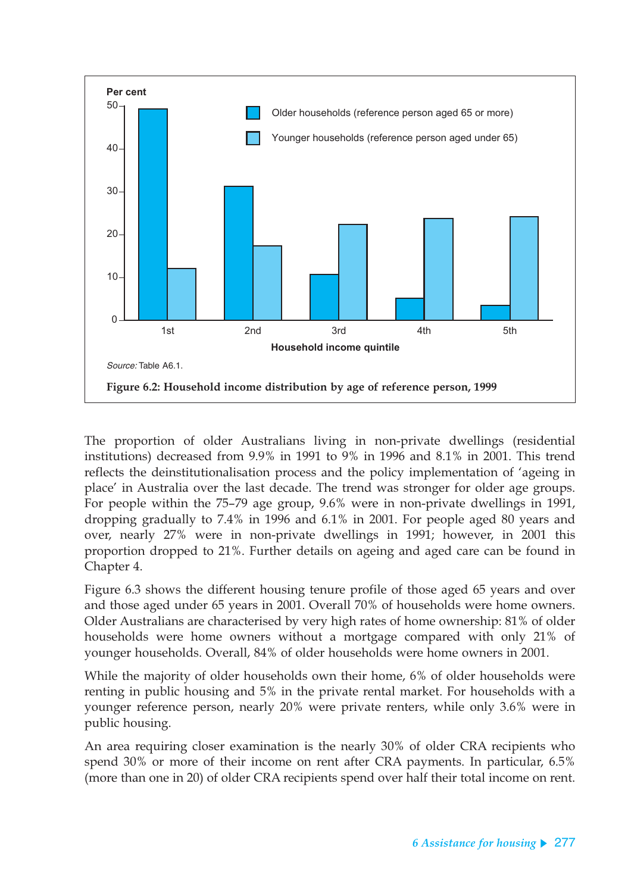Source: Table A6.1.

**Figure 6.2: Household income distribution by age of reference person, 1999**

The proportion of older Australians living in non-private dwellings (residential institutions) decreased from 9.9% in 1991 to 9% in 1996 and 8.1% in 2001. This trend reflects the deinstitutionalisation process and the policy implementation of 'ageing in place' in Australia over the last decade. The trend was stronger for older age groups. For people within the 75–79 age group, 9.6% were in non-private dwellings in 1991, dropping gradually to 7.4% in 1996 and 6.1% in 2001. For people aged 80 years and over, nearly 27% were in non-private dwellings in 1991; however, in 2001 this proportion dropped to 21%. Further details on ageing and aged care can be found in Chapter 4.

Figure 6.3 shows the different housing tenure profile of those aged 65 years and over and those aged under 65 years in 2001. Overall 70% of households were home owners. Older Australians are characterised by very high rates of home ownership: 81% of older households were home owners without a mortgage compared with only 21% of younger households. Overall, 84% of older households were home owners in 2001.

While the majority of older households own their home, 6% of older households were renting in public housing and 5% in the private rental market. For households with a younger reference person, nearly 20% were private renters, while only 3.6% were in public housing.

An area requiring closer examination is the nearly 30% of older CRA recipients who spend 30% or more of their income on rent after CRA payments. In particular, 6.5% (more than one in 20) of older CRA recipients spend over half their total income on rent.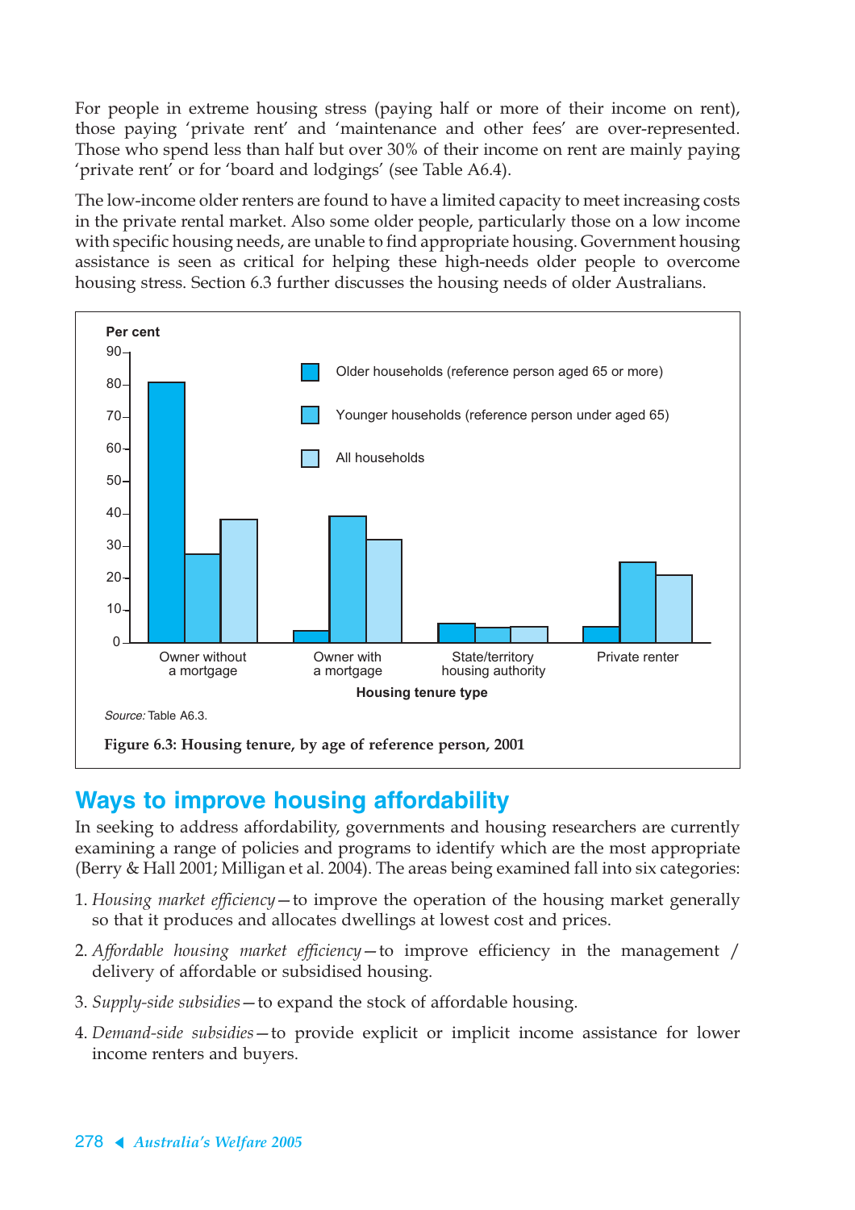For people in extreme housing stress (paying half or more of their income on rent), those paying 'private rent' and 'maintenance and other fees' are over-represented. Those who spend less than half but over 30% of their income on rent are mainly paying 'private rent' or for 'board and lodgings' (see Table A6.4).

The low-income older renters are found to have a limited capacity to meet increasing costs in the private rental market. Also some older people, particularly those on a low income with specific housing needs, are unable to find appropriate housing. Government housing assistance is seen as critical for helping these high-needs older people to overcome housing stress. Section 6.3 further discusses the housing needs of older Australians.

*Source:* Table A6.3.

**Figure 6.3: Housing tenure, by age of reference person, 2001**

## Ways to improve housing affordability

In seeking to address affordability, governments and housing researchers are currently examining a range of policies and programs to identify which are the most appropriate (Berry & Hall 2001; Milligan et al. 2004). The areas being examined fall into six categories:

1. *Housing market efficiency*—to improve the operation of the housing market generally so that it produces and allocates dwellings at lowest cost and prices.
2. *Affordable housing market efficiency*—to improve efficiency in the management / delivery of affordable or subsidised housing.
3. *Supply-side subsidies*—to expand the stock of affordable housing.
4. *Demand-side subsidies*—to provide explicit or implicit income assistance for lower income renters and buyers.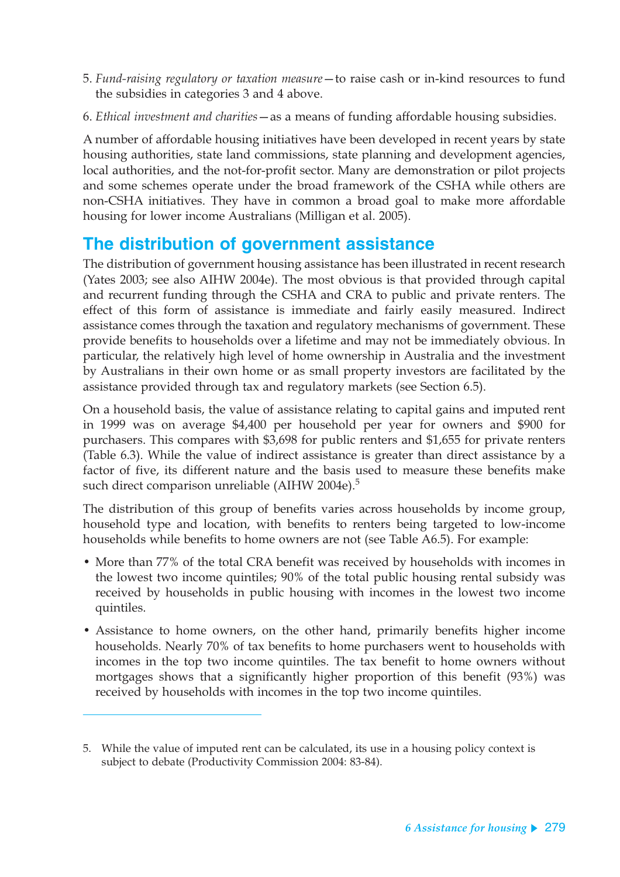5. *Fund-raising regulatory or taxation measure*—to raise cash or in-kind resources to fund the subsidies in categories 3 and 4 above.
6. *Ethical investment and charities*—as a means of funding affordable housing subsidies.

A number of affordable housing initiatives have been developed in recent years by state housing authorities, state land commissions, state planning and development agencies, local authorities, and the not-for-profit sector. Many are demonstration or pilot projects and some schemes operate under the broad framework of the CSHA while others are non-CSHA initiatives. They have in common a broad goal to make more affordable housing for lower income Australians (Milligan et al. 2005).

## The distribution of government assistance

The distribution of government housing assistance has been illustrated in recent research (Yates 2003; see also AIHW 2004e). The most obvious is that provided through capital and recurrent funding through the CSHA and CRA to public and private renters. The effect of this form of assistance is immediate and fairly easily measured. Indirect assistance comes through the taxation and regulatory mechanisms of government. These provide benefits to households over a lifetime and may not be immediately obvious. In particular, the relatively high level of home ownership in Australia and the investment by Australians in their own home or as small property investors are facilitated by the assistance provided through tax and regulatory markets (see Section 6.5).

On a household basis, the value of assistance relating to capital gains and imputed rent in 1999 was on average $4,400 per household per year for owners and $900 for purchasers. This compares with $3,698 for public renters and $1,655 for private renters (Table 6.3). While the value of indirect assistance is greater than direct assistance by a factor of five, its different nature and the basis used to measure these benefits make such direct comparison unreliable (AIHW 2004e).[5]

The distribution of this group of benefits varies across households by income group, household type and location, with benefits to renters being targeted to low-income households while benefits to home owners are not (see Table A6.5). For example:

- More than 77% of the total CRA benefit was received by households with incomes in the lowest two income quintiles; 90% of the total public housing rental subsidy was received by households in public housing with incomes in the lowest two income quintiles.
- Assistance to home owners, on the other hand, primarily benefits higher income households. Nearly 70% of tax benefits to home purchasers went to households with incomes in the top two income quintiles. The tax benefit to home owners without mortgages shows that a significantly higher proportion of this benefit (93%) was received by households with incomes in the top two income quintiles.

---

5. While the value of imputed rent can be calculated, its use in a housing policy context is subject to debate (Productivity Commission 2004: 83-84).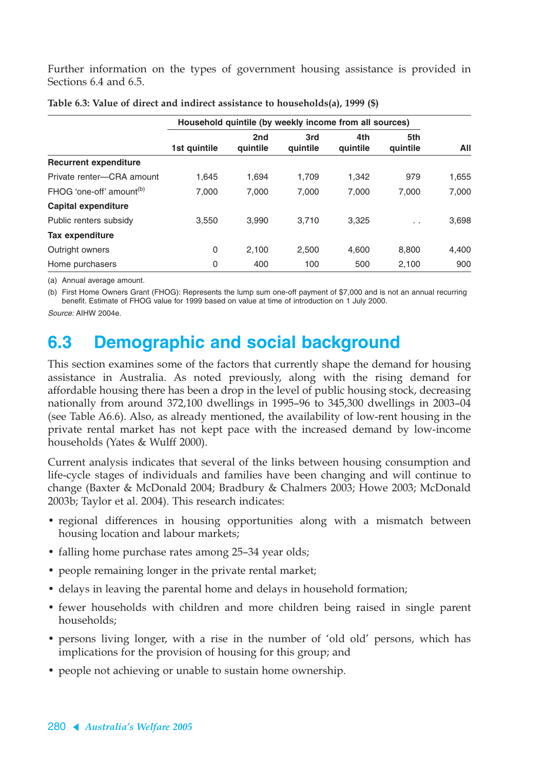Further information on the types of government housing assistance is provided in Sections 6.4 and 6.5.

**Table 6.3: Value of direct and indirect assistance to households(a), 1999 ($)**

| | Household quintile (by weekly income from all sources) | | | | | |
|---|---|---|---|---|---|---|
| | 1st quintile | 2nd quintile | 3rd quintile | 4th quintile | 5th quintile | All |
| **Recurrent expenditure** | | | | | | |
| Private renter—CRA amount | 1,645 | 1,694 | 1,709 | 1,342 | 979 | 1,655 |
| FHOG 'one-off' amount[(b)] | 7,000 | 7,000 | 7,000 | 7,000 | 7,000 | 7,000 |
| **Capital expenditure** | | | | | | |
| Public renters subsidy | 3,550 | 3,990 | 3,710 | 3,325 | . . | 3,698 |
| **Tax expenditure** | | | | | | |
| Outright owners | 0 | 2,100 | 2,500 | 4,600 | 8,800 | 4,400 |
| Home purchasers | 0 | 400 | 100 | 500 | 2,100 | 900 |

(a) Annual average amount.

(b) First Home Owners Grant (FHOG): Represents the lump sum one-off payment of $7,000 and is not an annual recurring benefit. Estimate of FHOG value for 1999 based on value at time of introduction on 1 July 2000.

*Source:* AIHW 2004e.

## 6.3 Demographic and social background

This section examines some of the factors that currently shape the demand for housing assistance in Australia. As noted previously, along with the rising demand for affordable housing there has been a drop in the level of public housing stock, decreasing nationally from around 372,100 dwellings in 1995–96 to 345,300 dwellings in 2003–04 (see Table A6.6). Also, as already mentioned, the availability of low-rent housing in the private rental market has not kept pace with the increased demand by low-income households (Yates & Wulff 2000).

Current analysis indicates that several of the links between housing consumption and life-cycle stages of individuals and families have been changing and will continue to change (Baxter & McDonald 2004; Bradbury & Chalmers 2003; Howe 2003; McDonald 2003b; Taylor et al. 2004). This research indicates:

- regional differences in housing opportunities along with a mismatch between housing location and labour markets;
- falling home purchase rates among 25–34 year olds;
- people remaining longer in the private rental market;
- delays in leaving the parental home and delays in household formation;
- fewer households with children and more children being raised in single parent households;
- persons living longer, with a rise in the number of 'old old' persons, which has implications for the provision of housing for this group; and
- people not achieving or unable to sustain home ownership.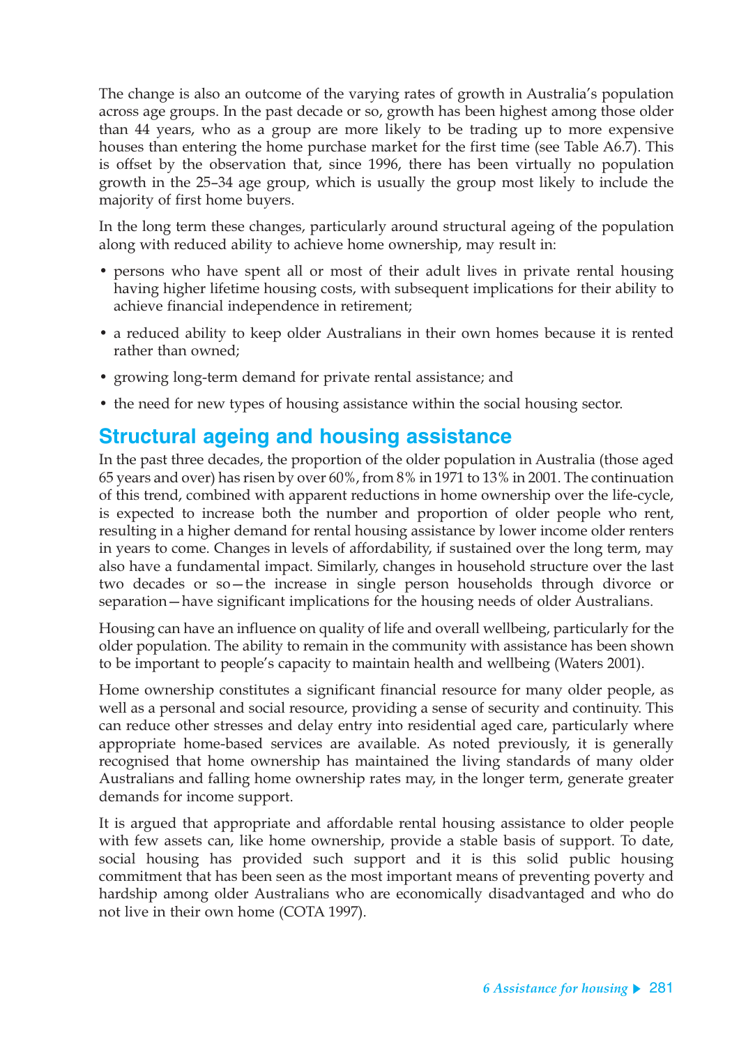The change is also an outcome of the varying rates of growth in Australia's population across age groups. In the past decade or so, growth has been highest among those older than 44 years, who as a group are more likely to be trading up to more expensive houses than entering the home purchase market for the first time (see Table A6.7). This is offset by the observation that, since 1996, there has been virtually no population growth in the 25–34 age group, which is usually the group most likely to include the majority of first home buyers.

In the long term these changes, particularly around structural ageing of the population along with reduced ability to achieve home ownership, may result in:

- persons who have spent all or most of their adult lives in private rental housing having higher lifetime housing costs, with subsequent implications for their ability to achieve financial independence in retirement;
- a reduced ability to keep older Australians in their own homes because it is rented rather than owned;
- growing long-term demand for private rental assistance; and
- the need for new types of housing assistance within the social housing sector.

## Structural ageing and housing assistance

In the past three decades, the proportion of the older population in Australia (those aged 65 years and over) has risen by over 60%, from 8% in 1971 to 13% in 2001. The continuation of this trend, combined with apparent reductions in home ownership over the life-cycle, is expected to increase both the number and proportion of older people who rent, resulting in a higher demand for rental housing assistance by lower income older renters in years to come. Changes in levels of affordability, if sustained over the long term, may also have a fundamental impact. Similarly, changes in household structure over the last two decades or so—the increase in single person households through divorce or separation—have significant implications for the housing needs of older Australians.

Housing can have an influence on quality of life and overall wellbeing, particularly for the older population. The ability to remain in the community with assistance has been shown to be important to people's capacity to maintain health and wellbeing (Waters 2001).

Home ownership constitutes a significant financial resource for many older people, as well as a personal and social resource, providing a sense of security and continuity. This can reduce other stresses and delay entry into residential aged care, particularly where appropriate home-based services are available. As noted previously, it is generally recognised that home ownership has maintained the living standards of many older Australians and falling home ownership rates may, in the longer term, generate greater demands for income support.

It is argued that appropriate and affordable rental housing assistance to older people with few assets can, like home ownership, provide a stable basis of support. To date, social housing has provided such support and it is this solid public housing commitment that has been seen as the most important means of preventing poverty and hardship among older Australians who are economically disadvantaged and who do not live in their own home (COTA 1997).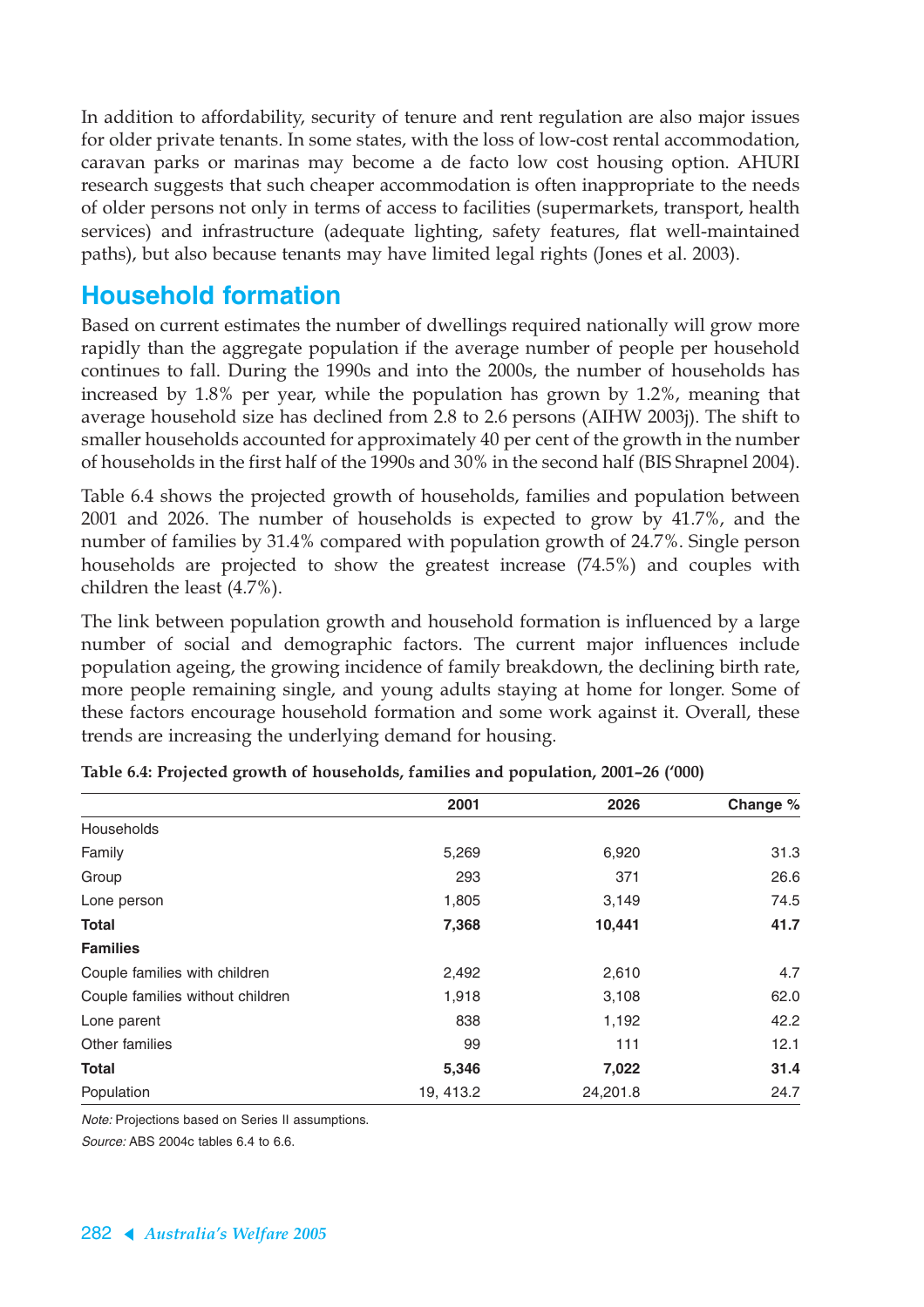In addition to affordability, security of tenure and rent regulation are also major issues for older private tenants. In some states, with the loss of low-cost rental accommodation, caravan parks or marinas may become a de facto low cost housing option. AHURI research suggests that such cheaper accommodation is often inappropriate to the needs of older persons not only in terms of access to facilities (supermarkets, transport, health services) and infrastructure (adequate lighting, safety features, flat well-maintained paths), but also because tenants may have limited legal rights (Jones et al. 2003).

## Household formation

Based on current estimates the number of dwellings required nationally will grow more rapidly than the aggregate population if the average number of people per household continues to fall. During the 1990s and into the 2000s, the number of households has increased by 1.8% per year, while the population has grown by 1.2%, meaning that average household size has declined from 2.8 to 2.6 persons (AIHW 2003j). The shift to smaller households accounted for approximately 40 per cent of the growth in the number of households in the first half of the 1990s and 30% in the second half (BIS Shrapnel 2004).

Table 6.4 shows the projected growth of households, families and population between 2001 and 2026. The number of households is expected to grow by 41.7%, and the number of families by 31.4% compared with population growth of 24.7%. Single person households are projected to show the greatest increase (74.5%) and couples with children the least (4.7%).

The link between population growth and household formation is influenced by a large number of social and demographic factors. The current major influences include population ageing, the growing incidence of family breakdown, the declining birth rate, more people remaining single, and young adults staying at home for longer. Some of these factors encourage household formation and some work against it. Overall, these trends are increasing the underlying demand for housing.

**Table 6.4: Projected growth of households, families and population, 2001–26 ('000)**

| | 2001 | 2026 | Change % |
|---|---|---|---|
| Households | | | |
| Family | 5,269 | 6,920 | 31.3 |
| Group | 293 | 371 | 26.6 |
| Lone person | 1,805 | 3,149 | 74.5 |
| **Total** | **7,368** | **10,441** | **41.7** |
| **Families** | | | |
| Couple families with children | 2,492 | 2,610 | 4.7 |
| Couple families without children | 1,918 | 3,108 | 62.0 |
| Lone parent | 838 | 1,192 | 42.2 |
| Other families | 99 | 111 | 12.1 |
| **Total** | **5,346** | **7,022** | **31.4** |
| Population | 19, 413.2 | 24,201.8 | 24.7 |

*Note:* Projections based on Series II assumptions.

*Source:* ABS 2004c tables 6.4 to 6.6.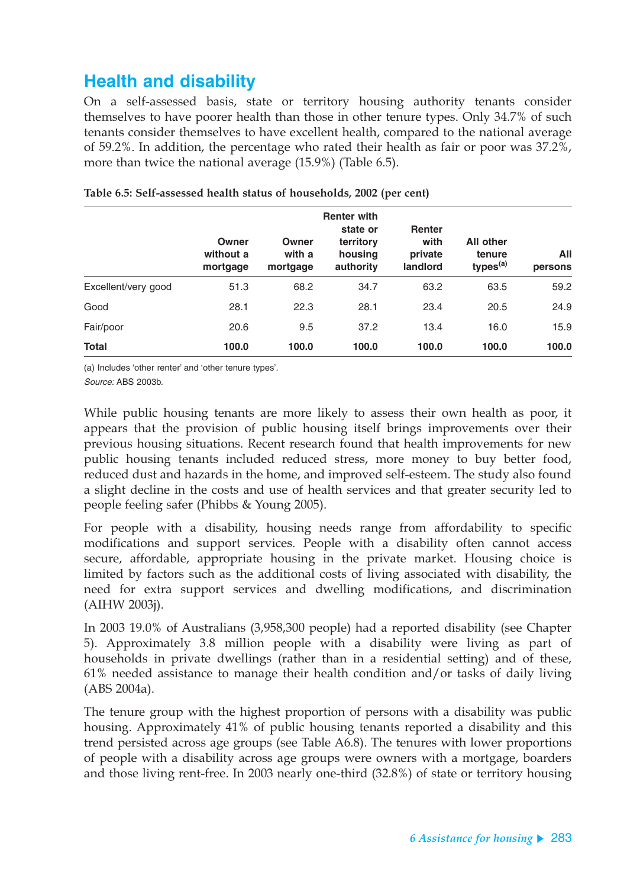## Health and disability

On a self-assessed basis, state or territory housing authority tenants consider themselves to have poorer health than those in other tenure types. Only 34.7% of such tenants consider themselves to have excellent health, compared to the national average of 59.2%. In addition, the percentage who rated their health as fair or poor was 37.2%, more than twice the national average (15.9%) (Table 6.5).

**Table 6.5: Self-assessed health status of households, 2002 (per cent)**

| | Owner without a mortgage | Owner with a mortgage | Renter with state or territory housing authority | Renter with private landlord | All other tenure types[(a)] | All persons |
|---|---|---|---|---|---|---|
| Excellent/very good | 51.3 | 68.2 | 34.7 | 63.2 | 63.5 | 59.2 |
| Good | 28.1 | 22.3 | 28.1 | 23.4 | 20.5 | 24.9 |
| Fair/poor | 20.6 | 9.5 | 37.2 | 13.4 | 16.0 | 15.9 |
| **Total** | **100.0** | **100.0** | **100.0** | **100.0** | **100.0** | **100.0** |

(a) Includes 'other renter' and 'other tenure types'.

*Source:* ABS 2003b.

While public housing tenants are more likely to assess their own health as poor, it appears that the provision of public housing itself brings improvements over their previous housing situations. Recent research found that health improvements for new public housing tenants included reduced stress, more money to buy better food, reduced dust and hazards in the home, and improved self-esteem. The study also found a slight decline in the costs and use of health services and that greater security led to people feeling safer (Phibbs & Young 2005).

For people with a disability, housing needs range from affordability to specific modifications and support services. People with a disability often cannot access secure, affordable, appropriate housing in the private market. Housing choice is limited by factors such as the additional costs of living associated with disability, the need for extra support services and dwelling modifications, and discrimination (AIHW 2003j).

In 2003 19.0% of Australians (3,958,300 people) had a reported disability (see Chapter 5). Approximately 3.8 million people with a disability were living as part of households in private dwellings (rather than in a residential setting) and of these, 61% needed assistance to manage their health condition and/or tasks of daily living (ABS 2004a).

The tenure group with the highest proportion of persons with a disability was public housing. Approximately 41% of public housing tenants reported a disability and this trend persisted across age groups (see Table A6.8). The tenures with lower proportions of people with a disability across age groups were owners with a mortgage, boarders and those living rent-free. In 2003 nearly one-third (32.8%) of state or territory housing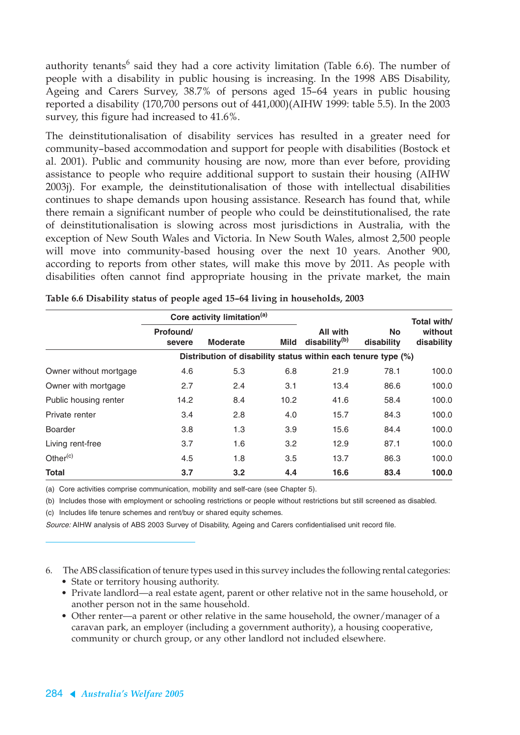authority tenants[6] said they had a core activity limitation (Table 6.6). The number of people with a disability in public housing is increasing. In the 1998 ABS Disability, Ageing and Carers Survey, 38.7% of persons aged 15–64 years in public housing reported a disability (170,700 persons out of 441,000)(AIHW 1999: table 5.5). In the 2003 survey, this figure had increased to 41.6%.

The deinstitutionalisation of disability services has resulted in a greater need for community-based accommodation and support for people with disabilities (Bostock et al. 2001). Public and community housing are now, more than ever before, providing assistance to people who require additional support to sustain their housing (AIHW 2003j). For example, the deinstitutionalisation of those with intellectual disabilities continues to shape demands upon housing assistance. Research has found that, while there remain a significant number of people who could be deinstitutionalised, the rate of deinstitutionalisation is slowing across most jurisdictions in Australia, with the exception of New South Wales and Victoria. In New South Wales, almost 2,500 people will move into community-based housing over the next 10 years. Another 900, according to reports from other states, will make this move by 2011. As people with disabilities often cannot find appropriate housing in the private market, the main

**Table 6.6 Disability status of people aged 15–64 living in households, 2003**

| | Core activity limitation[(a)] | | | | | |
|---|---|---|---|---|---|---|
| | Profound/ severe | Moderate | Mild | All with disability[(b)] | No disability | Total with/ without disability |
| | Distribution of disability status within each tenure type (%) | | | | | |
| Owner without mortgage | 4.6 | 5.3 | 6.8 | 21.9 | 78.1 | 100.0 |
| Owner with mortgage | 2.7 | 2.4 | 3.1 | 13.4 | 86.6 | 100.0 |
| Public housing renter | 14.2 | 8.4 | 10.2 | 41.6 | 58.4 | 100.0 |
| Private renter | 3.4 | 2.8 | 4.0 | 15.7 | 84.3 | 100.0 |
| Boarder | 3.8 | 1.3 | 3.9 | 15.6 | 84.4 | 100.0 |
| Living rent-free | 3.7 | 1.6 | 3.2 | 12.9 | 87.1 | 100.0 |
| Other[(c)] | 4.5 | 1.8 | 3.5 | 13.7 | 86.3 | 100.0 |
| **Total** | **3.7** | **3.2** | **4.4** | **16.6** | **83.4** | **100.0** |

(a) Core activities comprise communication, mobility and self-care (see Chapter 5).

(b) Includes those with employment or schooling restrictions or people without restrictions but still screened as disabled.

(c) Includes life tenure schemes and rent/buy or shared equity schemes.

*Source:* AIHW analysis of ABS 2003 Survey of Disability, Ageing and Carers confidentialised unit record file.

---

6. The ABS classification of tenure types used in this survey includes the following rental categories:
   - State or territory housing authority.
   - Private landlord—a real estate agent, parent or other relative not in the same household, or another person not in the same household.
   - Other renter—a parent or other relative in the same household, the owner/manager of a caravan park, an employer (including a government authority), a housing cooperative, community or church group, or any other landlord not included elsewhere.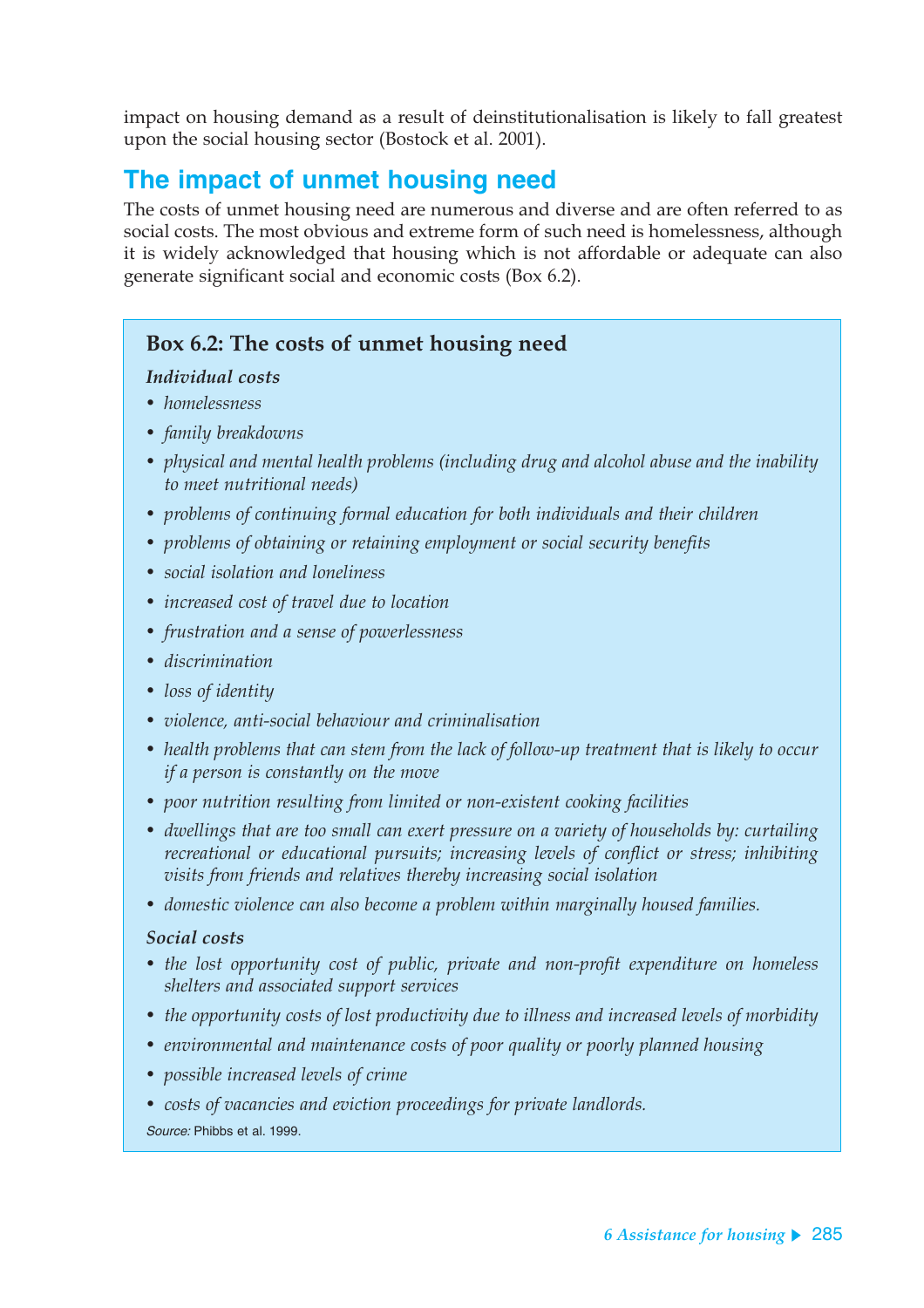impact on housing demand as a result of deinstitutionalisation is likely to fall greatest upon the social housing sector (Bostock et al. 2001).

## The impact of unmet housing need

The costs of unmet housing need are numerous and diverse and are often referred to as social costs. The most obvious and extreme form of such need is homelessness, although it is widely acknowledged that housing which is not affordable or adequate can also generate significant social and economic costs (Box 6.2).

### Box 6.2: The costs of unmet housing need

***Individual costs***

- *homelessness*
- *family breakdowns*
- *physical and mental health problems (including drug and alcohol abuse and the inability to meet nutritional needs)*
- *problems of continuing formal education for both individuals and their children*
- *problems of obtaining or retaining employment or social security benefits*
- *social isolation and loneliness*
- *increased cost of travel due to location*
- *frustration and a sense of powerlessness*
- *discrimination*
- *loss of identity*
- *violence, anti-social behaviour and criminalisation*
- *health problems that can stem from the lack of follow-up treatment that is likely to occur if a person is constantly on the move*
- *poor nutrition resulting from limited or non-existent cooking facilities*
- *dwellings that are too small can exert pressure on a variety of households by: curtailing recreational or educational pursuits; increasing levels of conflict or stress; inhibiting visits from friends and relatives thereby increasing social isolation*
- *domestic violence can also become a problem within marginally housed families.*

***Social costs***

- *the lost opportunity cost of public, private and non-profit expenditure on homeless shelters and associated support services*
- *the opportunity costs of lost productivity due to illness and increased levels of morbidity*
- *environmental and maintenance costs of poor quality or poorly planned housing*
- *possible increased levels of crime*
- *costs of vacancies and eviction proceedings for private landlords.*

*Source:* Phibbs et al. 1999.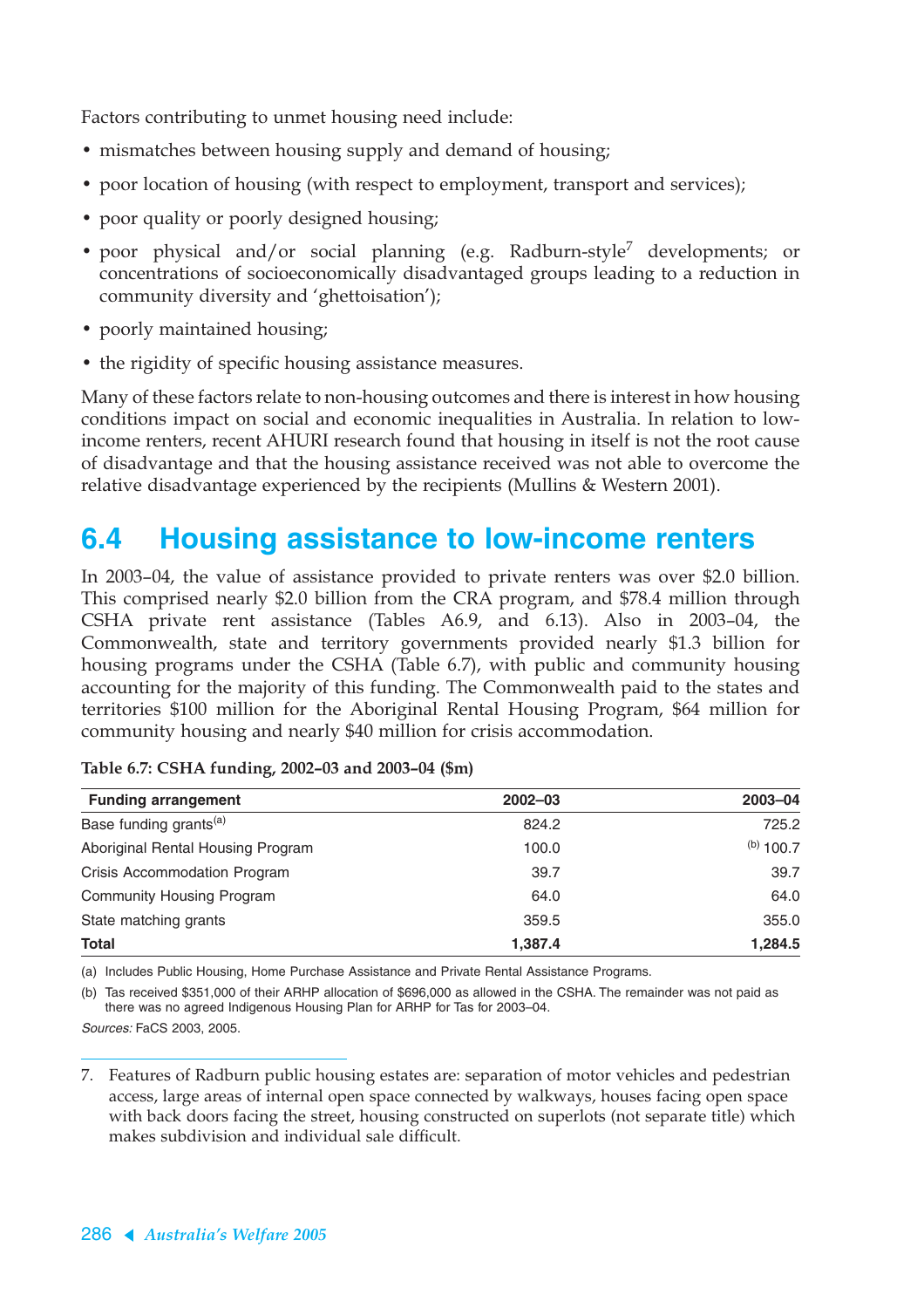Factors contributing to unmet housing need include:

- mismatches between housing supply and demand of housing;
- poor location of housing (with respect to employment, transport and services);
- poor quality or poorly designed housing;
- poor physical and/or social planning (e.g. Radburn-style[7] developments; or concentrations of socioeconomically disadvantaged groups leading to a reduction in community diversity and 'ghettoisation');
- poorly maintained housing;
- the rigidity of specific housing assistance measures.

Many of these factors relate to non-housing outcomes and there is interest in how housing conditions impact on social and economic inequalities in Australia. In relation to low-income renters, recent AHURI research found that housing in itself is not the root cause of disadvantage and that the housing assistance received was not able to overcome the relative disadvantage experienced by the recipients (Mullins & Western 2001).

## 6.4 Housing assistance to low-income renters

In 2003–04, the value of assistance provided to private renters was over $2.0 billion. This comprised nearly $2.0 billion from the CRA program, and $78.4 million through CSHA private rent assistance (Tables A6.9, and 6.13). Also in 2003–04, the Commonwealth, state and territory governments provided nearly $1.3 billion for housing programs under the CSHA (Table 6.7), with public and community housing accounting for the majority of this funding. The Commonwealth paid to the states and territories $100 million for the Aboriginal Rental Housing Program, $64 million for community housing and nearly $40 million for crisis accommodation.

**Table 6.7: CSHA funding, 2002–03 and 2003–04 ($m)**

| Funding arrangement | 2002–03 | 2003–04 |
|---|---|---|
| Base funding grants[(a)] | 824.2 | 725.2 |
| Aboriginal Rental Housing Program | 100.0 | [(b)] 100.7 |
| Crisis Accommodation Program | 39.7 | 39.7 |
| Community Housing Program | 64.0 | 64.0 |
| State matching grants | 359.5 | 355.0 |
| **Total** | **1,387.4** | **1,284.5** |

(a) Includes Public Housing, Home Purchase Assistance and Private Rental Assistance Programs.

(b) Tas received $351,000 of their ARHP allocation of $696,000 as allowed in the CSHA. The remainder was not paid as there was no agreed Indigenous Housing Plan for ARHP for Tas for 2003–04.

*Sources:* FaCS 2003, 2005.

7. Features of Radburn public housing estates are: separation of motor vehicles and pedestrian access, large areas of internal open space connected by walkways, houses facing open space with back doors facing the street, housing constructed on superlots (not separate title) which makes subdivision and individual sale difficult.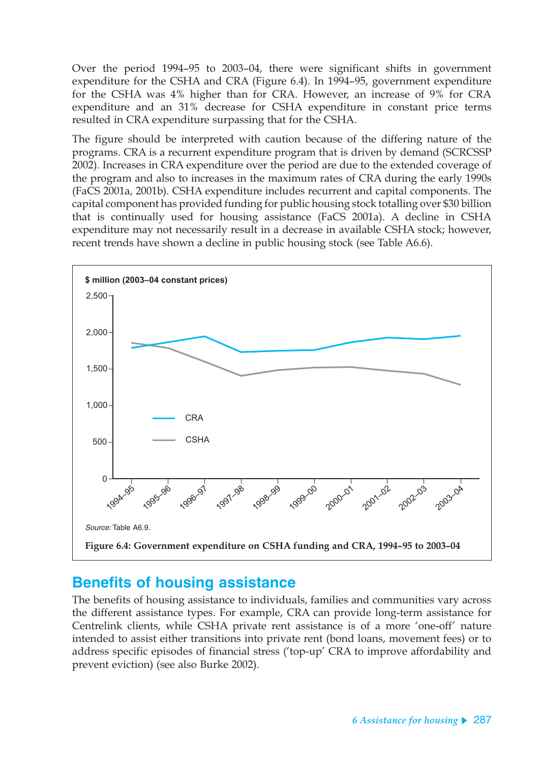Over the period 1994–95 to 2003–04, there were significant shifts in government expenditure for the CSHA and CRA (Figure 6.4). In 1994–95, government expenditure for the CSHA was 4% higher than for CRA. However, an increase of 9% for CRA expenditure and an 31% decrease for CSHA expenditure in constant price terms resulted in CRA expenditure surpassing that for the CSHA.

The figure should be interpreted with caution because of the differing nature of the programs. CRA is a recurrent expenditure program that is driven by demand (SCRCSSP 2002). Increases in CRA expenditure over the period are due to the extended coverage of the program and also to increases in the maximum rates of CRA during the early 1990s (FaCS 2001a, 2001b). CSHA expenditure includes recurrent and capital components. The capital component has provided funding for public housing stock totalling over $30 billion that is continually used for housing assistance (FaCS 2001a). A decline in CSHA expenditure may not necessarily result in a decrease in available CSHA stock; however, recent trends have shown a decline in public housing stock (see Table A6.6).

*Source:* Table A6.9.

**Figure 6.4: Government expenditure on CSHA funding and CRA, 1994–95 to 2003–04**

## Benefits of housing assistance

The benefits of housing assistance to individuals, families and communities vary across the different assistance types. For example, CRA can provide long-term assistance for Centrelink clients, while CSHA private rent assistance is of a more 'one-off' nature intended to assist either transitions into private rent (bond loans, movement fees) or to address specific episodes of financial stress ('top-up' CRA to improve affordability and prevent eviction) (see also Burke 2002).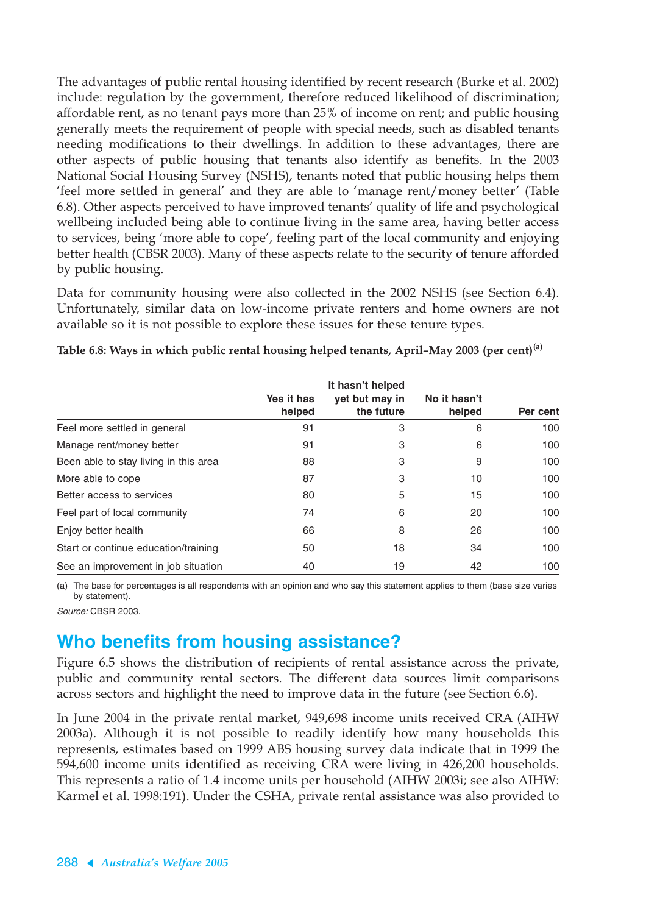The advantages of public rental housing identified by recent research (Burke et al. 2002) include: regulation by the government, therefore reduced likelihood of discrimination; affordable rent, as no tenant pays more than 25% of income on rent; and public housing generally meets the requirement of people with special needs, such as disabled tenants needing modifications to their dwellings. In addition to these advantages, there are other aspects of public housing that tenants also identify as benefits. In the 2003 National Social Housing Survey (NSHS), tenants noted that public housing helps them 'feel more settled in general' and they are able to 'manage rent/money better' (Table 6.8). Other aspects perceived to have improved tenants' quality of life and psychological wellbeing included being able to continue living in the same area, having better access to services, being 'more able to cope', feeling part of the local community and enjoying better health (CBSR 2003). Many of these aspects relate to the security of tenure afforded by public housing.

Data for community housing were also collected in the 2002 NSHS (see Section 6.4). Unfortunately, similar data on low-income private renters and home owners are not available so it is not possible to explore these issues for these tenure types.

**Table 6.8: Ways in which public rental housing helped tenants, April–May 2003 (per cent)[(a)]**

| | Yes it has helped | It hasn't helped yet but may in the future | No it hasn't helped | Per cent |
|---|---|---|---|---|
| Feel more settled in general | 91 | 3 | 6 | 100 |
| Manage rent/money better | 91 | 3 | 6 | 100 |
| Been able to stay living in this area | 88 | 3 | 9 | 100 |
| More able to cope | 87 | 3 | 10 | 100 |
| Better access to services | 80 | 5 | 15 | 100 |
| Feel part of local community | 74 | 6 | 20 | 100 |
| Enjoy better health | 66 | 8 | 26 | 100 |
| Start or continue education/training | 50 | 18 | 34 | 100 |
| See an improvement in job situation | 40 | 19 | 42 | 100 |

(a) The base for percentages is all respondents with an opinion and who say this statement applies to them (base size varies by statement).

*Source:* CBSR 2003.

## Who benefits from housing assistance?

Figure 6.5 shows the distribution of recipients of rental assistance across the private, public and community rental sectors. The different data sources limit comparisons across sectors and highlight the need to improve data in the future (see Section 6.6).

In June 2004 in the private rental market, 949,698 income units received CRA (AIHW 2003a). Although it is not possible to readily identify how many households this represents, estimates based on 1999 ABS housing survey data indicate that in 1999 the 594,600 income units identified as receiving CRA were living in 426,200 households. This represents a ratio of 1.4 income units per household (AIHW 2003i; see also AIHW: Karmel et al. 1998:191). Under the CSHA, private rental assistance was also provided to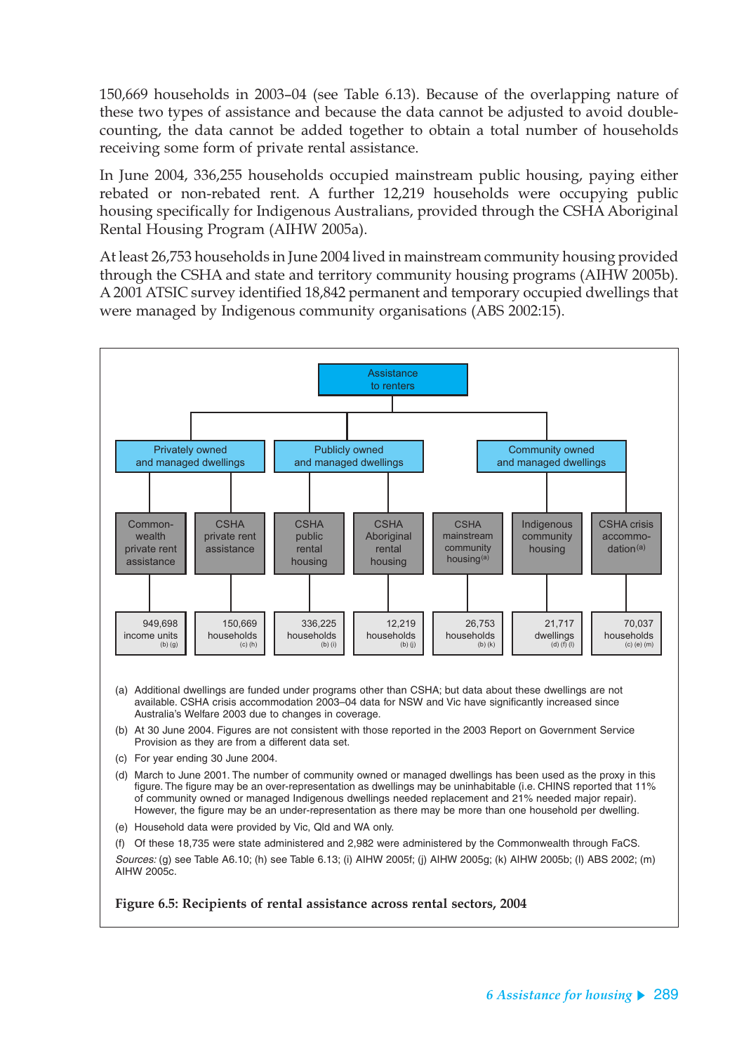150,669 households in 2003–04 (see Table 6.13). Because of the overlapping nature of these two types of assistance and because the data cannot be adjusted to avoid double-counting, the data cannot be added together to obtain a total number of households receiving some form of private rental assistance.

In June 2004, 336,255 households occupied mainstream public housing, paying either rebated or non-rebated rent. A further 12,219 households were occupying public housing specifically for Indigenous Australians, provided through the CSHA Aboriginal Rental Housing Program (AIHW 2005a).

At least 26,753 households in June 2004 lived in mainstream community housing provided through the CSHA and state and territory community housing programs (AIHW 2005b). A 2001 ATSIC survey identified 18,842 permanent and temporary occupied dwellings that were managed by Indigenous community organisations (ABS 2002:15).

**Assistance to renters**

| Sector | Program | Recipients |
|---|---|---|
| Privately owned and managed dwellings | Commonwealth private rent assistance | 949,698 income units (b) (g) |
| Privately owned and managed dwellings | CSHA private rent assistance | 150,669 households (c) (h) |
| Publicly owned and managed dwellings | CSHA public rental housing | 336,225 households (b) (i) |
| Publicly owned and managed dwellings | CSHA Aboriginal rental housing | 12,219 households (b) (j) |
| Community owned and managed dwellings | CSHA mainstream community housing[(a)] | 26,753 households (b) (k) |
| Community owned and managed dwellings | Indigenous community housing | 21,717 dwellings (d) (f) (l) |
| Community owned and managed dwellings | CSHA crisis accommodation[(a)] | 70,037 households (c) (e) (m) |

(a) Additional dwellings are funded under programs other than CSHA; but data about these dwellings are not available. CSHA crisis accommodation 2003–04 data for NSW and Vic have significantly increased since Australia's Welfare 2003 due to changes in coverage.

(b) At 30 June 2004. Figures are not consistent with those reported in the 2003 Report on Government Service Provision as they are from a different data set.

(c) For year ending 30 June 2004.

(d) March to June 2001. The number of community owned or managed dwellings has been used as the proxy in this figure. The figure may be an over-representation as dwellings may be uninhabitable (i.e. CHINS reported that 11% of community owned or managed Indigenous dwellings needed replacement and 21% needed major repair). However, the figure may be an under-representation as there may be more than one household per dwelling.

(e) Household data were provided by Vic, Qld and WA only.

(f) Of these 18,735 were state administered and 2,982 were administered by the Commonwealth through FaCS.

*Sources:* (g) see Table A6.10; (h) see Table 6.13; (i) AIHW 2005f; (j) AIHW 2005g; (k) AIHW 2005b; (l) ABS 2002; (m) AIHW 2005c.

**Figure 6.5: Recipients of rental assistance across rental sectors, 2004**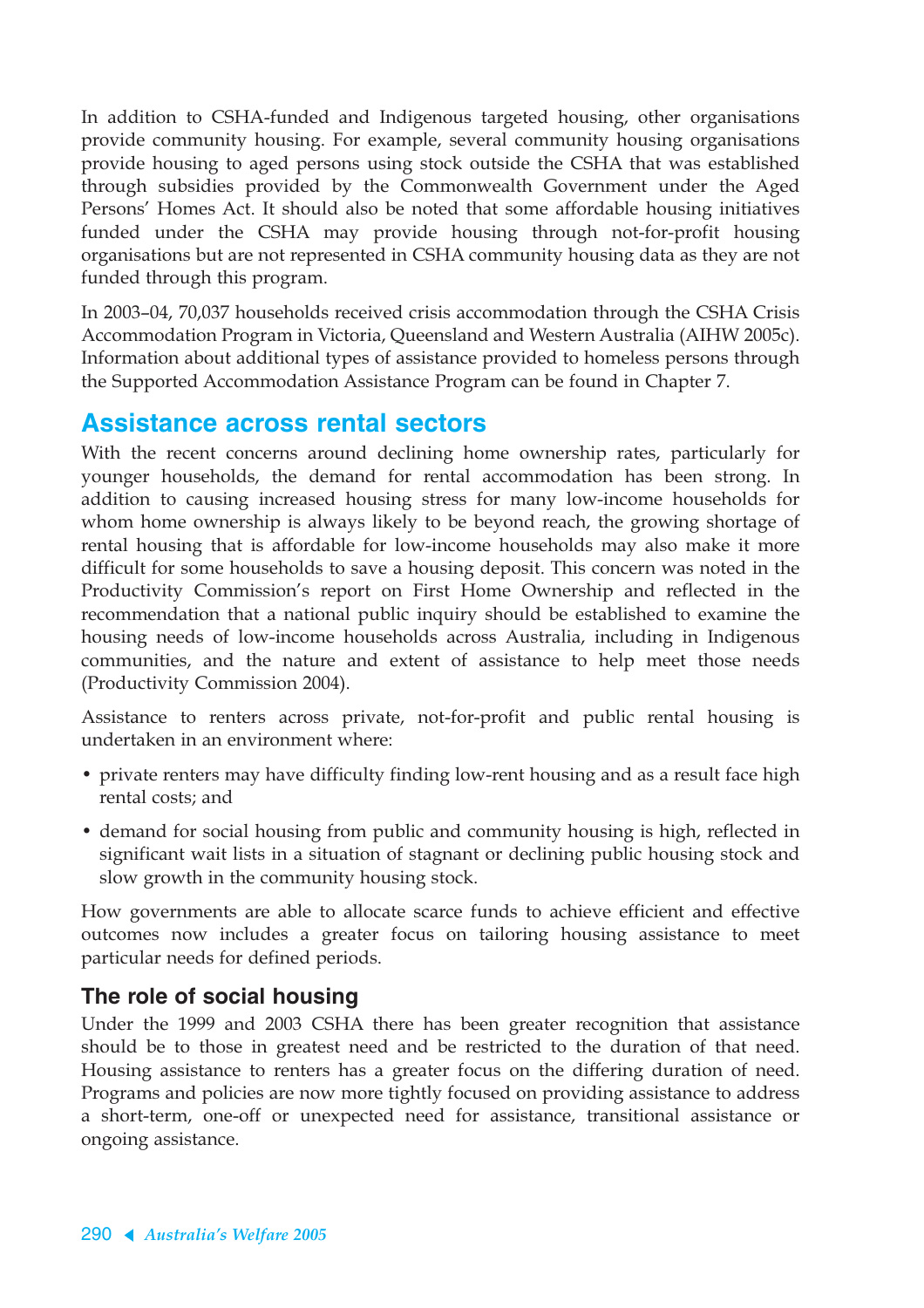In addition to CSHA-funded and Indigenous targeted housing, other organisations provide community housing. For example, several community housing organisations provide housing to aged persons using stock outside the CSHA that was established through subsidies provided by the Commonwealth Government under the Aged Persons' Homes Act. It should also be noted that some affordable housing initiatives funded under the CSHA may provide housing through not-for-profit housing organisations but are not represented in CSHA community housing data as they are not funded through this program.

In 2003–04, 70,037 households received crisis accommodation through the CSHA Crisis Accommodation Program in Victoria, Queensland and Western Australia (AIHW 2005c). Information about additional types of assistance provided to homeless persons through the Supported Accommodation Assistance Program can be found in Chapter 7.

## Assistance across rental sectors

With the recent concerns around declining home ownership rates, particularly for younger households, the demand for rental accommodation has been strong. In addition to causing increased housing stress for many low-income households for whom home ownership is always likely to be beyond reach, the growing shortage of rental housing that is affordable for low-income households may also make it more difficult for some households to save a housing deposit. This concern was noted in the Productivity Commission's report on First Home Ownership and reflected in the recommendation that a national public inquiry should be established to examine the housing needs of low-income households across Australia, including in Indigenous communities, and the nature and extent of assistance to help meet those needs (Productivity Commission 2004).

Assistance to renters across private, not-for-profit and public rental housing is undertaken in an environment where:

- private renters may have difficulty finding low-rent housing and as a result face high rental costs; and
- demand for social housing from public and community housing is high, reflected in significant wait lists in a situation of stagnant or declining public housing stock and slow growth in the community housing stock.

How governments are able to allocate scarce funds to achieve efficient and effective outcomes now includes a greater focus on tailoring housing assistance to meet particular needs for defined periods.

### The role of social housing

Under the 1999 and 2003 CSHA there has been greater recognition that assistance should be to those in greatest need and be restricted to the duration of that need. Housing assistance to renters has a greater focus on the differing duration of need. Programs and policies are now more tightly focused on providing assistance to address a short-term, one-off or unexpected need for assistance, transitional assistance or ongoing assistance.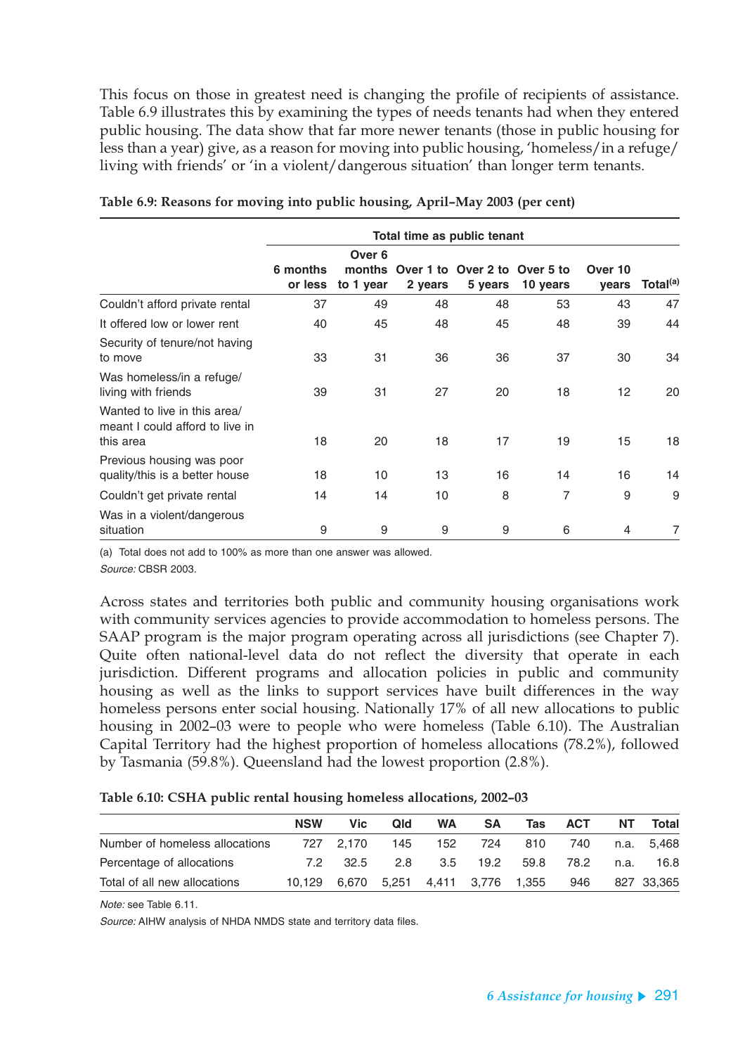This focus on those in greatest need is changing the profile of recipients of assistance. Table 6.9 illustrates this by examining the types of needs tenants had when they entered public housing. The data show that far more newer tenants (those in public housing for less than a year) give, as a reason for moving into public housing, 'homeless/in a refuge/living with friends' or 'in a violent/dangerous situation' than longer term tenants.

**Table 6.9: Reasons for moving into public housing, April–May 2003 (per cent)**

| | Total time as public tenant | | | | | | |
|---|---|---|---|---|---|---|---|
| | 6 months or less | Over 6 months to 1 year | Over 1 to 2 years | Over 2 to 5 years | Over 5 to 10 years | Over 10 years | Total[(a)] |
| Couldn't afford private rental | 37 | 49 | 48 | 48 | 53 | 43 | 47 |
| It offered low or lower rent | 40 | 45 | 48 | 45 | 48 | 39 | 44 |
| Security of tenure/not having to move | 33 | 31 | 36 | 36 | 37 | 30 | 34 |
| Was homeless/in a refuge/living with friends | 39 | 31 | 27 | 20 | 18 | 12 | 20 |
| Wanted to live in this area/meant I could afford to live in this area | 18 | 20 | 18 | 17 | 19 | 15 | 18 |
| Previous housing was poor quality/this is a better house | 18 | 10 | 13 | 16 | 14 | 16 | 14 |
| Couldn't get private rental | 14 | 14 | 10 | 8 | 7 | 9 | 9 |
| Was in a violent/dangerous situation | 9 | 9 | 9 | 9 | 6 | 4 | 7 |

(a) Total does not add to 100% as more than one answer was allowed.

*Source:* CBSR 2003.

Across states and territories both public and community housing organisations work with community services agencies to provide accommodation to homeless persons. The SAAP program is the major program operating across all jurisdictions (see Chapter 7). Quite often national-level data do not reflect the diversity that operate in each jurisdiction. Different programs and allocation policies in public and community housing as well as the links to support services have built differences in the way homeless persons enter social housing. Nationally 17% of all new allocations to public housing in 2002–03 were to people who were homeless (Table 6.10). The Australian Capital Territory had the highest proportion of homeless allocations (78.2%), followed by Tasmania (59.8%). Queensland had the lowest proportion (2.8%).

**Table 6.10: CSHA public rental housing homeless allocations, 2002–03**

| | NSW | Vic | Qld | WA | SA | Tas | ACT | NT | Total |
|---|---|---|---|---|---|---|---|---|---|
| Number of homeless allocations | 727 | 2,170 | 145 | 152 | 724 | 810 | 740 | n.a. | 5,468 |
| Percentage of allocations | 7.2 | 32.5 | 2.8 | 3.5 | 19.2 | 59.8 | 78.2 | n.a. | 16.8 |
| Total of all new allocations | 10,129 | 6,670 | 5,251 | 4,411 | 3,776 | 1,355 | 946 | 827 | 33,365 |

*Note:* see Table 6.11.

*Source:* AIHW analysis of NHDA NMDS state and territory data files.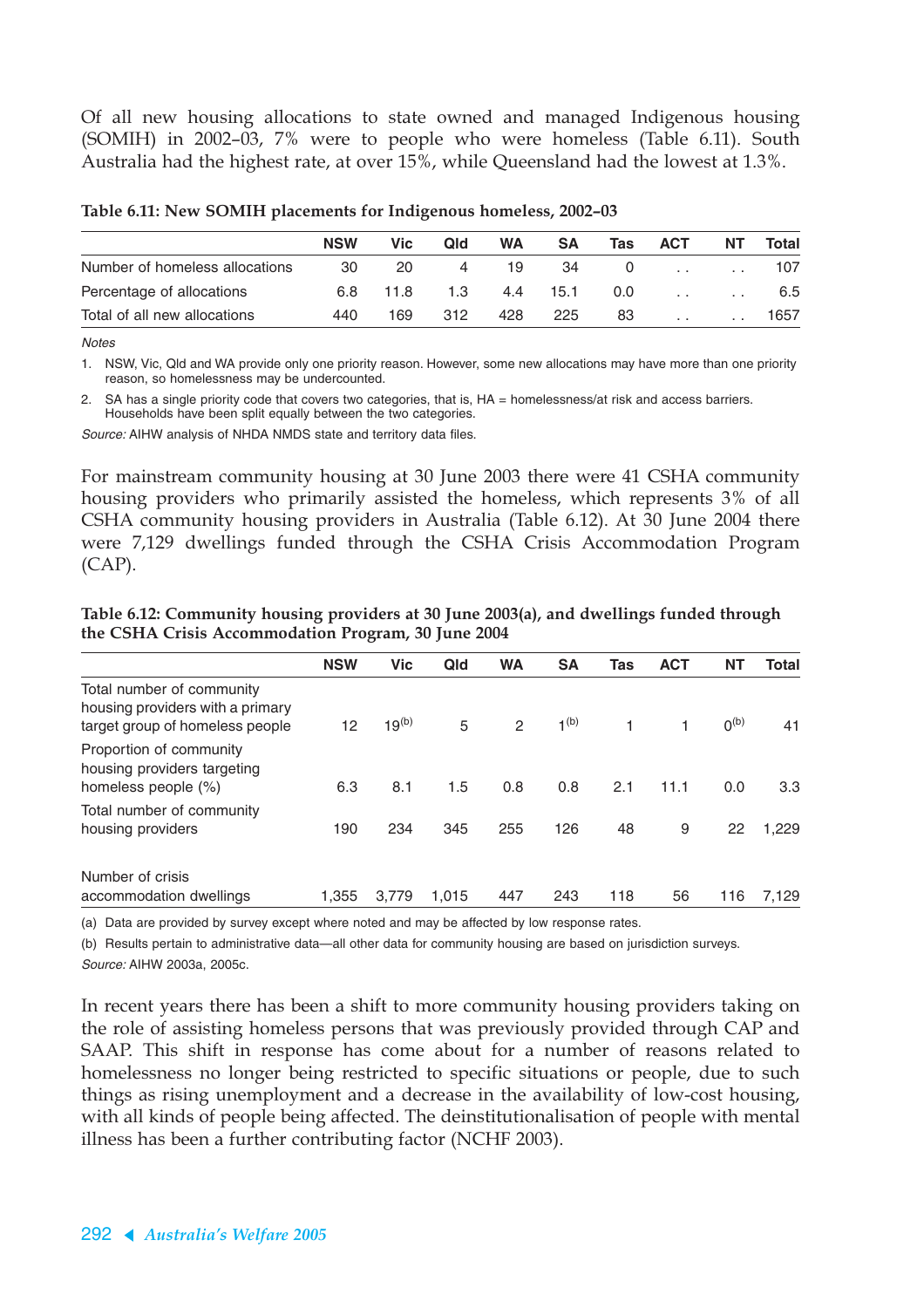Of all new housing allocations to state owned and managed Indigenous housing (SOMIH) in 2002–03, 7% were to people who were homeless (Table 6.11). South Australia had the highest rate, at over 15%, while Queensland had the lowest at 1.3%.

**Table 6.11: New SOMIH placements for Indigenous homeless, 2002–03**

| | NSW | Vic | Qld | WA | SA | Tas | ACT | NT | Total |
|---|---|---|---|---|---|---|---|---|---|
| Number of homeless allocations | 30 | 20 | 4 | 19 | 34 | 0 | . . | . . | 107 |
| Percentage of allocations | 6.8 | 11.8 | 1.3 | 4.4 | 15.1 | 0.0 | . . | . . | 6.5 |
| Total of all new allocations | 440 | 169 | 312 | 428 | 225 | 83 | . . | . . | 1657 |

*Notes*

1. NSW, Vic, Qld and WA provide only one priority reason. However, some new allocations may have more than one priority reason, so homelessness may be undercounted.
2. SA has a single priority code that covers two categories, that is, HA = homelessness/at risk and access barriers. Households have been split equally between the two categories.

*Source:* AIHW analysis of NHDA NMDS state and territory data files.

For mainstream community housing at 30 June 2003 there were 41 CSHA community housing providers who primarily assisted the homeless, which represents 3% of all CSHA community housing providers in Australia (Table 6.12). At 30 June 2004 there were 7,129 dwellings funded through the CSHA Crisis Accommodation Program (CAP).

**Table 6.12: Community housing providers at 30 June 2003(a), and dwellings funded through the CSHA Crisis Accommodation Program, 30 June 2004**

| | NSW | Vic | Qld | WA | SA | Tas | ACT | NT | Total |
|---|---|---|---|---|---|---|---|---|---|
| Total number of community housing providers with a primary target group of homeless people | 12 | 19(b) | 5 | 2 | 1(b) | 1 | 1 | 0(b) | 41 |
| Proportion of community housing providers targeting homeless people (%) | 6.3 | 8.1 | 1.5 | 0.8 | 0.8 | 2.1 | 11.1 | 0.0 | 3.3 |
| Total number of community housing providers | 190 | 234 | 345 | 255 | 126 | 48 | 9 | 22 | 1,229 |
| Number of crisis accommodation dwellings | 1,355 | 3,779 | 1,015 | 447 | 243 | 118 | 56 | 116 | 7,129 |

(a) Data are provided by survey except where noted and may be affected by low response rates.

(b) Results pertain to administrative data—all other data for community housing are based on jurisdiction surveys.

*Source:* AIHW 2003a, 2005c.

In recent years there has been a shift to more community housing providers taking on the role of assisting homeless persons that was previously provided through CAP and SAAP. This shift in response has come about for a number of reasons related to homelessness no longer being restricted to specific situations or people, due to such things as rising unemployment and a decrease in the availability of low-cost housing, with all kinds of people being affected. The deinstitutionalisation of people with mental illness has been a further contributing factor (NCHF 2003).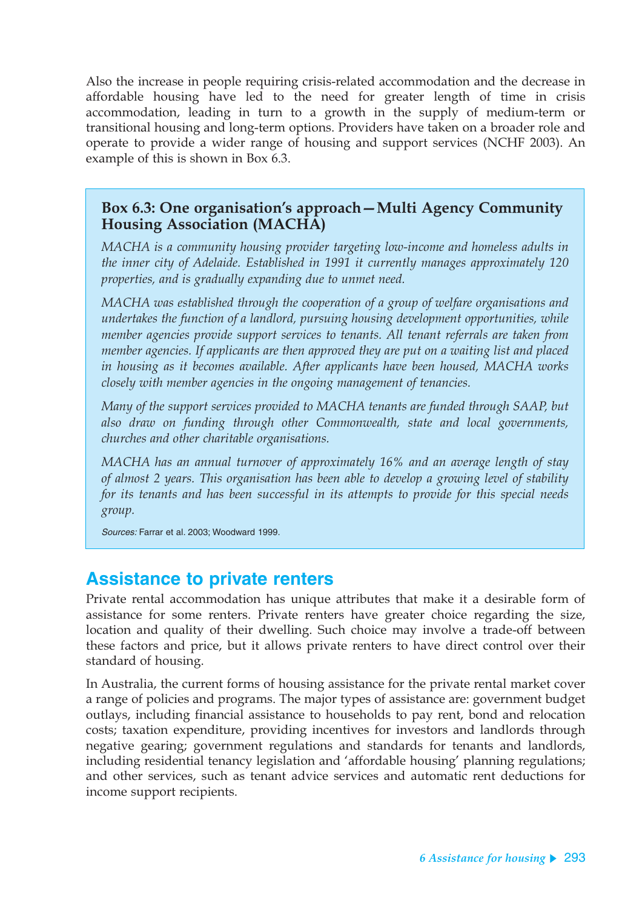Also the increase in people requiring crisis-related accommodation and the decrease in affordable housing have led to the need for greater length of time in crisis accommodation, leading in turn to a growth in the supply of medium-term or transitional housing and long-term options. Providers have taken on a broader role and operate to provide a wider range of housing and support services (NCHF 2003). An example of this is shown in Box 6.3.

> **Box 6.3: One organisation's approach—Multi Agency Community Housing Association (MACHA)**
>
> *MACHA is a community housing provider targeting low-income and homeless adults in the inner city of Adelaide. Established in 1991 it currently manages approximately 120 properties, and is gradually expanding due to unmet need.*
>
> *MACHA was established through the cooperation of a group of welfare organisations and undertakes the function of a landlord, pursuing housing development opportunities, while member agencies provide support services to tenants. All tenant referrals are taken from member agencies. If applicants are then approved they are put on a waiting list and placed in housing as it becomes available. After applicants have been housed, MACHA works closely with member agencies in the ongoing management of tenancies.*
>
> *Many of the support services provided to MACHA tenants are funded through SAAP, but also draw on funding through other Commonwealth, state and local governments, churches and other charitable organisations.*
>
> *MACHA has an annual turnover of approximately 16% and an average length of stay of almost 2 years. This organisation has been able to develop a growing level of stability for its tenants and has been successful in its attempts to provide for this special needs group.*
>
> *Sources:* Farrar et al. 2003; Woodward 1999.

## Assistance to private renters

Private rental accommodation has unique attributes that make it a desirable form of assistance for some renters. Private renters have greater choice regarding the size, location and quality of their dwelling. Such choice may involve a trade-off between these factors and price, but it allows private renters to have direct control over their standard of housing.

In Australia, the current forms of housing assistance for the private rental market cover a range of policies and programs. The major types of assistance are: government budget outlays, including financial assistance to households to pay rent, bond and relocation costs; taxation expenditure, providing incentives for investors and landlords through negative gearing; government regulations and standards for tenants and landlords, including residential tenancy legislation and 'affordable housing' planning regulations; and other services, such as tenant advice services and automatic rent deductions for income support recipients.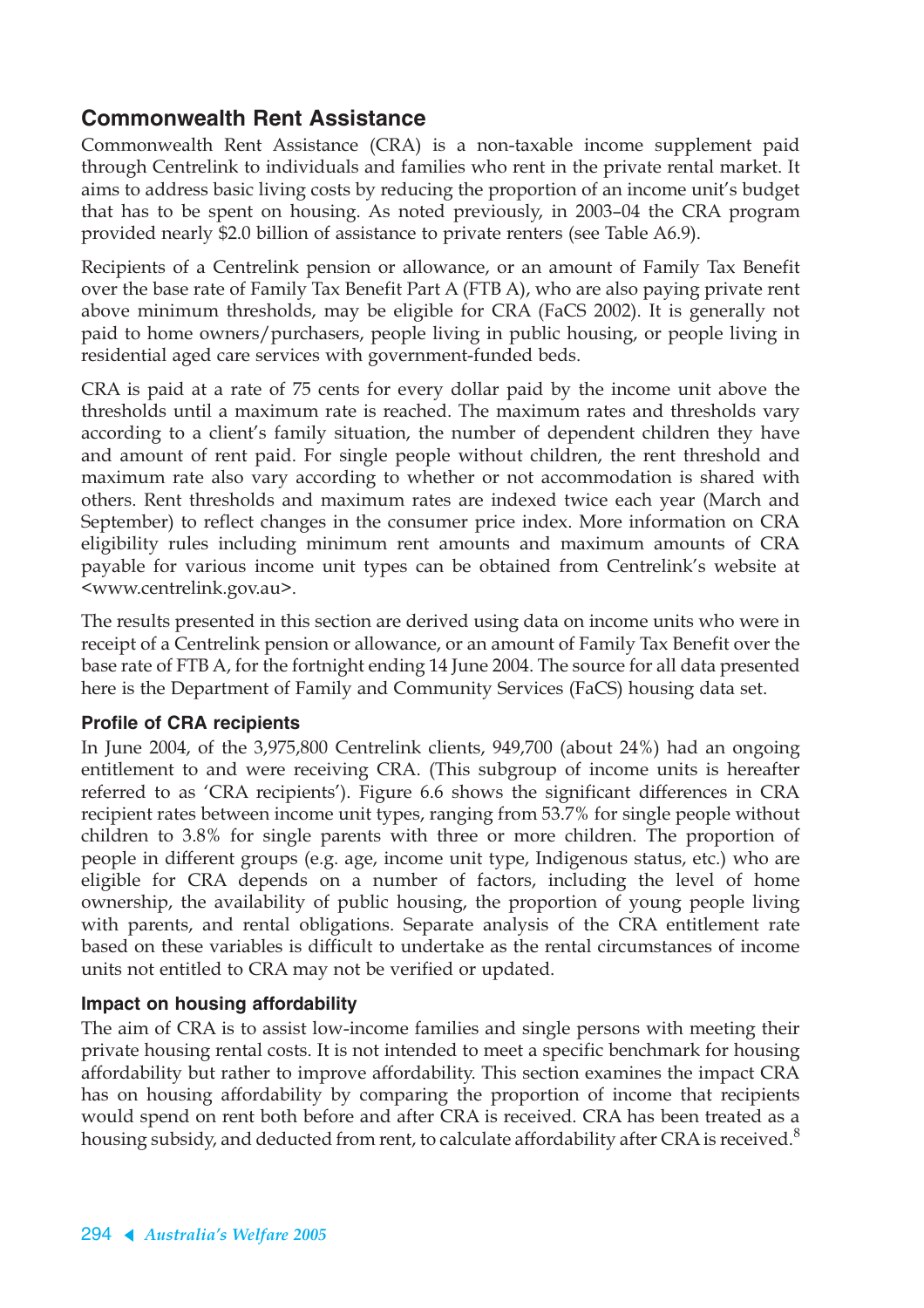## Commonwealth Rent Assistance

Commonwealth Rent Assistance (CRA) is a non-taxable income supplement paid through Centrelink to individuals and families who rent in the private rental market. It aims to address basic living costs by reducing the proportion of an income unit's budget that has to be spent on housing. As noted previously, in 2003–04 the CRA program provided nearly $2.0 billion of assistance to private renters (see Table A6.9).

Recipients of a Centrelink pension or allowance, or an amount of Family Tax Benefit over the base rate of Family Tax Benefit Part A (FTB A), who are also paying private rent above minimum thresholds, may be eligible for CRA (FaCS 2002). It is generally not paid to home owners/purchasers, people living in public housing, or people living in residential aged care services with government-funded beds.

CRA is paid at a rate of 75 cents for every dollar paid by the income unit above the thresholds until a maximum rate is reached. The maximum rates and thresholds vary according to a client's family situation, the number of dependent children they have and amount of rent paid. For single people without children, the rent threshold and maximum rate also vary according to whether or not accommodation is shared with others. Rent thresholds and maximum rates are indexed twice each year (March and September) to reflect changes in the consumer price index. More information on CRA eligibility rules including minimum rent amounts and maximum amounts of CRA payable for various income unit types can be obtained from Centrelink's website at <www.centrelink.gov.au>.

The results presented in this section are derived using data on income units who were in receipt of a Centrelink pension or allowance, or an amount of Family Tax Benefit over the base rate of FTB A, for the fortnight ending 14 June 2004. The source for all data presented here is the Department of Family and Community Services (FaCS) housing data set.

### Profile of CRA recipients

In June 2004, of the 3,975,800 Centrelink clients, 949,700 (about 24%) had an ongoing entitlement to and were receiving CRA. (This subgroup of income units is hereafter referred to as 'CRA recipients'). Figure 6.6 shows the significant differences in CRA recipient rates between income unit types, ranging from 53.7% for single people without children to 3.8% for single parents with three or more children. The proportion of people in different groups (e.g. age, income unit type, Indigenous status, etc.) who are eligible for CRA depends on a number of factors, including the level of home ownership, the availability of public housing, the proportion of young people living with parents, and rental obligations. Separate analysis of the CRA entitlement rate based on these variables is difficult to undertake as the rental circumstances of income units not entitled to CRA may not be verified or updated.

### Impact on housing affordability

The aim of CRA is to assist low-income families and single persons with meeting their private housing rental costs. It is not intended to meet a specific benchmark for housing affordability but rather to improve affordability. This section examines the impact CRA has on housing affordability by comparing the proportion of income that recipients would spend on rent both before and after CRA is received. CRA has been treated as a housing subsidy, and deducted from rent, to calculate affordability after CRA is received.[8]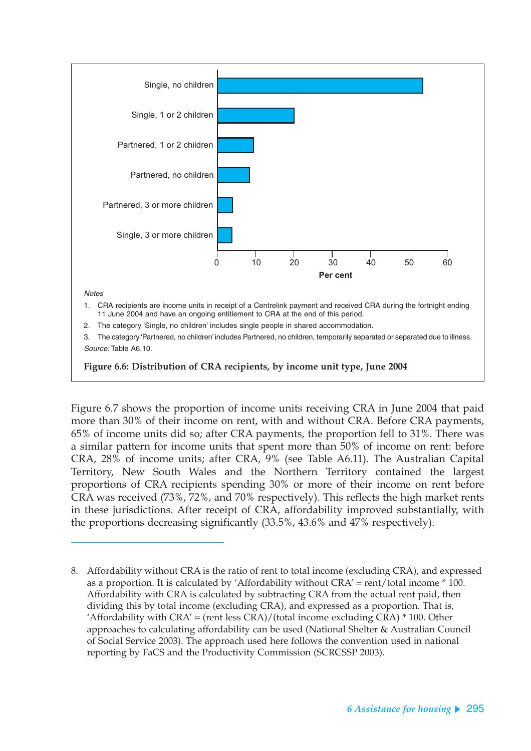| Income unit type | Per cent |
|---|---|
| Single, no children | 54 |
| Single, 1 or 2 children | 20 |
| Partnered, 1 or 2 children | 9 |
| Partnered, no children | 8 |
| Partnered, 3 or more children | 4 |
| Single, 3 or more children | 4 |

*Notes*

1. CRA recipients are income units in receipt of a Centrelink payment and received CRA during the fortnight ending 11 June 2004 and have an ongoing entitlement to CRA at the end of this period.
2. The category 'Single, no children' includes single people in shared accommodation.
3. The category 'Partnered, no children' includes Partnered, no children, temporarily separated or separated due to illness.

*Source:* Table A6.10.

**Figure 6.6: Distribution of CRA recipients, by income unit type, June 2004**

Figure 6.7 shows the proportion of income units receiving CRA in June 2004 that paid more than 30% of their income on rent, with and without CRA. Before CRA payments, 65% of income units did so; after CRA payments, the proportion fell to 31%. There was a similar pattern for income units that spent more than 50% of income on rent: before CRA, 28% of income units; after CRA, 9% (see Table A6.11). The Australian Capital Territory, New South Wales and the Northern Territory contained the largest proportions of CRA recipients spending 30% or more of their income on rent before CRA was received (73%, 72%, and 70% respectively). This reflects the high market rents in these jurisdictions. After receipt of CRA, affordability improved substantially, with the proportions decreasing significantly (33.5%, 43.6% and 47% respectively).

---

8. Affordability without CRA is the ratio of rent to total income (excluding CRA), and expressed as a proportion. It is calculated by 'Affordability without CRA' = rent/total income * 100. Affordability with CRA is calculated by subtracting CRA from the actual rent paid, then dividing this by total income (excluding CRA), and expressed as a proportion. That is, 'Affordability with CRA' = (rent less CRA)/(total income excluding CRA) * 100. Other approaches to calculating affordability can be used (National Shelter & Australian Council of Social Service 2003). The approach used here follows the convention used in national reporting by FaCS and the Productivity Commission (SCRCSSP 2003).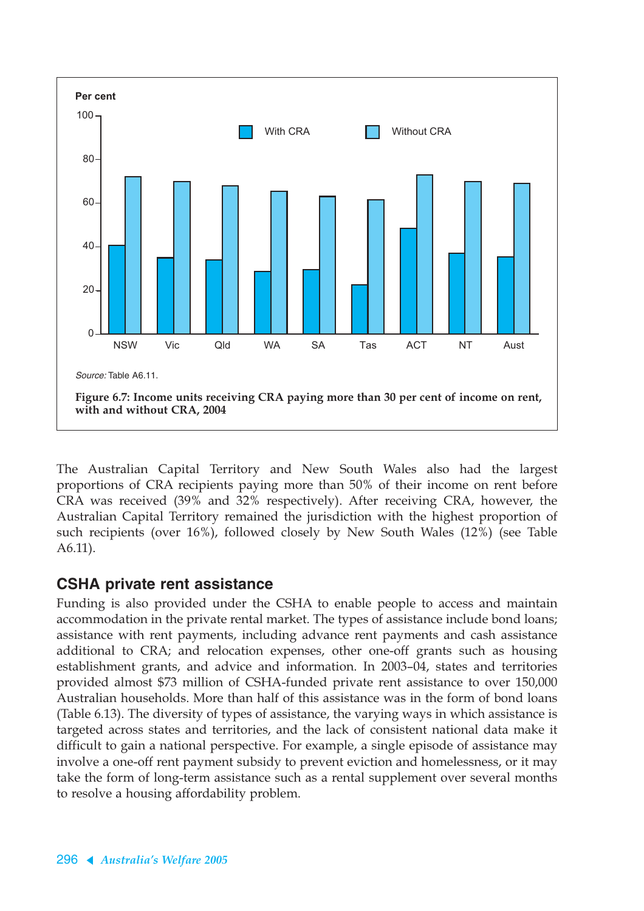Per cent

With CRA | Without CRA

NSW, Vic, Qld, WA, SA, Tas, ACT, NT, Aust

*Source:* Table A6.11.

**Figure 6.7: Income units receiving CRA paying more than 30 per cent of income on rent, with and without CRA, 2004**

The Australian Capital Territory and New South Wales also had the largest proportions of CRA recipients paying more than 50% of their income on rent before CRA was received (39% and 32% respectively). After receiving CRA, however, the Australian Capital Territory remained the jurisdiction with the highest proportion of such recipients (over 16%), followed closely by New South Wales (12%) (see Table A6.11).

## CSHA private rent assistance

Funding is also provided under the CSHA to enable people to access and maintain accommodation in the private rental market. The types of assistance include bond loans; assistance with rent payments, including advance rent payments and cash assistance additional to CRA; and relocation expenses, other one-off grants such as housing establishment grants, and advice and information. In 2003–04, states and territories provided almost $73 million of CSHA-funded private rent assistance to over 150,000 Australian households. More than half of this assistance was in the form of bond loans (Table 6.13). The diversity of types of assistance, the varying ways in which assistance is targeted across states and territories, and the lack of consistent national data make it difficult to gain a national perspective. For example, a single episode of assistance may involve a one-off rent payment subsidy to prevent eviction and homelessness, or it may take the form of long-term assistance such as a rental supplement over several months to resolve a housing affordability problem.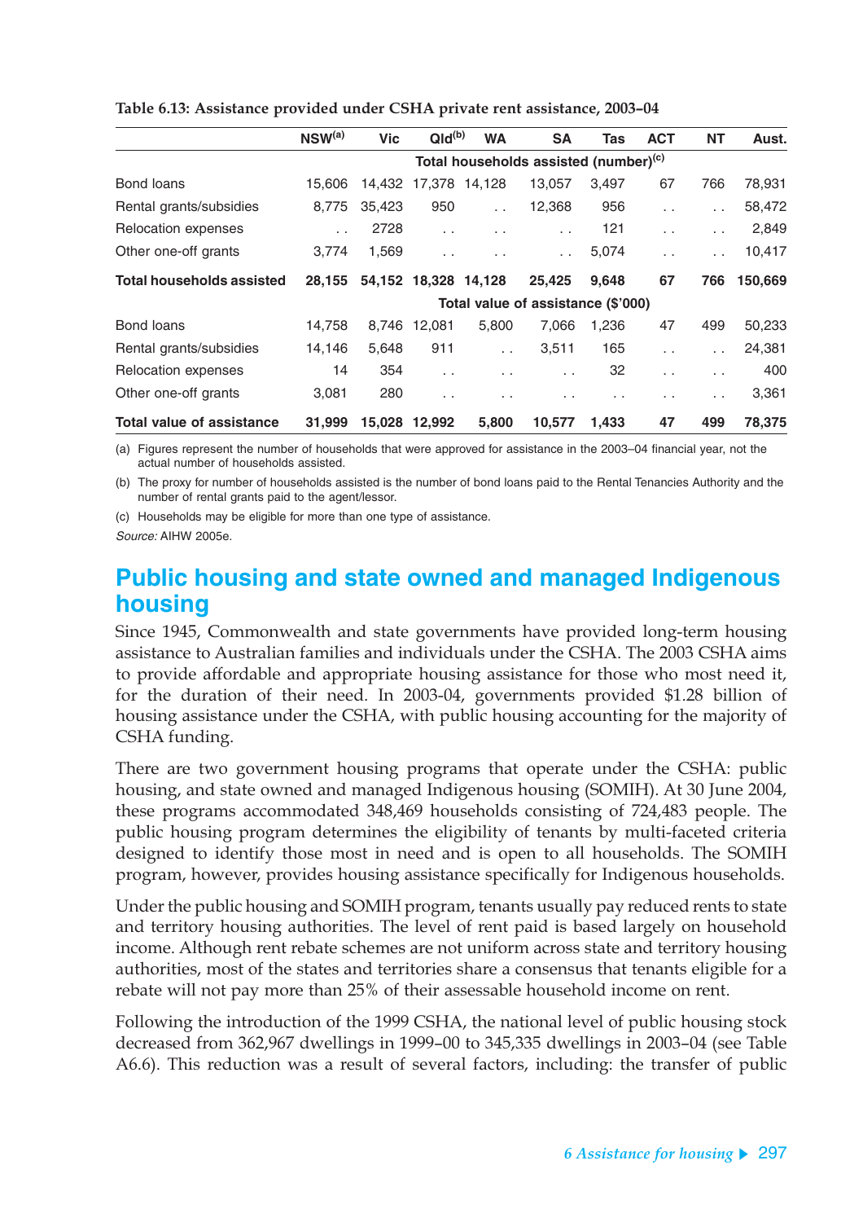Table 6.13: Assistance provided under CSHA private rent assistance, 2003–04

| | NSW[(a)] | Vic | Qld[(b)] | WA | SA | Tas | ACT | NT | Aust. |
|---|---|---|---|---|---|---|---|---|---|
| | Total households assisted (number)[(c)] | | | | | | | | |
| Bond loans | 15,606 | 14,432 | 17,378 | 14,128 | 13,057 | 3,497 | 67 | 766 | 78,931 |
| Rental grants/subsidies | 8,775 | 35,423 | 950 | . . | 12,368 | 956 | . . | . . | 58,472 |
| Relocation expenses | . . | 2728 | . . | . . | . . | 121 | . . | . . | 2,849 |
| Other one-off grants | 3,774 | 1,569 | . . | . . | . . | 5,074 | . . | . . | 10,417 |
| **Total households assisted** | **28,155** | **54,152** | **18,328** | **14,128** | **25,425** | **9,648** | **67** | **766** | **150,669** |
| | Total value of assistance ($'000) | | | | | | | | |
| Bond loans | 14,758 | 8,746 | 12,081 | 5,800 | 7,066 | 1,236 | 47 | 499 | 50,233 |
| Rental grants/subsidies | 14,146 | 5,648 | 911 | . . | 3,511 | 165 | . . | . . | 24,381 |
| Relocation expenses | 14 | 354 | . . | . . | . . | 32 | . . | . . | 400 |
| Other one-off grants | 3,081 | 280 | . . | . . | . . | . . | . . | . . | 3,361 |
| **Total value of assistance** | **31,999** | **15,028** | **12,992** | **5,800** | **10,577** | **1,433** | **47** | **499** | **78,375** |

(a) Figures represent the number of households that were approved for assistance in the 2003–04 financial year, not the actual number of households assisted.

(b) The proxy for number of households assisted is the number of bond loans paid to the Rental Tenancies Authority and the number of rental grants paid to the agent/lessor.

(c) Households may be eligible for more than one type of assistance.

*Source:* AIHW 2005e.

## Public housing and state owned and managed Indigenous housing

Since 1945, Commonwealth and state governments have provided long-term housing assistance to Australian families and individuals under the CSHA. The 2003 CSHA aims to provide affordable and appropriate housing assistance for those who most need it, for the duration of their need. In 2003-04, governments provided $1.28 billion of housing assistance under the CSHA, with public housing accounting for the majority of CSHA funding.

There are two government housing programs that operate under the CSHA: public housing, and state owned and managed Indigenous housing (SOMIH). At 30 June 2004, these programs accommodated 348,469 households consisting of 724,483 people. The public housing program determines the eligibility of tenants by multi-faceted criteria designed to identify those most in need and is open to all households. The SOMIH program, however, provides housing assistance specifically for Indigenous households.

Under the public housing and SOMIH program, tenants usually pay reduced rents to state and territory housing authorities. The level of rent paid is based largely on household income. Although rent rebate schemes are not uniform across state and territory housing authorities, most of the states and territories share a consensus that tenants eligible for a rebate will not pay more than 25% of their assessable household income on rent.

Following the introduction of the 1999 CSHA, the national level of public housing stock decreased from 362,967 dwellings in 1999–00 to 345,335 dwellings in 2003–04 (see Table A6.6). This reduction was a result of several factors, including: the transfer of public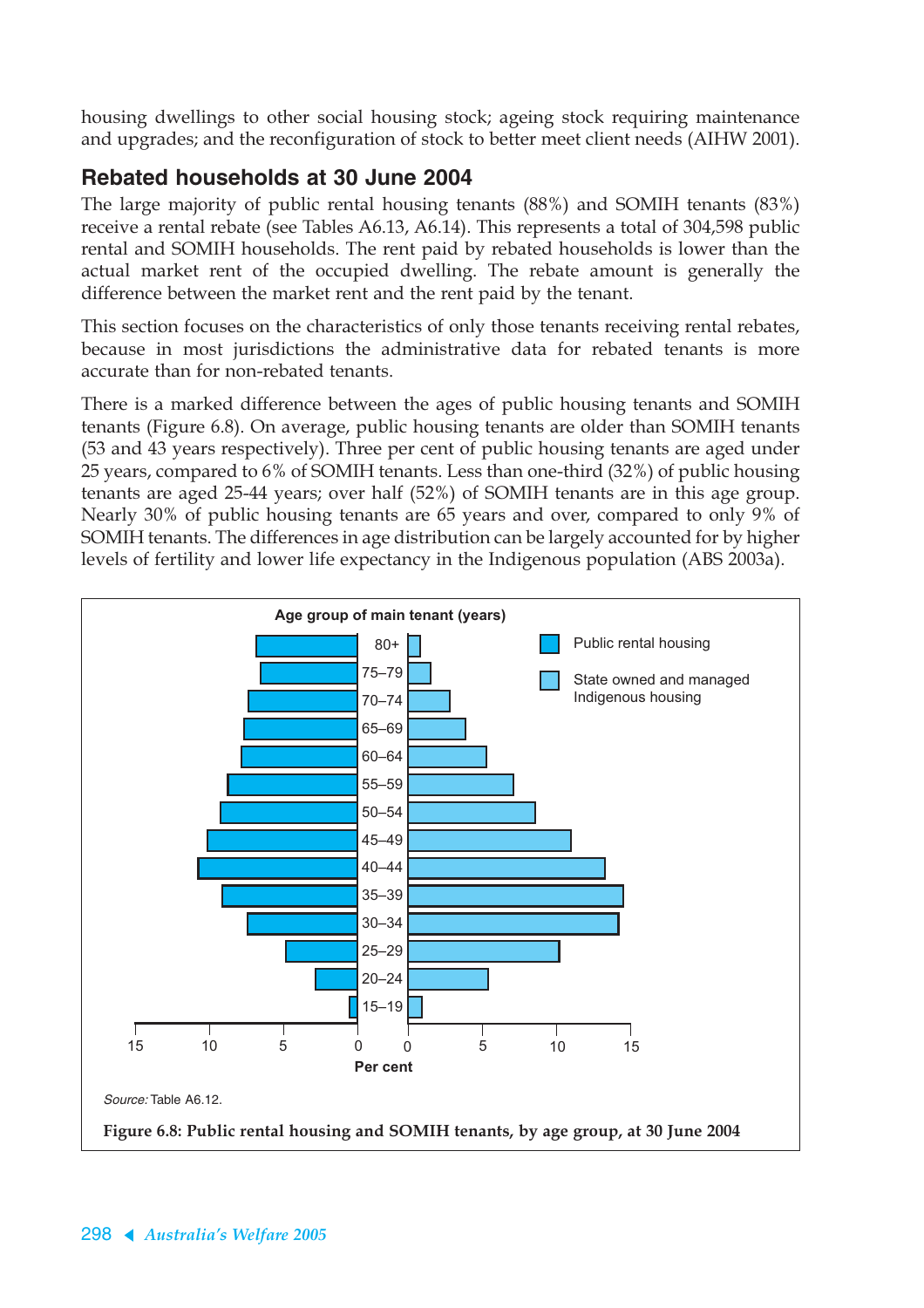housing dwellings to other social housing stock; ageing stock requiring maintenance and upgrades; and the reconfiguration of stock to better meet client needs (AIHW 2001).

## Rebated households at 30 June 2004

The large majority of public rental housing tenants (88%) and SOMIH tenants (83%) receive a rental rebate (see Tables A6.13, A6.14). This represents a total of 304,598 public rental and SOMIH households. The rent paid by rebated households is lower than the actual market rent of the occupied dwelling. The rebate amount is generally the difference between the market rent and the rent paid by the tenant.

This section focuses on the characteristics of only those tenants receiving rental rebates, because in most jurisdictions the administrative data for rebated tenants is more accurate than for non-rebated tenants.

There is a marked difference between the ages of public housing tenants and SOMIH tenants (Figure 6.8). On average, public housing tenants are older than SOMIH tenants (53 and 43 years respectively). Three per cent of public housing tenants are aged under 25 years, compared to 6% of SOMIH tenants. Less than one-third (32%) of public housing tenants are aged 25-44 years; over half (52%) of SOMIH tenants are in this age group. Nearly 30% of public housing tenants are 65 years and over, compared to only 9% of SOMIH tenants. The differences in age distribution can be largely accounted for by higher levels of fertility and lower life expectancy in the Indigenous population (ABS 2003a).

Age group of main tenant (years)

Legend: Public rental housing; State owned and managed Indigenous housing

Age groups: 80+, 75–79, 70–74, 65–69, 60–64, 55–59, 50–54, 45–49, 40–44, 35–39, 30–34, 25–29, 20–24, 15–19

Per cent (0–15, both sides)

*Source:* Table A6.12.

**Figure 6.8: Public rental housing and SOMIH tenants, by age group, at 30 June 2004**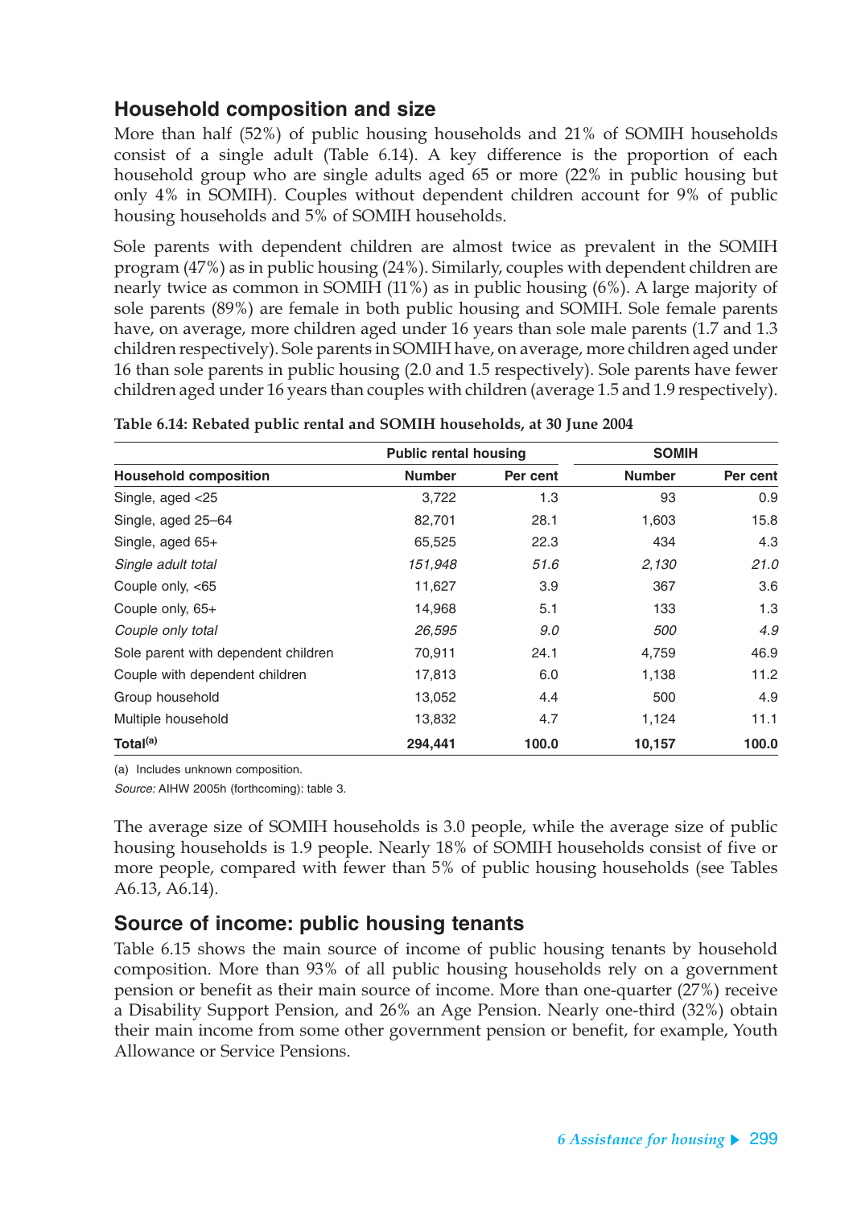## Household composition and size

More than half (52%) of public housing households and 21% of SOMIH households consist of a single adult (Table 6.14). A key difference is the proportion of each household group who are single adults aged 65 or more (22% in public housing but only 4% in SOMIH). Couples without dependent children account for 9% of public housing households and 5% of SOMIH households.

Sole parents with dependent children are almost twice as prevalent in the SOMIH program (47%) as in public housing (24%). Similarly, couples with dependent children are nearly twice as common in SOMIH (11%) as in public housing (6%). A large majority of sole parents (89%) are female in both public housing and SOMIH. Sole female parents have, on average, more children aged under 16 years than sole male parents (1.7 and 1.3 children respectively). Sole parents in SOMIH have, on average, more children aged under 16 than sole parents in public housing (2.0 and 1.5 respectively). Sole parents have fewer children aged under 16 years than couples with children (average 1.5 and 1.9 respectively).

**Table 6.14: Rebated public rental and SOMIH households, at 30 June 2004**

| | Public rental housing | | SOMIH | |
|---|---|---|---|---|
| **Household composition** | **Number** | **Per cent** | **Number** | **Per cent** |
| Single, aged <25 | 3,722 | 1.3 | 93 | 0.9 |
| Single, aged 25–64 | 82,701 | 28.1 | 1,603 | 15.8 |
| Single, aged 65+ | 65,525 | 22.3 | 434 | 4.3 |
| *Single adult total* | *151,948* | *51.6* | *2,130* | *21.0* |
| Couple only, <65 | 11,627 | 3.9 | 367 | 3.6 |
| Couple only, 65+ | 14,968 | 5.1 | 133 | 1.3 |
| *Couple only total* | *26,595* | *9.0* | *500* | *4.9* |
| Sole parent with dependent children | 70,911 | 24.1 | 4,759 | 46.9 |
| Couple with dependent children | 17,813 | 6.0 | 1,138 | 11.2 |
| Group household | 13,052 | 4.4 | 500 | 4.9 |
| Multiple household | 13,832 | 4.7 | 1,124 | 11.1 |
| **Total[(a)]** | **294,441** | **100.0** | **10,157** | **100.0** |

(a) Includes unknown composition.

*Source:* AIHW 2005h (forthcoming): table 3.

The average size of SOMIH households is 3.0 people, while the average size of public housing households is 1.9 people. Nearly 18% of SOMIH households consist of five or more people, compared with fewer than 5% of public housing households (see Tables A6.13, A6.14).

## Source of income: public housing tenants

Table 6.15 shows the main source of income of public housing tenants by household composition. More than 93% of all public housing households rely on a government pension or benefit as their main source of income. More than one-quarter (27%) receive a Disability Support Pension, and 26% an Age Pension. Nearly one-third (32%) obtain their main income from some other government pension or benefit, for example, Youth Allowance or Service Pensions.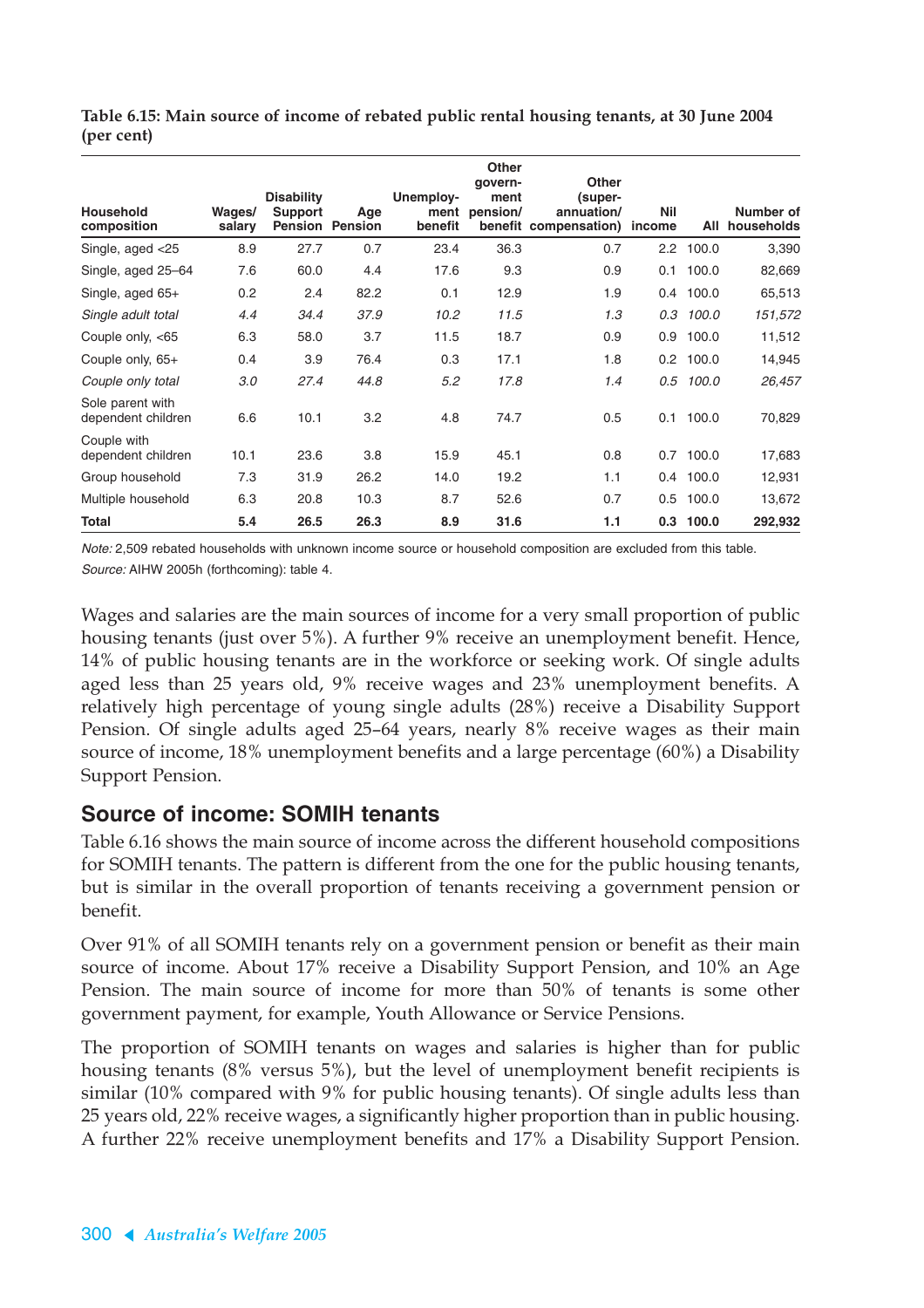**Table 6.15: Main source of income of rebated public rental housing tenants, at 30 June 2004 (per cent)**

| Household composition | Wages/ salary | Disability Support Pension | Age Pension | Unemploy-ment benefit | Other govern-ment pension/ benefit | Other (super-annuation/ compensation) | Nil income | All | Number of households |
|---|---|---|---|---|---|---|---|---|---|
| Single, aged <25 | 8.9 | 27.7 | 0.7 | 23.4 | 36.3 | 0.7 | 2.2 | 100.0 | 3,390 |
| Single, aged 25–64 | 7.6 | 60.0 | 4.4 | 17.6 | 9.3 | 0.9 | 0.1 | 100.0 | 82,669 |
| Single, aged 65+ | 0.2 | 2.4 | 82.2 | 0.1 | 12.9 | 1.9 | 0.4 | 100.0 | 65,513 |
| *Single adult total* | *4.4* | *34.4* | *37.9* | *10.2* | *11.5* | *1.3* | *0.3* | *100.0* | *151,572* |
| Couple only, <65 | 6.3 | 58.0 | 3.7 | 11.5 | 18.7 | 0.9 | 0.9 | 100.0 | 11,512 |
| Couple only, 65+ | 0.4 | 3.9 | 76.4 | 0.3 | 17.1 | 1.8 | 0.2 | 100.0 | 14,945 |
| *Couple only total* | *3.0* | *27.4* | *44.8* | *5.2* | *17.8* | *1.4* | *0.5* | *100.0* | *26,457* |
| Sole parent with dependent children | 6.6 | 10.1 | 3.2 | 4.8 | 74.7 | 0.5 | 0.1 | 100.0 | 70,829 |
| Couple with dependent children | 10.1 | 23.6 | 3.8 | 15.9 | 45.1 | 0.8 | 0.7 | 100.0 | 17,683 |
| Group household | 7.3 | 31.9 | 26.2 | 14.0 | 19.2 | 1.1 | 0.4 | 100.0 | 12,931 |
| Multiple household | 6.3 | 20.8 | 10.3 | 8.7 | 52.6 | 0.7 | 0.5 | 100.0 | 13,672 |
| **Total** | **5.4** | **26.5** | **26.3** | **8.9** | **31.6** | **1.1** | **0.3** | **100.0** | **292,932** |

*Note:* 2,509 rebated households with unknown income source or household composition are excluded from this table.
*Source:* AIHW 2005h (forthcoming): table 4.

Wages and salaries are the main sources of income for a very small proportion of public housing tenants (just over 5%). A further 9% receive an unemployment benefit. Hence, 14% of public housing tenants are in the workforce or seeking work. Of single adults aged less than 25 years old, 9% receive wages and 23% unemployment benefits. A relatively high percentage of young single adults (28%) receive a Disability Support Pension. Of single adults aged 25–64 years, nearly 8% receive wages as their main source of income, 18% unemployment benefits and a large percentage (60%) a Disability Support Pension.

## Source of income: SOMIH tenants

Table 6.16 shows the main source of income across the different household compositions for SOMIH tenants. The pattern is different from the one for the public housing tenants, but is similar in the overall proportion of tenants receiving a government pension or benefit.

Over 91% of all SOMIH tenants rely on a government pension or benefit as their main source of income. About 17% receive a Disability Support Pension, and 10% an Age Pension. The main source of income for more than 50% of tenants is some other government payment, for example, Youth Allowance or Service Pensions.

The proportion of SOMIH tenants on wages and salaries is higher than for public housing tenants (8% versus 5%), but the level of unemployment benefit recipients is similar (10% compared with 9% for public housing tenants). Of single adults less than 25 years old, 22% receive wages, a significantly higher proportion than in public housing. A further 22% receive unemployment benefits and 17% a Disability Support Pension.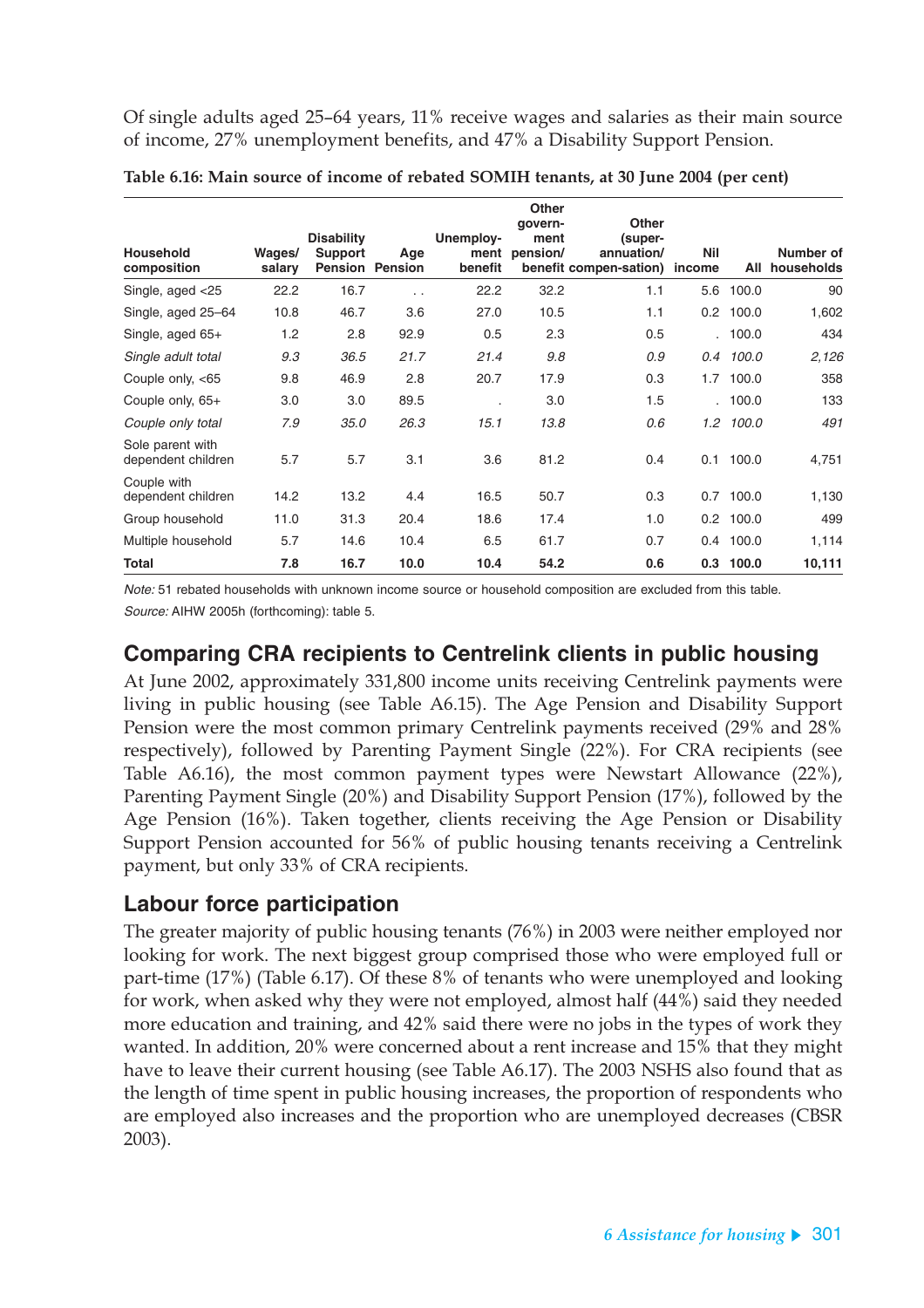Of single adults aged 25–64 years, 11% receive wages and salaries as their main source of income, 27% unemployment benefits, and 47% a Disability Support Pension.

**Table 6.16: Main source of income of rebated SOMIH tenants, at 30 June 2004 (per cent)**

| Household composition | Wages/ salary | Disability Support Pension | Age Pension | Unemploy-ment benefit | Other govern-ment pension/ benefit | Other (super-annuation/ compen-sation) | Nil income | All | Number of households |
|---|---|---|---|---|---|---|---|---|---|
| Single, aged <25 | 22.2 | 16.7 | . . | 22.2 | 32.2 | 1.1 | 5.6 | 100.0 | 90 |
| Single, aged 25–64 | 10.8 | 46.7 | 3.6 | 27.0 | 10.5 | 1.1 | 0.2 | 100.0 | 1,602 |
| Single, aged 65+ | 1.2 | 2.8 | 92.9 | 0.5 | 2.3 | 0.5 | . | 100.0 | 434 |
| *Single adult total* | *9.3* | *36.5* | *21.7* | *21.4* | *9.8* | *0.9* | *0.4* | *100.0* | *2,126* |
| Couple only, <65 | 9.8 | 46.9 | 2.8 | 20.7 | 17.9 | 0.3 | 1.7 | 100.0 | 358 |
| Couple only, 65+ | 3.0 | 3.0 | 89.5 | . | 3.0 | 1.5 | . | 100.0 | 133 |
| *Couple only total* | *7.9* | *35.0* | *26.3* | *15.1* | *13.8* | *0.6* | *1.2* | *100.0* | *491* |
| Sole parent with dependent children | 5.7 | 5.7 | 3.1 | 3.6 | 81.2 | 0.4 | 0.1 | 100.0 | 4,751 |
| Couple with dependent children | 14.2 | 13.2 | 4.4 | 16.5 | 50.7 | 0.3 | 0.7 | 100.0 | 1,130 |
| Group household | 11.0 | 31.3 | 20.4 | 18.6 | 17.4 | 1.0 | 0.2 | 100.0 | 499 |
| Multiple household | 5.7 | 14.6 | 10.4 | 6.5 | 61.7 | 0.7 | 0.4 | 100.0 | 1,114 |
| **Total** | **7.8** | **16.7** | **10.0** | **10.4** | **54.2** | **0.6** | **0.3** | **100.0** | **10,111** |

*Note:* 51 rebated households with unknown income source or household composition are excluded from this table.

*Source:* AIHW 2005h (forthcoming): table 5.

## Comparing CRA recipients to Centrelink clients in public housing

At June 2002, approximately 331,800 income units receiving Centrelink payments were living in public housing (see Table A6.15). The Age Pension and Disability Support Pension were the most common primary Centrelink payments received (29% and 28% respectively), followed by Parenting Payment Single (22%). For CRA recipients (see Table A6.16), the most common payment types were Newstart Allowance (22%), Parenting Payment Single (20%) and Disability Support Pension (17%), followed by the Age Pension (16%). Taken together, clients receiving the Age Pension or Disability Support Pension accounted for 56% of public housing tenants receiving a Centrelink payment, but only 33% of CRA recipients.

## Labour force participation

The greater majority of public housing tenants (76%) in 2003 were neither employed nor looking for work. The next biggest group comprised those who were employed full or part-time (17%) (Table 6.17). Of these 8% of tenants who were unemployed and looking for work, when asked why they were not employed, almost half (44%) said they needed more education and training, and 42% said there were no jobs in the types of work they wanted. In addition, 20% were concerned about a rent increase and 15% that they might have to leave their current housing (see Table A6.17). The 2003 NSHS also found that as the length of time spent in public housing increases, the proportion of respondents who are employed also increases and the proportion who are unemployed decreases (CBSR 2003).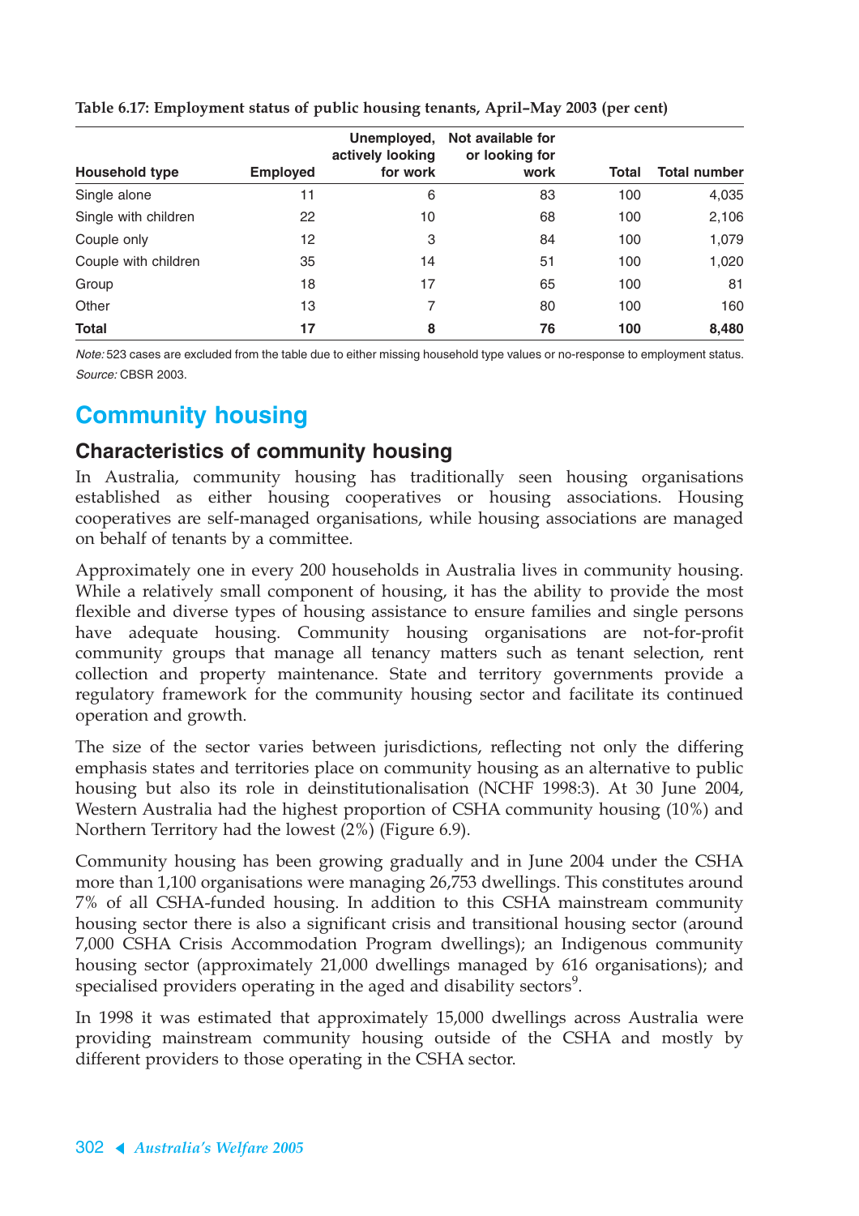**Table 6.17: Employment status of public housing tenants, April–May 2003 (per cent)**

| Household type | Employed | Unemployed, actively looking for work | Not available for or looking for work | Total | Total number |
|---|---|---|---|---|---|
| Single alone | 11 | 6 | 83 | 100 | 4,035 |
| Single with children | 22 | 10 | 68 | 100 | 2,106 |
| Couple only | 12 | 3 | 84 | 100 | 1,079 |
| Couple with children | 35 | 14 | 51 | 100 | 1,020 |
| Group | 18 | 17 | 65 | 100 | 81 |
| Other | 13 | 7 | 80 | 100 | 160 |
| **Total** | **17** | **8** | **76** | **100** | **8,480** |

*Note:* 523 cases are excluded from the table due to either missing household type values or no-response to employment status.
*Source:* CBSR 2003.

# Community housing

## Characteristics of community housing

In Australia, community housing has traditionally seen housing organisations established as either housing cooperatives or housing associations. Housing cooperatives are self-managed organisations, while housing associations are managed on behalf of tenants by a committee.

Approximately one in every 200 households in Australia lives in community housing. While a relatively small component of housing, it has the ability to provide the most flexible and diverse types of housing assistance to ensure families and single persons have adequate housing. Community housing organisations are not-for-profit community groups that manage all tenancy matters such as tenant selection, rent collection and property maintenance. State and territory governments provide a regulatory framework for the community housing sector and facilitate its continued operation and growth.

The size of the sector varies between jurisdictions, reflecting not only the differing emphasis states and territories place on community housing as an alternative to public housing but also its role in deinstitutionalisation (NCHF 1998:3). At 30 June 2004, Western Australia had the highest proportion of CSHA community housing (10%) and Northern Territory had the lowest (2%) (Figure 6.9).

Community housing has been growing gradually and in June 2004 under the CSHA more than 1,100 organisations were managing 26,753 dwellings. This constitutes around 7% of all CSHA-funded housing. In addition to this CSHA mainstream community housing sector there is also a significant crisis and transitional housing sector (around 7,000 CSHA Crisis Accommodation Program dwellings); an Indigenous community housing sector (approximately 21,000 dwellings managed by 616 organisations); and specialised providers operating in the aged and disability sectors[9].

In 1998 it was estimated that approximately 15,000 dwellings across Australia were providing mainstream community housing outside of the CSHA and mostly by different providers to those operating in the CSHA sector.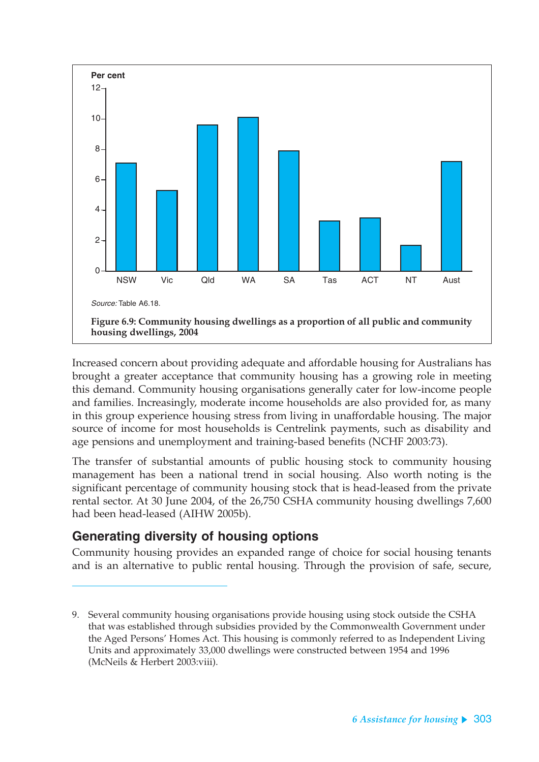Per cent

Source: Table A6.18.

**Figure 6.9: Community housing dwellings as a proportion of all public and community housing dwellings, 2004**

Increased concern about providing adequate and affordable housing for Australians has brought a greater acceptance that community housing has a growing role in meeting this demand. Community housing organisations generally cater for low-income people and families. Increasingly, moderate income households are also provided for, as many in this group experience housing stress from living in unaffordable housing. The major source of income for most households is Centrelink payments, such as disability and age pensions and unemployment and training-based benefits (NCHF 2003:73).

The transfer of substantial amounts of public housing stock to community housing management has been a national trend in social housing. Also worth noting is the significant percentage of community housing stock that is head-leased from the private rental sector. At 30 June 2004, of the 26,750 CSHA community housing dwellings 7,600 had been head-leased (AIHW 2005b).

## Generating diversity of housing options

Community housing provides an expanded range of choice for social housing tenants and is an alternative to public rental housing. Through the provision of safe, secure,

---

9. Several community housing organisations provide housing using stock outside the CSHA that was established through subsidies provided by the Commonwealth Government under the Aged Persons' Homes Act. This housing is commonly referred to as Independent Living Units and approximately 33,000 dwellings were constructed between 1954 and 1996 (McNeils & Herbert 2003:viii).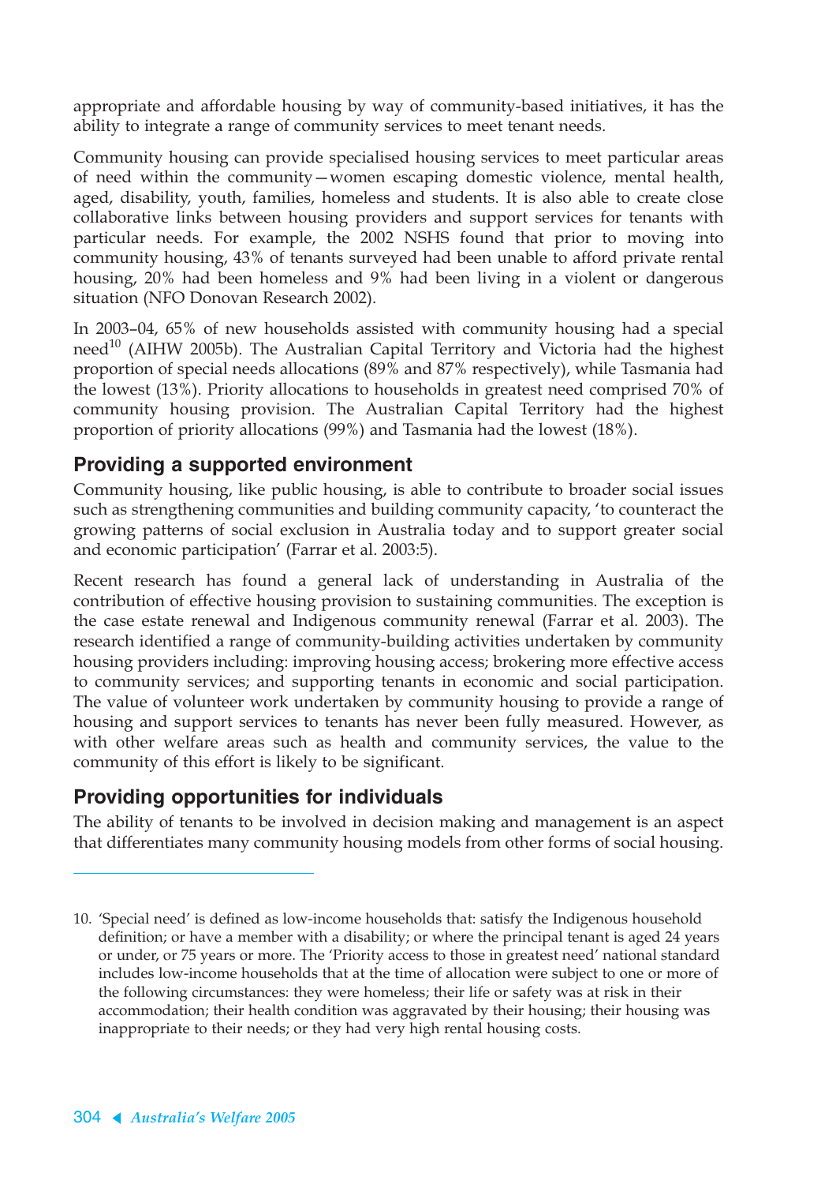appropriate and affordable housing by way of community-based initiatives, it has the ability to integrate a range of community services to meet tenant needs.

Community housing can provide specialised housing services to meet particular areas of need within the community—women escaping domestic violence, mental health, aged, disability, youth, families, homeless and students. It is also able to create close collaborative links between housing providers and support services for tenants with particular needs. For example, the 2002 NSHS found that prior to moving into community housing, 43% of tenants surveyed had been unable to afford private rental housing, 20% had been homeless and 9% had been living in a violent or dangerous situation (NFO Donovan Research 2002).

In 2003–04, 65% of new households assisted with community housing had a special need[10] (AIHW 2005b). The Australian Capital Territory and Victoria had the highest proportion of special needs allocations (89% and 87% respectively), while Tasmania had the lowest (13%). Priority allocations to households in greatest need comprised 70% of community housing provision. The Australian Capital Territory had the highest proportion of priority allocations (99%) and Tasmania had the lowest (18%).

## Providing a supported environment

Community housing, like public housing, is able to contribute to broader social issues such as strengthening communities and building community capacity, 'to counteract the growing patterns of social exclusion in Australia today and to support greater social and economic participation' (Farrar et al. 2003:5).

Recent research has found a general lack of understanding in Australia of the contribution of effective housing provision to sustaining communities. The exception is the case estate renewal and Indigenous community renewal (Farrar et al. 2003). The research identified a range of community-building activities undertaken by community housing providers including: improving housing access; brokering more effective access to community services; and supporting tenants in economic and social participation. The value of volunteer work undertaken by community housing to provide a range of housing and support services to tenants has never been fully measured. However, as with other welfare areas such as health and community services, the value to the community of this effort is likely to be significant.

## Providing opportunities for individuals

The ability of tenants to be involved in decision making and management is an aspect that differentiates many community housing models from other forms of social housing.

---

10. 'Special need' is defined as low-income households that: satisfy the Indigenous household definition; or have a member with a disability; or where the principal tenant is aged 24 years or under, or 75 years or more. The 'Priority access to those in greatest need' national standard includes low-income households that at the time of allocation were subject to one or more of the following circumstances: they were homeless; their life or safety was at risk in their accommodation; their health condition was aggravated by their housing; their housing was inappropriate to their needs; or they had very high rental housing costs.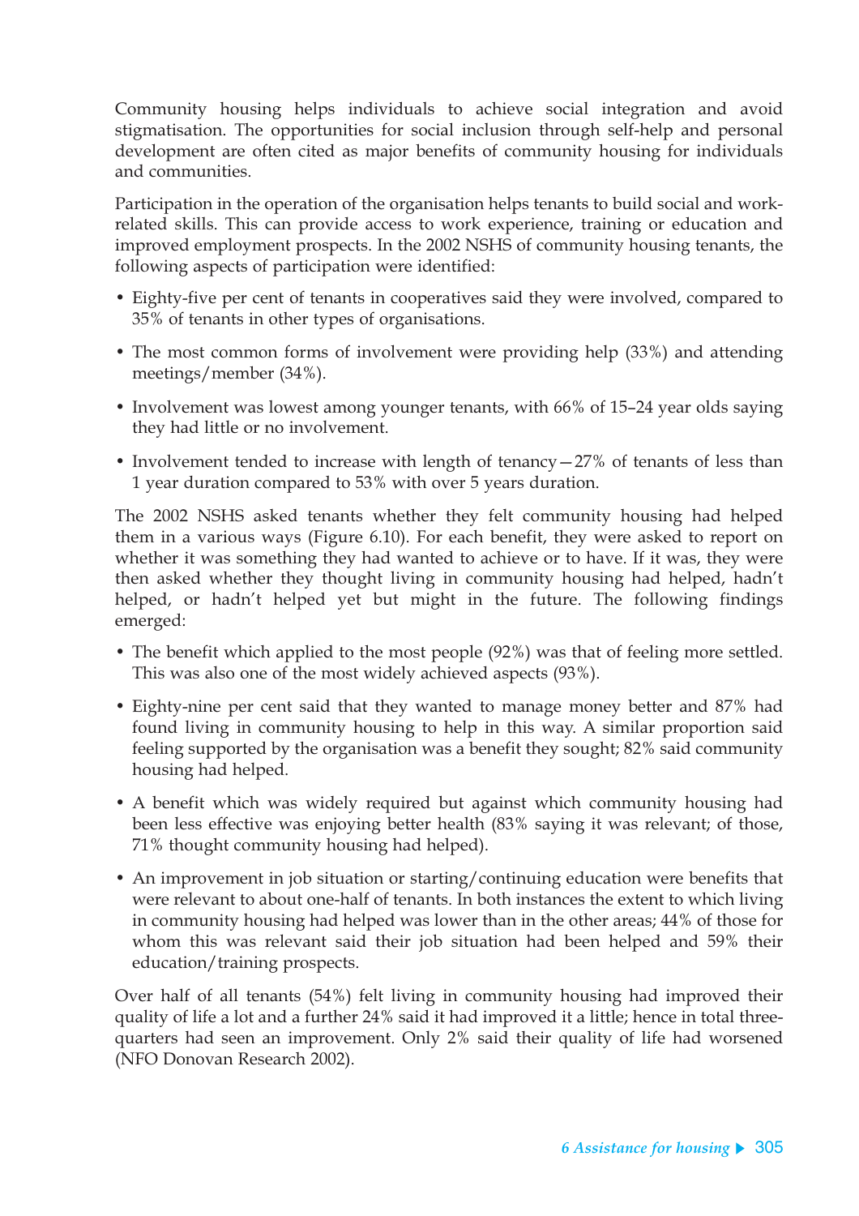Community housing helps individuals to achieve social integration and avoid stigmatisation. The opportunities for social inclusion through self-help and personal development are often cited as major benefits of community housing for individuals and communities.

Participation in the operation of the organisation helps tenants to build social and work-related skills. This can provide access to work experience, training or education and improved employment prospects. In the 2002 NSHS of community housing tenants, the following aspects of participation were identified:

- Eighty-five per cent of tenants in cooperatives said they were involved, compared to 35% of tenants in other types of organisations.
- The most common forms of involvement were providing help (33%) and attending meetings/member (34%).
- Involvement was lowest among younger tenants, with 66% of 15–24 year olds saying they had little or no involvement.
- Involvement tended to increase with length of tenancy—27% of tenants of less than 1 year duration compared to 53% with over 5 years duration.

The 2002 NSHS asked tenants whether they felt community housing had helped them in a various ways (Figure 6.10). For each benefit, they were asked to report on whether it was something they had wanted to achieve or to have. If it was, they were then asked whether they thought living in community housing had helped, hadn't helped, or hadn't helped yet but might in the future. The following findings emerged:

- The benefit which applied to the most people (92%) was that of feeling more settled. This was also one of the most widely achieved aspects (93%).
- Eighty-nine per cent said that they wanted to manage money better and 87% had found living in community housing to help in this way. A similar proportion said feeling supported by the organisation was a benefit they sought; 82% said community housing had helped.
- A benefit which was widely required but against which community housing had been less effective was enjoying better health (83% saying it was relevant; of those, 71% thought community housing had helped).
- An improvement in job situation or starting/continuing education were benefits that were relevant to about one-half of tenants. In both instances the extent to which living in community housing had helped was lower than in the other areas; 44% of those for whom this was relevant said their job situation had been helped and 59% their education/training prospects.

Over half of all tenants (54%) felt living in community housing had improved their quality of life a lot and a further 24% said it had improved it a little; hence in total three-quarters had seen an improvement. Only 2% said their quality of life had worsened (NFO Donovan Research 2002).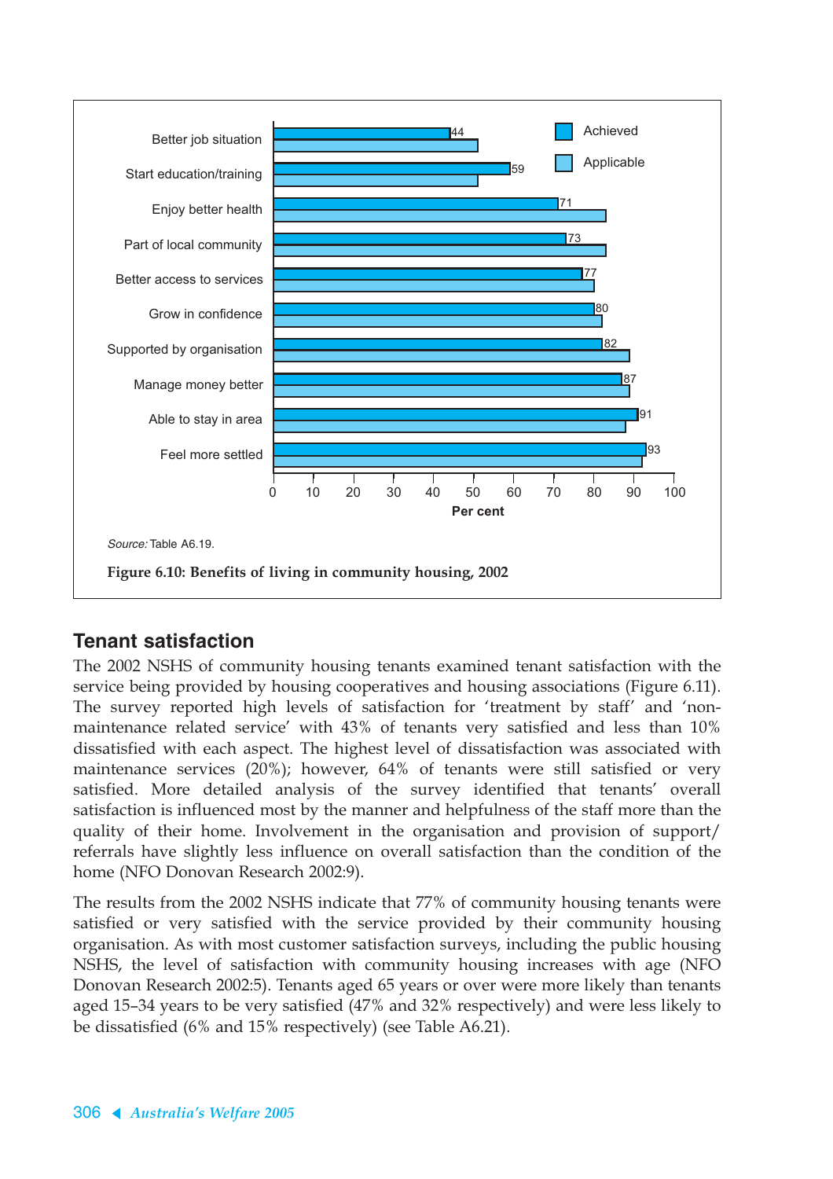| | Achieved | Applicable |
|---|---|---|
| Better job situation | 44 | |
| Start education/training | 59 | |
| Enjoy better health | 71 | |
| Part of local community | 73 | |
| Better access to services | 77 | |
| Grow in confidence | 80 | |
| Supported by organisation | 82 | |
| Manage money better | 87 | |
| Able to stay in area | 91 | |
| Feel more settled | 93 | |

Per cent

*Source:* Table A6.19.

**Figure 6.10: Benefits of living in community housing, 2002**

## Tenant satisfaction

The 2002 NSHS of community housing tenants examined tenant satisfaction with the service being provided by housing cooperatives and housing associations (Figure 6.11). The survey reported high levels of satisfaction for 'treatment by staff' and 'non-maintenance related service' with 43% of tenants very satisfied and less than 10% dissatisfied with each aspect. The highest level of dissatisfaction was associated with maintenance services (20%); however, 64% of tenants were still satisfied or very satisfied. More detailed analysis of the survey identified that tenants' overall satisfaction is influenced most by the manner and helpfulness of the staff more than the quality of their home. Involvement in the organisation and provision of support/referrals have slightly less influence on overall satisfaction than the condition of the home (NFO Donovan Research 2002:9).

The results from the 2002 NSHS indicate that 77% of community housing tenants were satisfied or very satisfied with the service provided by their community housing organisation. As with most customer satisfaction surveys, including the public housing NSHS, the level of satisfaction with community housing increases with age (NFO Donovan Research 2002:5). Tenants aged 65 years or over were more likely than tenants aged 15–34 years to be very satisfied (47% and 32% respectively) and were less likely to be dissatisfied (6% and 15% respectively) (see Table A6.21).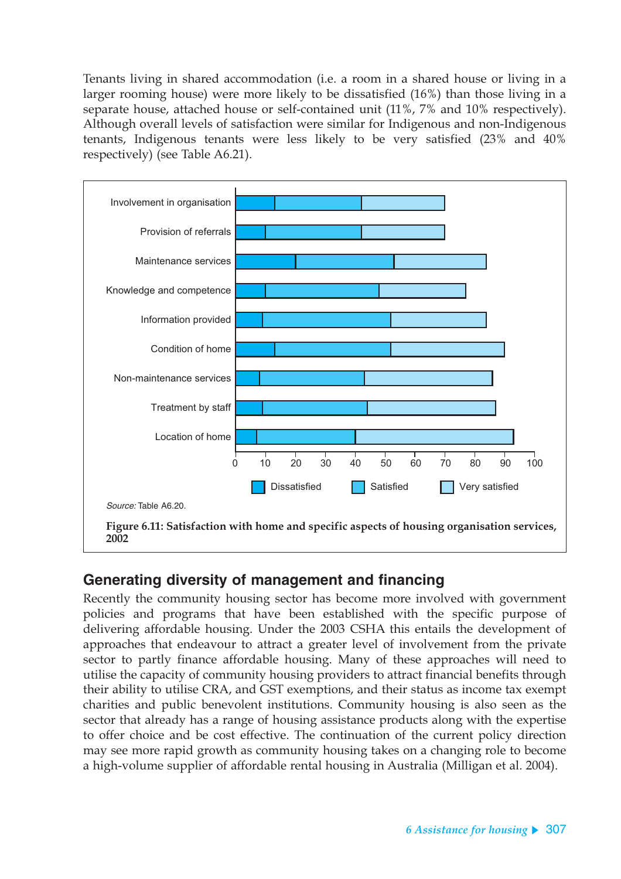Tenants living in shared accommodation (i.e. a room in a shared house or living in a larger rooming house) were more likely to be dissatisfied (16%) than those living in a separate house, attached house or self-contained unit (11%, 7% and 10% respectively). Although overall levels of satisfaction were similar for Indigenous and non-Indigenous tenants, Indigenous tenants were less likely to be very satisfied (23% and 40% respectively) (see Table A6.21).

*Source:* Table A6.20.

**Figure 6.11: Satisfaction with home and specific aspects of housing organisation services, 2002**

## Generating diversity of management and financing

Recently the community housing sector has become more involved with government policies and programs that have been established with the specific purpose of delivering affordable housing. Under the 2003 CSHA this entails the development of approaches that endeavour to attract a greater level of involvement from the private sector to partly finance affordable housing. Many of these approaches will need to utilise the capacity of community housing providers to attract financial benefits through their ability to utilise CRA, and GST exemptions, and their status as income tax exempt charities and public benevolent institutions. Community housing is also seen as the sector that already has a range of housing assistance products along with the expertise to offer choice and be cost effective. The continuation of the current policy direction may see more rapid growth as community housing takes on a changing role to become a high-volume supplier of affordable rental housing in Australia (Milligan et al. 2004).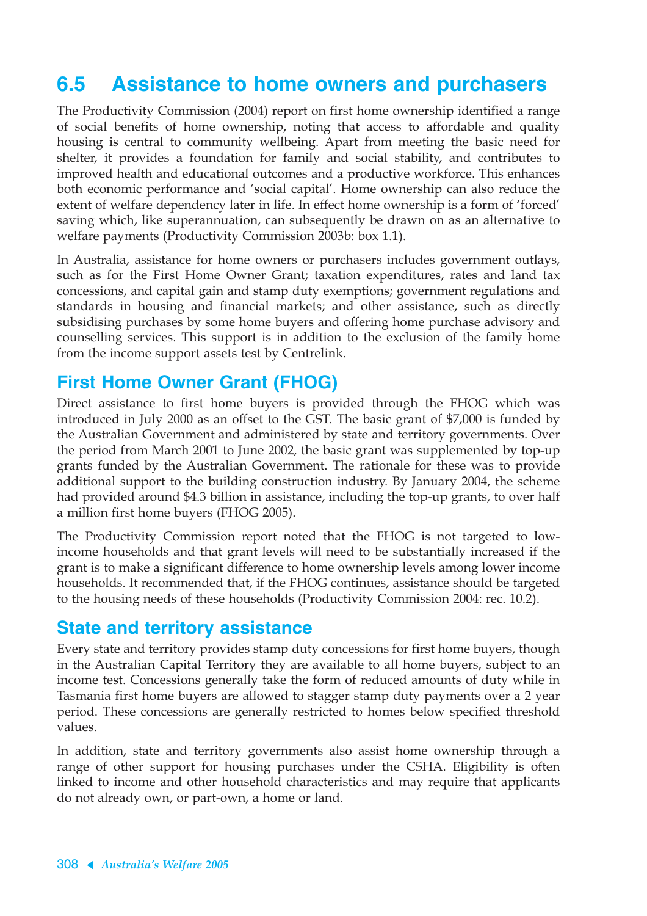## 6.5 Assistance to home owners and purchasers

The Productivity Commission (2004) report on first home ownership identified a range of social benefits of home ownership, noting that access to affordable and quality housing is central to community wellbeing. Apart from meeting the basic need for shelter, it provides a foundation for family and social stability, and contributes to improved health and educational outcomes and a productive workforce. This enhances both economic performance and 'social capital'. Home ownership can also reduce the extent of welfare dependency later in life. In effect home ownership is a form of 'forced' saving which, like superannuation, can subsequently be drawn on as an alternative to welfare payments (Productivity Commission 2003b: box 1.1).

In Australia, assistance for home owners or purchasers includes government outlays, such as for the First Home Owner Grant; taxation expenditures, rates and land tax concessions, and capital gain and stamp duty exemptions; government regulations and standards in housing and financial markets; and other assistance, such as directly subsidising purchases by some home buyers and offering home purchase advisory and counselling services. This support is in addition to the exclusion of the family home from the income support assets test by Centrelink.

### First Home Owner Grant (FHOG)

Direct assistance to first home buyers is provided through the FHOG which was introduced in July 2000 as an offset to the GST. The basic grant of $7,000 is funded by the Australian Government and administered by state and territory governments. Over the period from March 2001 to June 2002, the basic grant was supplemented by top-up grants funded by the Australian Government. The rationale for these was to provide additional support to the building construction industry. By January 2004, the scheme had provided around $4.3 billion in assistance, including the top-up grants, to over half a million first home buyers (FHOG 2005).

The Productivity Commission report noted that the FHOG is not targeted to low-income households and that grant levels will need to be substantially increased if the grant is to make a significant difference to home ownership levels among lower income households. It recommended that, if the FHOG continues, assistance should be targeted to the housing needs of these households (Productivity Commission 2004: rec. 10.2).

### State and territory assistance

Every state and territory provides stamp duty concessions for first home buyers, though in the Australian Capital Territory they are available to all home buyers, subject to an income test. Concessions generally take the form of reduced amounts of duty while in Tasmania first home buyers are allowed to stagger stamp duty payments over a 2 year period. These concessions are generally restricted to homes below specified threshold values.

In addition, state and territory governments also assist home ownership through a range of other support for housing purchases under the CSHA. Eligibility is often linked to income and other household characteristics and may require that applicants do not already own, or part-own, a home or land.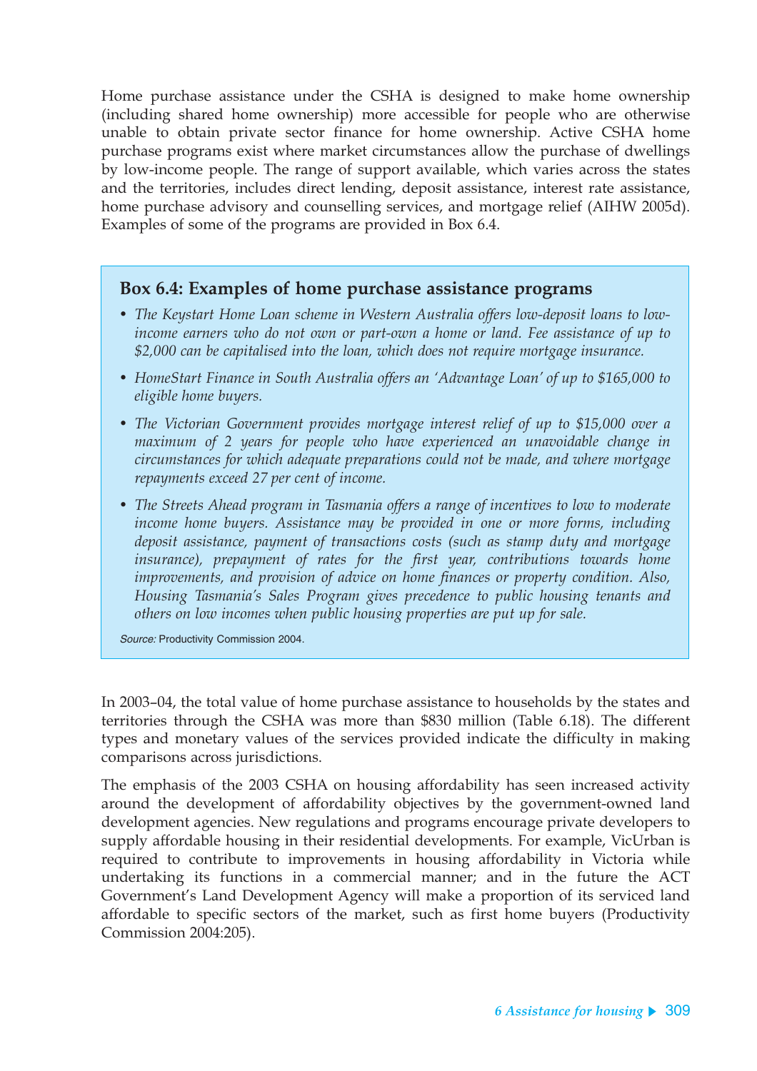Home purchase assistance under the CSHA is designed to make home ownership (including shared home ownership) more accessible for people who are otherwise unable to obtain private sector finance for home ownership. Active CSHA home purchase programs exist where market circumstances allow the purchase of dwellings by low-income people. The range of support available, which varies across the states and the territories, includes direct lending, deposit assistance, interest rate assistance, home purchase advisory and counselling services, and mortgage relief (AIHW 2005d). Examples of some of the programs are provided in Box 6.4.

### Box 6.4: Examples of home purchase assistance programs

- *The Keystart Home Loan scheme in Western Australia offers low-deposit loans to low-income earners who do not own or part-own a home or land. Fee assistance of up to $2,000 can be capitalised into the loan, which does not require mortgage insurance.*
- *HomeStart Finance in South Australia offers an 'Advantage Loan' of up to $165,000 to eligible home buyers.*
- *The Victorian Government provides mortgage interest relief of up to $15,000 over a maximum of 2 years for people who have experienced an unavoidable change in circumstances for which adequate preparations could not be made, and where mortgage repayments exceed 27 per cent of income.*
- *The Streets Ahead program in Tasmania offers a range of incentives to low to moderate income home buyers. Assistance may be provided in one or more forms, including deposit assistance, payment of transactions costs (such as stamp duty and mortgage insurance), prepayment of rates for the first year, contributions towards home improvements, and provision of advice on home finances or property condition. Also, Housing Tasmania's Sales Program gives precedence to public housing tenants and others on low incomes when public housing properties are put up for sale.*

*Source:* Productivity Commission 2004.

In 2003–04, the total value of home purchase assistance to households by the states and territories through the CSHA was more than $830 million (Table 6.18). The different types and monetary values of the services provided indicate the difficulty in making comparisons across jurisdictions.

The emphasis of the 2003 CSHA on housing affordability has seen increased activity around the development of affordability objectives by the government-owned land development agencies. New regulations and programs encourage private developers to supply affordable housing in their residential developments. For example, VicUrban is required to contribute to improvements in housing affordability in Victoria while undertaking its functions in a commercial manner; and in the future the ACT Government's Land Development Agency will make a proportion of its serviced land affordable to specific sectors of the market, such as first home buyers (Productivity Commission 2004:205).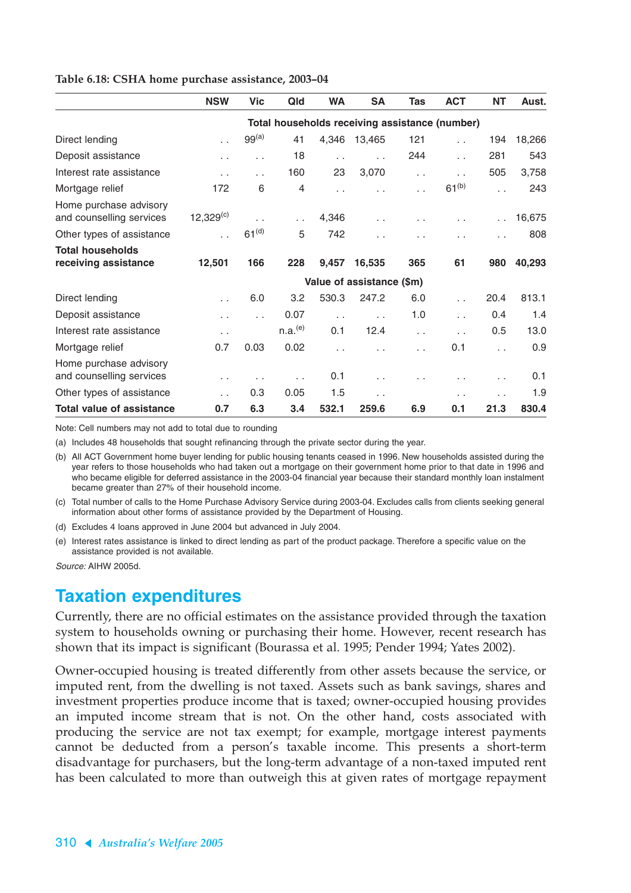**Table 6.18: CSHA home purchase assistance, 2003–04**

| | NSW | Vic | Qld | WA | SA | Tas | ACT | NT | Aust. |
|---|---|---|---|---|---|---|---|---|---|
| | Total households receiving assistance (number) | | | | | | | | |
| Direct lending | . . | 99[(a)] | 41 | 4,346 | 13,465 | 121 | . . | 194 | 18,266 |
| Deposit assistance | . . | . . | 18 | . . | . . | 244 | . . | 281 | 543 |
| Interest rate assistance | . . | . . | 160 | 23 | 3,070 | . . | . . | 505 | 3,758 |
| Mortgage relief | 172 | 6 | 4 | . . | . . | . . | 61[(b)] | . . | 243 |
| Home purchase advisory and counselling services | 12,329[(c)] | . . | . . | 4,346 | . . | . . | . . | . . | 16,675 |
| Other types of assistance | . . | 61[(d)] | 5 | 742 | . . | . . | . . | . . | 808 |
| **Total households receiving assistance** | **12,501** | **166** | **228** | **9,457** | **16,535** | **365** | **61** | **980** | **40,293** |
| | Value of assistance ($m) | | | | | | | | |
| Direct lending | . . | 6.0 | 3.2 | 530.3 | 247.2 | 6.0 | . . | 20.4 | 813.1 |
| Deposit assistance | . . | . . | 0.07 | . . | . . | 1.0 | . . | 0.4 | 1.4 |
| Interest rate assistance | . . | | n.a.[(e)] | 0.1 | 12.4 | . . | . . | 0.5 | 13.0 |
| Mortgage relief | 0.7 | 0.03 | 0.02 | . . | . . | . . | 0.1 | . . | 0.9 |
| Home purchase advisory and counselling services | . . | . . | . . | 0.1 | . . | . . | . . | . . | 0.1 |
| Other types of assistance | . . | 0.3 | 0.05 | 1.5 | . . | | . . | . . | 1.9 |
| **Total value of assistance** | **0.7** | **6.3** | **3.4** | **532.1** | **259.6** | **6.9** | **0.1** | **21.3** | **830.4** |

Note: Cell numbers may not add to total due to rounding

(a) Includes 48 households that sought refinancing through the private sector during the year.

(b) All ACT Government home buyer lending for public housing tenants ceased in 1996. New households assisted during the year refers to those households who had taken out a mortgage on their government home prior to that date in 1996 and who became eligible for deferred assistance in the 2003-04 financial year because their standard monthly loan instalment became greater than 27% of their household income.

(c) Total number of calls to the Home Purchase Advisory Service during 2003-04. Excludes calls from clients seeking general information about other forms of assistance provided by the Department of Housing.

(d) Excludes 4 loans approved in June 2004 but advanced in July 2004.

(e) Interest rates assistance is linked to direct lending as part of the product package. Therefore a specific value on the assistance provided is not available.

*Source:* AIHW 2005d.

## Taxation expenditures

Currently, there are no official estimates on the assistance provided through the taxation system to households owning or purchasing their home. However, recent research has shown that its impact is significant (Bourassa et al. 1995; Pender 1994; Yates 2002).

Owner-occupied housing is treated differently from other assets because the service, or imputed rent, from the dwelling is not taxed. Assets such as bank savings, shares and investment properties produce income that is taxed; owner-occupied housing provides an imputed income stream that is not. On the other hand, costs associated with producing the service are not tax exempt; for example, mortgage interest payments cannot be deducted from a person's taxable income. This presents a short-term disadvantage for purchasers, but the long-term advantage of a non-taxed imputed rent has been calculated to more than outweigh this at given rates of mortgage repayment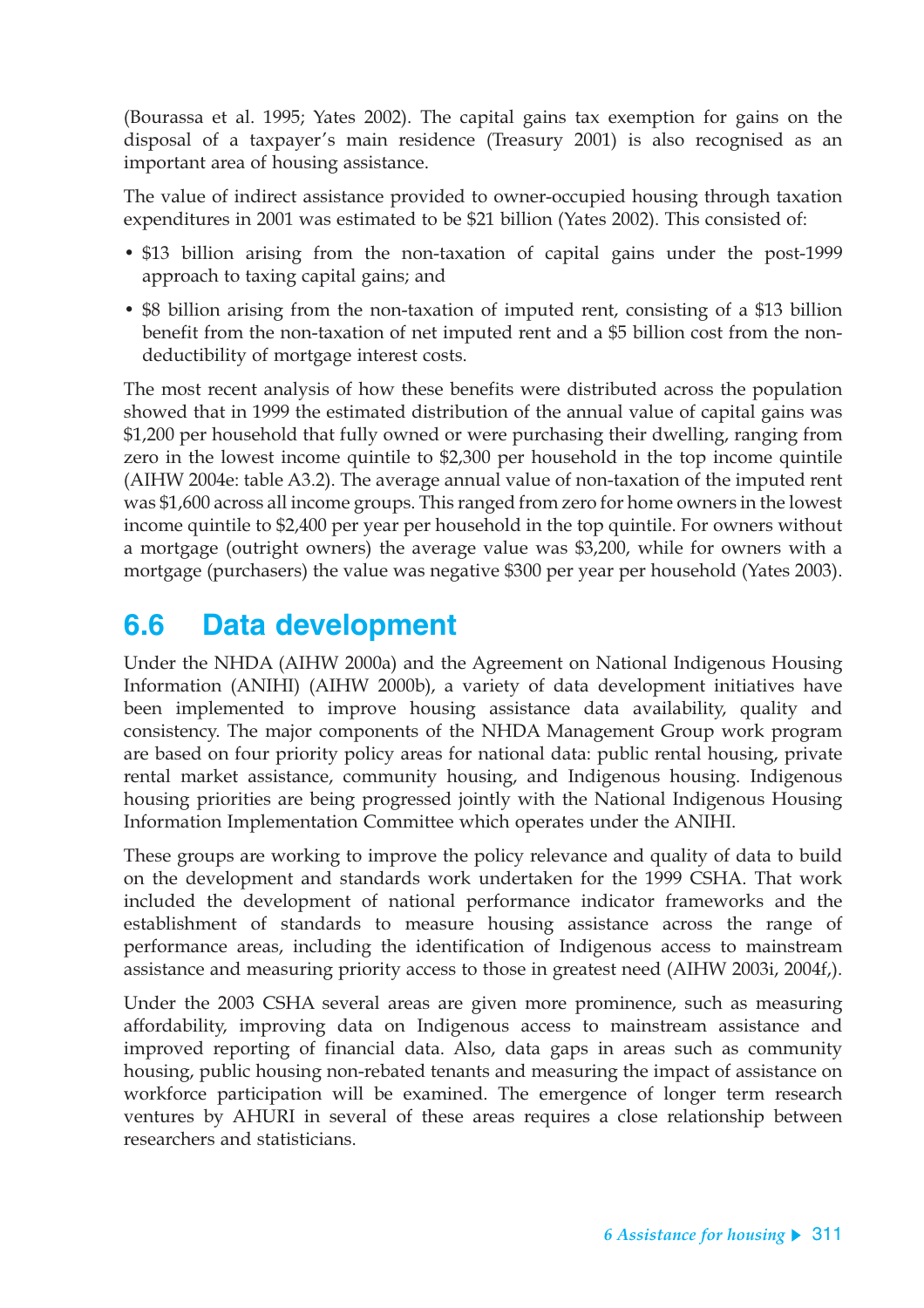(Bourassa et al. 1995; Yates 2002). The capital gains tax exemption for gains on the disposal of a taxpayer's main residence (Treasury 2001) is also recognised as an important area of housing assistance.

The value of indirect assistance provided to owner-occupied housing through taxation expenditures in 2001 was estimated to be $21 billion (Yates 2002). This consisted of:

- $13 billion arising from the non-taxation of capital gains under the post-1999 approach to taxing capital gains; and
- $8 billion arising from the non-taxation of imputed rent, consisting of a $13 billion benefit from the non-taxation of net imputed rent and a $5 billion cost from the non-deductibility of mortgage interest costs.

The most recent analysis of how these benefits were distributed across the population showed that in 1999 the estimated distribution of the annual value of capital gains was $1,200 per household that fully owned or were purchasing their dwelling, ranging from zero in the lowest income quintile to $2,300 per household in the top income quintile (AIHW 2004e: table A3.2). The average annual value of non-taxation of the imputed rent was $1,600 across all income groups. This ranged from zero for home owners in the lowest income quintile to $2,400 per year per household in the top quintile. For owners without a mortgage (outright owners) the average value was $3,200, while for owners with a mortgage (purchasers) the value was negative $300 per year per household (Yates 2003).

## 6.6 Data development

Under the NHDA (AIHW 2000a) and the Agreement on National Indigenous Housing Information (ANIHI) (AIHW 2000b), a variety of data development initiatives have been implemented to improve housing assistance data availability, quality and consistency. The major components of the NHDA Management Group work program are based on four priority policy areas for national data: public rental housing, private rental market assistance, community housing, and Indigenous housing. Indigenous housing priorities are being progressed jointly with the National Indigenous Housing Information Implementation Committee which operates under the ANIHI.

These groups are working to improve the policy relevance and quality of data to build on the development and standards work undertaken for the 1999 CSHA. That work included the development of national performance indicator frameworks and the establishment of standards to measure housing assistance across the range of performance areas, including the identification of Indigenous access to mainstream assistance and measuring priority access to those in greatest need (AIHW 2003i, 2004f,).

Under the 2003 CSHA several areas are given more prominence, such as measuring affordability, improving data on Indigenous access to mainstream assistance and improved reporting of financial data. Also, data gaps in areas such as community housing, public housing non-rebated tenants and measuring the impact of assistance on workforce participation will be examined. The emergence of longer term research ventures by AHURI in several of these areas requires a close relationship between researchers and statisticians.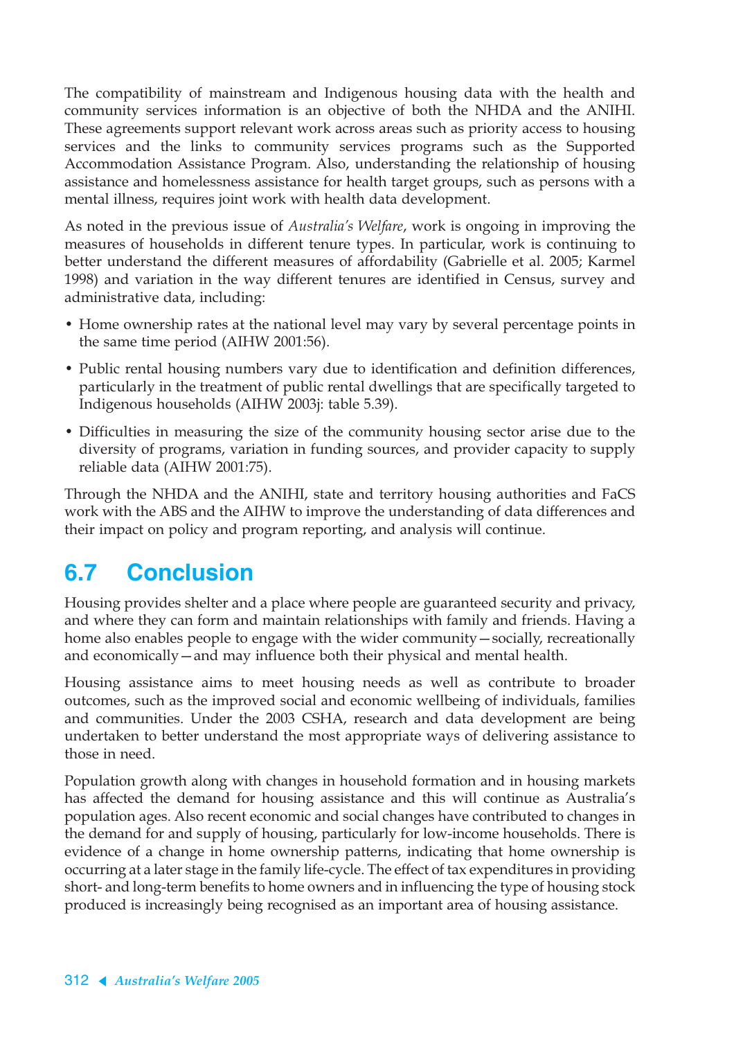The compatibility of mainstream and Indigenous housing data with the health and community services information is an objective of both the NHDA and the ANIHI. These agreements support relevant work across areas such as priority access to housing services and the links to community services programs such as the Supported Accommodation Assistance Program. Also, understanding the relationship of housing assistance and homelessness assistance for health target groups, such as persons with a mental illness, requires joint work with health data development.

As noted in the previous issue of *Australia's Welfare*, work is ongoing in improving the measures of households in different tenure types. In particular, work is continuing to better understand the different measures of affordability (Gabrielle et al. 2005; Karmel 1998) and variation in the way different tenures are identified in Census, survey and administrative data, including:

- Home ownership rates at the national level may vary by several percentage points in the same time period (AIHW 2001:56).
- Public rental housing numbers vary due to identification and definition differences, particularly in the treatment of public rental dwellings that are specifically targeted to Indigenous households (AIHW 2003j: table 5.39).
- Difficulties in measuring the size of the community housing sector arise due to the diversity of programs, variation in funding sources, and provider capacity to supply reliable data (AIHW 2001:75).

Through the NHDA and the ANIHI, state and territory housing authorities and FaCS work with the ABS and the AIHW to improve the understanding of data differences and their impact on policy and program reporting, and analysis will continue.

## 6.7 Conclusion

Housing provides shelter and a place where people are guaranteed security and privacy, and where they can form and maintain relationships with family and friends. Having a home also enables people to engage with the wider community—socially, recreationally and economically—and may influence both their physical and mental health.

Housing assistance aims to meet housing needs as well as contribute to broader outcomes, such as the improved social and economic wellbeing of individuals, families and communities. Under the 2003 CSHA, research and data development are being undertaken to better understand the most appropriate ways of delivering assistance to those in need.

Population growth along with changes in household formation and in housing markets has affected the demand for housing assistance and this will continue as Australia's population ages. Also recent economic and social changes have contributed to changes in the demand for and supply of housing, particularly for low-income households. There is evidence of a change in home ownership patterns, indicating that home ownership is occurring at a later stage in the family life-cycle. The effect of tax expenditures in providing short- and long-term benefits to home owners and in influencing the type of housing stock produced is increasingly being recognised as an important area of housing assistance.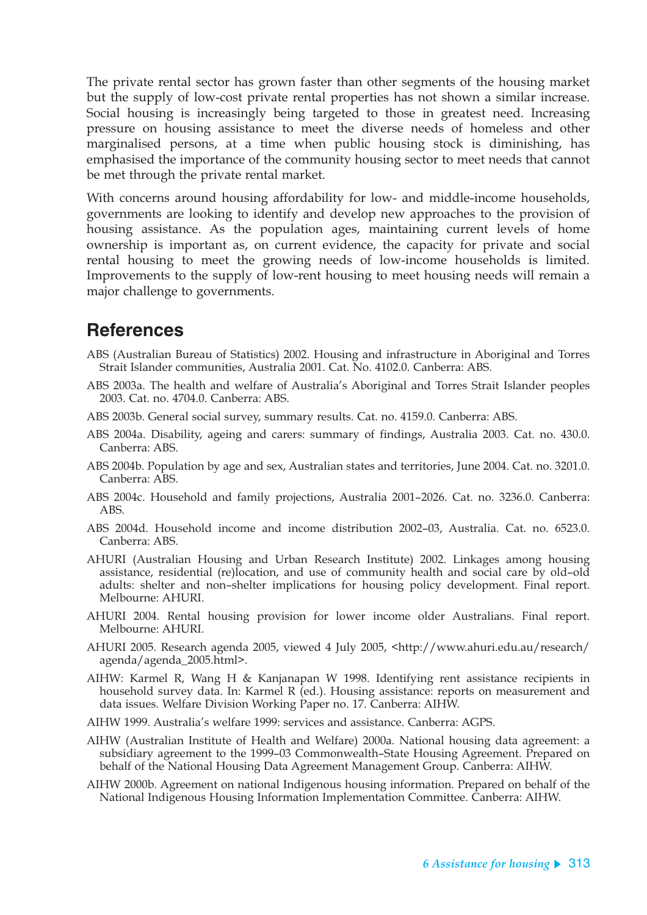The private rental sector has grown faster than other segments of the housing market but the supply of low-cost private rental properties has not shown a similar increase. Social housing is increasingly being targeted to those in greatest need. Increasing pressure on housing assistance to meet the diverse needs of homeless and other marginalised persons, at a time when public housing stock is diminishing, has emphasised the importance of the community housing sector to meet needs that cannot be met through the private rental market.

With concerns around housing affordability for low- and middle-income households, governments are looking to identify and develop new approaches to the provision of housing assistance. As the population ages, maintaining current levels of home ownership is important as, on current evidence, the capacity for private and social rental housing to meet the growing needs of low-income households is limited. Improvements to the supply of low-rent housing to meet housing needs will remain a major challenge to governments.

## References

ABS (Australian Bureau of Statistics) 2002. Housing and infrastructure in Aboriginal and Torres Strait Islander communities, Australia 2001. Cat. No. 4102.0. Canberra: ABS.

ABS 2003a. The health and welfare of Australia's Aboriginal and Torres Strait Islander peoples 2003. Cat. no. 4704.0. Canberra: ABS.

ABS 2003b. General social survey, summary results. Cat. no. 4159.0. Canberra: ABS.

ABS 2004a. Disability, ageing and carers: summary of findings, Australia 2003. Cat. no. 430.0. Canberra: ABS.

ABS 2004b. Population by age and sex, Australian states and territories, June 2004. Cat. no. 3201.0. Canberra: ABS.

ABS 2004c. Household and family projections, Australia 2001–2026. Cat. no. 3236.0. Canberra: ABS.

ABS 2004d. Household income and income distribution 2002–03, Australia. Cat. no. 6523.0. Canberra: ABS.

AHURI (Australian Housing and Urban Research Institute) 2002. Linkages among housing assistance, residential (re)location, and use of community health and social care by old–old adults: shelter and non–shelter implications for housing policy development. Final report. Melbourne: AHURI.

AHURI 2004. Rental housing provision for lower income older Australians. Final report. Melbourne: AHURI.

AHURI 2005. Research agenda 2005, viewed 4 July 2005, <http://www.ahuri.edu.au/research/agenda/agenda_2005.html>.

AIHW: Karmel R, Wang H & Kanjanapan W 1998. Identifying rent assistance recipients in household survey data. In: Karmel R (ed.). Housing assistance: reports on measurement and data issues. Welfare Division Working Paper no. 17. Canberra: AIHW.

AIHW 1999. Australia's welfare 1999: services and assistance. Canberra: AGPS.

AIHW (Australian Institute of Health and Welfare) 2000a. National housing data agreement: a subsidiary agreement to the 1999–03 Commonwealth–State Housing Agreement. Prepared on behalf of the National Housing Data Agreement Management Group. Canberra: AIHW.

AIHW 2000b. Agreement on national Indigenous housing information. Prepared on behalf of the National Indigenous Housing Information Implementation Committee. Canberra: AIHW.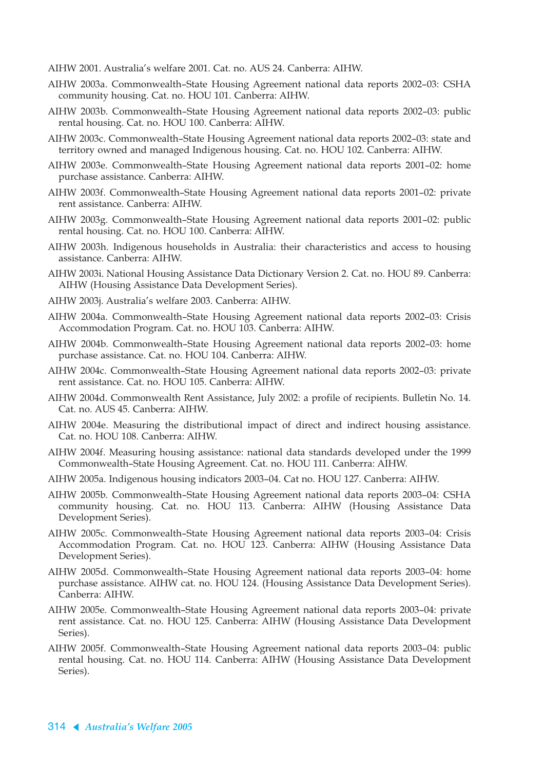AIHW 2001. Australia's welfare 2001. Cat. no. AUS 24. Canberra: AIHW.

AIHW 2003a. Commonwealth–State Housing Agreement national data reports 2002–03: CSHA community housing. Cat. no. HOU 101. Canberra: AIHW.

AIHW 2003b. Commonwealth–State Housing Agreement national data reports 2002–03: public rental housing. Cat. no. HOU 100. Canberra: AIHW.

AIHW 2003c. Commonwealth–State Housing Agreement national data reports 2002–03: state and territory owned and managed Indigenous housing. Cat. no. HOU 102. Canberra: AIHW.

AIHW 2003e. Commonwealth–State Housing Agreement national data reports 2001–02: home purchase assistance. Canberra: AIHW.

AIHW 2003f. Commonwealth–State Housing Agreement national data reports 2001–02: private rent assistance. Canberra: AIHW.

AIHW 2003g. Commonwealth–State Housing Agreement national data reports 2001–02: public rental housing. Cat. no. HOU 100. Canberra: AIHW.

AIHW 2003h. Indigenous households in Australia: their characteristics and access to housing assistance. Canberra: AIHW.

AIHW 2003i. National Housing Assistance Data Dictionary Version 2. Cat. no. HOU 89. Canberra: AIHW (Housing Assistance Data Development Series).

AIHW 2003j. Australia's welfare 2003. Canberra: AIHW.

AIHW 2004a. Commonwealth–State Housing Agreement national data reports 2002–03: Crisis Accommodation Program. Cat. no. HOU 103. Canberra: AIHW.

AIHW 2004b. Commonwealth–State Housing Agreement national data reports 2002–03: home purchase assistance. Cat. no. HOU 104. Canberra: AIHW.

AIHW 2004c. Commonwealth–State Housing Agreement national data reports 2002–03: private rent assistance. Cat. no. HOU 105. Canberra: AIHW.

AIHW 2004d. Commonwealth Rent Assistance, July 2002: a profile of recipients. Bulletin No. 14. Cat. no. AUS 45. Canberra: AIHW.

AIHW 2004e. Measuring the distributional impact of direct and indirect housing assistance. Cat. no. HOU 108. Canberra: AIHW.

AIHW 2004f. Measuring housing assistance: national data standards developed under the 1999 Commonwealth–State Housing Agreement. Cat. no. HOU 111. Canberra: AIHW.

AIHW 2005a. Indigenous housing indicators 2003–04. Cat no. HOU 127. Canberra: AIHW.

AIHW 2005b. Commonwealth–State Housing Agreement national data reports 2003–04: CSHA community housing. Cat. no. HOU 113. Canberra: AIHW (Housing Assistance Data Development Series).

AIHW 2005c. Commonwealth–State Housing Agreement national data reports 2003–04: Crisis Accommodation Program. Cat. no. HOU 123. Canberra: AIHW (Housing Assistance Data Development Series).

AIHW 2005d. Commonwealth–State Housing Agreement national data reports 2003–04: home purchase assistance. AIHW cat. no. HOU 124. (Housing Assistance Data Development Series). Canberra: AIHW.

AIHW 2005e. Commonwealth–State Housing Agreement national data reports 2003–04: private rent assistance. Cat. no. HOU 125. Canberra: AIHW (Housing Assistance Data Development Series).

AIHW 2005f. Commonwealth–State Housing Agreement national data reports 2003–04: public rental housing. Cat. no. HOU 114. Canberra: AIHW (Housing Assistance Data Development Series).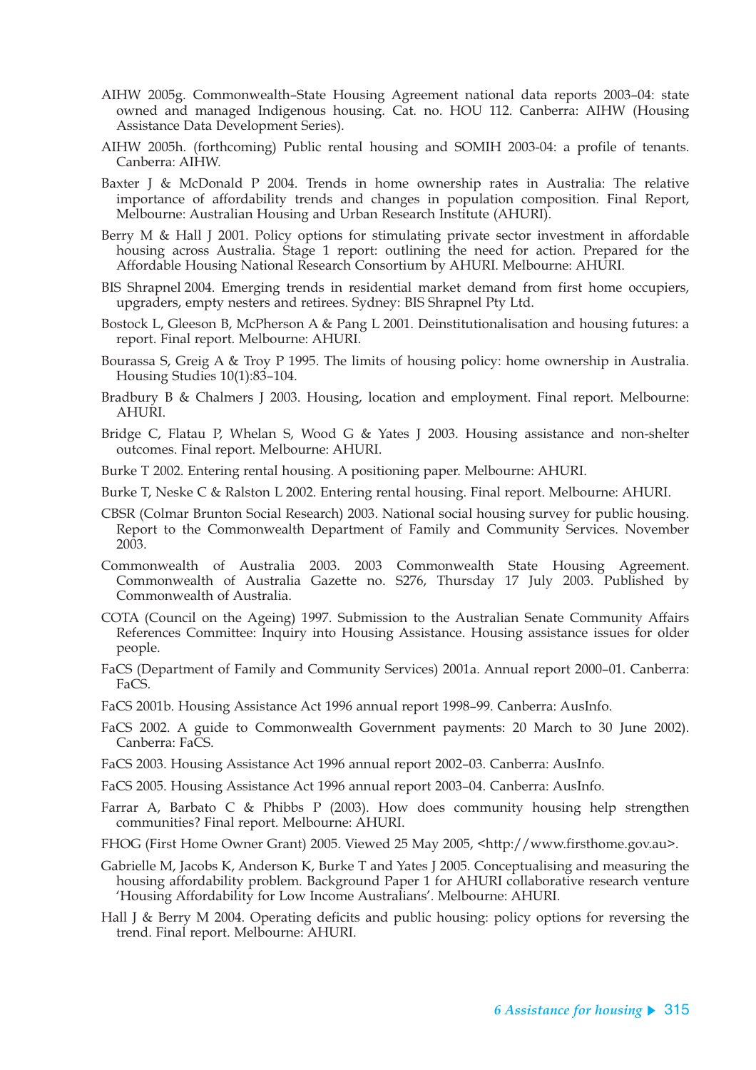AIHW 2005g. Commonwealth–State Housing Agreement national data reports 2003–04: state owned and managed Indigenous housing. Cat. no. HOU 112. Canberra: AIHW (Housing Assistance Data Development Series).

AIHW 2005h. (forthcoming) Public rental housing and SOMIH 2003-04: a profile of tenants. Canberra: AIHW.

Baxter J & McDonald P 2004. Trends in home ownership rates in Australia: The relative importance of affordability trends and changes in population composition. Final Report, Melbourne: Australian Housing and Urban Research Institute (AHURI).

Berry M & Hall J 2001. Policy options for stimulating private sector investment in affordable housing across Australia. Stage 1 report: outlining the need for action. Prepared for the Affordable Housing National Research Consortium by AHURI. Melbourne: AHURI.

BIS Shrapnel 2004. Emerging trends in residential market demand from first home occupiers, upgraders, empty nesters and retirees. Sydney: BIS Shrapnel Pty Ltd.

Bostock L, Gleeson B, McPherson A & Pang L 2001. Deinstitutionalisation and housing futures: a report. Final report. Melbourne: AHURI.

Bourassa S, Greig A & Troy P 1995. The limits of housing policy: home ownership in Australia. Housing Studies 10(1):83–104.

Bradbury B & Chalmers J 2003. Housing, location and employment. Final report. Melbourne: AHURI.

Bridge C, Flatau P, Whelan S, Wood G & Yates J 2003. Housing assistance and non-shelter outcomes. Final report. Melbourne: AHURI.

Burke T 2002. Entering rental housing. A positioning paper. Melbourne: AHURI.

Burke T, Neske C & Ralston L 2002. Entering rental housing. Final report. Melbourne: AHURI.

CBSR (Colmar Brunton Social Research) 2003. National social housing survey for public housing. Report to the Commonwealth Department of Family and Community Services. November 2003.

Commonwealth of Australia 2003. 2003 Commonwealth State Housing Agreement. Commonwealth of Australia Gazette no. S276, Thursday 17 July 2003. Published by Commonwealth of Australia.

COTA (Council on the Ageing) 1997. Submission to the Australian Senate Community Affairs References Committee: Inquiry into Housing Assistance. Housing assistance issues for older people.

FaCS (Department of Family and Community Services) 2001a. Annual report 2000–01. Canberra: FaCS.

FaCS 2001b. Housing Assistance Act 1996 annual report 1998–99. Canberra: AusInfo.

FaCS 2002. A guide to Commonwealth Government payments: 20 March to 30 June 2002). Canberra: FaCS.

FaCS 2003. Housing Assistance Act 1996 annual report 2002–03. Canberra: AusInfo.

FaCS 2005. Housing Assistance Act 1996 annual report 2003–04. Canberra: AusInfo.

Farrar A, Barbato C & Phibbs P (2003). How does community housing help strengthen communities? Final report. Melbourne: AHURI.

FHOG (First Home Owner Grant) 2005. Viewed 25 May 2005, <http://www.firsthome.gov.au>.

Gabrielle M, Jacobs K, Anderson K, Burke T and Yates J 2005. Conceptualising and measuring the housing affordability problem. Background Paper 1 for AHURI collaborative research venture 'Housing Affordability for Low Income Australians'. Melbourne: AHURI.

Hall J & Berry M 2004. Operating deficits and public housing: policy options for reversing the trend. Final report. Melbourne: AHURI.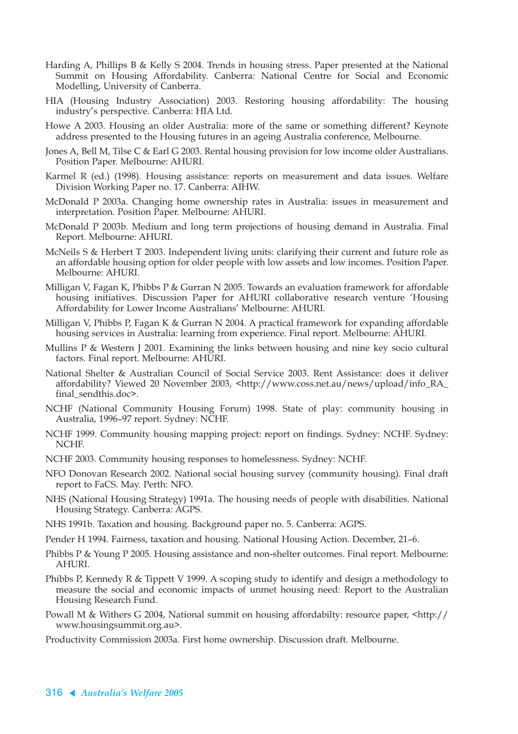Harding A, Phillips B & Kelly S 2004. Trends in housing stress. Paper presented at the National Summit on Housing Affordability. Canberra: National Centre for Social and Economic Modelling, University of Canberra.

HIA (Housing Industry Association) 2003. Restoring housing affordability: The housing industry's perspective. Canberra: HIA Ltd.

Howe A 2003. Housing an older Australia: more of the same or something different? Keynote address presented to the Housing futures in an ageing Australia conference, Melbourne.

Jones A, Bell M, Tilse C & Earl G 2003. Rental housing provision for low income older Australians. Position Paper. Melbourne: AHURI.

Karmel R (ed.) (1998). Housing assistance: reports on measurement and data issues. Welfare Division Working Paper no. 17. Canberra: AIHW.

McDonald P 2003a. Changing home ownership rates in Australia: issues in measurement and interpretation. Position Paper. Melbourne: AHURI.

McDonald P 2003b. Medium and long term projections of housing demand in Australia. Final Report. Melbourne: AHURI.

McNeils S & Herbert T 2003. Independent living units: clarifying their current and future role as an affordable housing option for older people with low assets and low incomes. Position Paper. Melbourne: AHURI.

Milligan V, Fagan K, Phibbs P & Gurran N 2005. Towards an evaluation framework for affordable housing initiatives. Discussion Paper for AHURI collaborative research venture 'Housing Affordability for Lower Income Australians' Melbourne: AHURI.

Milligan V, Phibbs P, Fagan K & Gurran N 2004. A practical framework for expanding affordable housing services in Australia: learning from experience. Final report. Melbourne: AHURI.

Mullins P & Western J 2001. Examining the links between housing and nine key socio cultural factors. Final report. Melbourne: AHURI.

National Shelter & Australian Council of Social Service 2003. Rent Assistance: does it deliver affordability? Viewed 20 November 2003, <http://www.coss.net.au/news/upload/info_RA_final_sendthis.doc>.

NCHF (National Community Housing Forum) 1998. State of play: community housing in Australia, 1996–97 report. Sydney: NCHF.

NCHF 1999. Community housing mapping project: report on findings. Sydney: NCHF. Sydney: NCHF.

NCHF 2003. Community housing responses to homelessness. Sydney: NCHF.

NFO Donovan Research 2002. National social housing survey (community housing). Final draft report to FaCS. May. Perth: NFO.

NHS (National Housing Strategy) 1991a. The housing needs of people with disabilities. National Housing Strategy. Canberra: AGPS.

NHS 1991b. Taxation and housing. Background paper no. 5. Canberra: AGPS.

Pender H 1994. Fairness, taxation and housing. National Housing Action. December, 21–6.

Phibbs P & Young P 2005. Housing assistance and non-shelter outcomes. Final report. Melbourne: AHURI.

Phibbs P, Kennedy R & Tippett V 1999. A scoping study to identify and design a methodology to measure the social and economic impacts of unmet housing need: Report to the Australian Housing Research Fund.

Powall M & Withers G 2004, National summit on housing affordabilty: resource paper, <http://www.housingsummit.org.au>.

Productivity Commission 2003a. First home ownership. Discussion draft. Melbourne.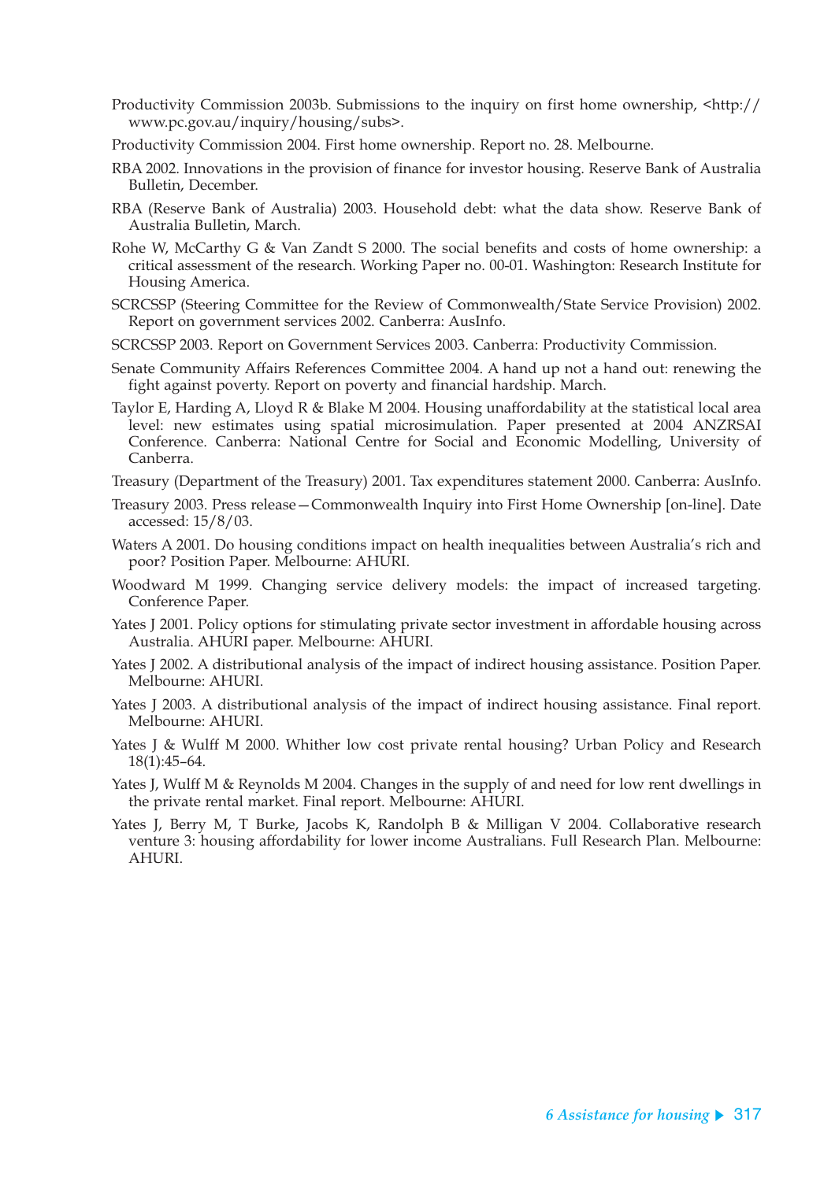Productivity Commission 2003b. Submissions to the inquiry on first home ownership, <http://www.pc.gov.au/inquiry/housing/subs>.

Productivity Commission 2004. First home ownership. Report no. 28. Melbourne.

RBA 2002. Innovations in the provision of finance for investor housing. Reserve Bank of Australia Bulletin, December.

RBA (Reserve Bank of Australia) 2003. Household debt: what the data show. Reserve Bank of Australia Bulletin, March.

Rohe W, McCarthy G & Van Zandt S 2000. The social benefits and costs of home ownership: a critical assessment of the research. Working Paper no. 00-01. Washington: Research Institute for Housing America.

SCRCSSP (Steering Committee for the Review of Commonwealth/State Service Provision) 2002. Report on government services 2002. Canberra: AusInfo.

SCRCSSP 2003. Report on Government Services 2003. Canberra: Productivity Commission.

Senate Community Affairs References Committee 2004. A hand up not a hand out: renewing the fight against poverty. Report on poverty and financial hardship. March.

Taylor E, Harding A, Lloyd R & Blake M 2004. Housing unaffordability at the statistical local area level: new estimates using spatial microsimulation. Paper presented at 2004 ANZRSAI Conference. Canberra: National Centre for Social and Economic Modelling, University of Canberra.

Treasury (Department of the Treasury) 2001. Tax expenditures statement 2000. Canberra: AusInfo.

Treasury 2003. Press release—Commonwealth Inquiry into First Home Ownership [on-line]. Date accessed: 15/8/03.

Waters A 2001. Do housing conditions impact on health inequalities between Australia's rich and poor? Position Paper. Melbourne: AHURI.

Woodward M 1999. Changing service delivery models: the impact of increased targeting. Conference Paper.

Yates J 2001. Policy options for stimulating private sector investment in affordable housing across Australia. AHURI paper. Melbourne: AHURI.

Yates J 2002. A distributional analysis of the impact of indirect housing assistance. Position Paper. Melbourne: AHURI.

Yates J 2003. A distributional analysis of the impact of indirect housing assistance. Final report. Melbourne: AHURI.

Yates J & Wulff M 2000. Whither low cost private rental housing? Urban Policy and Research 18(1):45–64.

Yates J, Wulff M & Reynolds M 2004. Changes in the supply of and need for low rent dwellings in the private rental market. Final report. Melbourne: AHURI.

Yates J, Berry M, T Burke, Jacobs K, Randolph B & Milligan V 2004. Collaborative research venture 3: housing affordability for lower income Australians. Full Research Plan. Melbourne: AHURI.